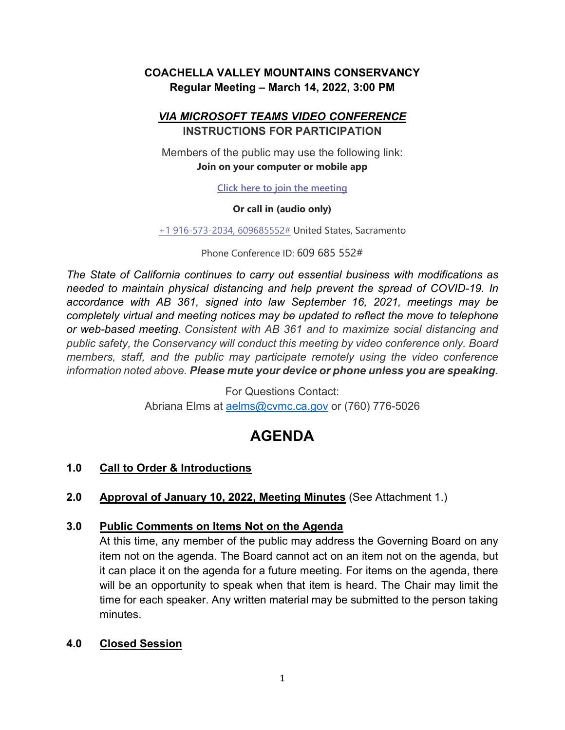**COACHELLA VALLEY MOUNTAINS CONSERVANCY**
**Regular Meeting – March 14, 2022, 3:00 PM**

***VIA MICROSOFT TEAMS VIDEO CONFERENCE***
**INSTRUCTIONS FOR PARTICIPATION**

Members of the public may use the following link:
**Join on your computer or mobile app**

Click here to join the meeting

**Or call in (audio only)**

+1 916-573-2034, 609685552# United States, Sacramento

Phone Conference ID: 609 685 552#

*The State of California continues to carry out essential business with modifications as needed to maintain physical distancing and help prevent the spread of COVID-19. In accordance with AB 361, signed into law September 16, 2021, meetings may be completely virtual and meeting notices may be updated to reflect the move to telephone or web-based meeting. Consistent with AB 361 and to maximize social distancing and public safety, the Conservancy will conduct this meeting by video conference only. Board members, staff, and the public may participate remotely using the video conference information noted above.* ***Please mute your device or phone unless you are speaking.***

For Questions Contact:
Abriana Elms at aelms@cvmc.ca.gov or (760) 776-5026

# AGENDA

**1.0 Call to Order & Introductions**

**2.0 Approval of January 10, 2022, Meeting Minutes** (See Attachment 1.)

**3.0 Public Comments on Items Not on the Agenda**

At this time, any member of the public may address the Governing Board on any item not on the agenda. The Board cannot act on an item not on the agenda, but it can place it on the agenda for a future meeting. For items on the agenda, there will be an opportunity to speak when that item is heard. The Chair may limit the time for each speaker. Any written material may be submitted to the person taking minutes.

**4.0 Closed Session**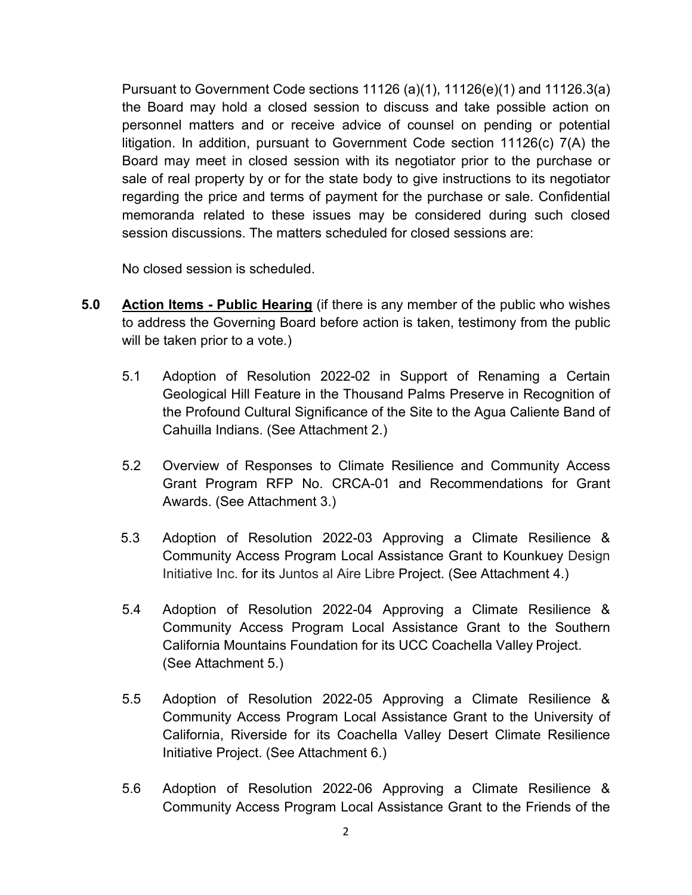Pursuant to Government Code sections 11126 (a)(1), 11126(e)(1) and 11126.3(a) the Board may hold a closed session to discuss and take possible action on personnel matters and or receive advice of counsel on pending or potential litigation. In addition, pursuant to Government Code section 11126(c) 7(A) the Board may meet in closed session with its negotiator prior to the purchase or sale of real property by or for the state body to give instructions to its negotiator regarding the price and terms of payment for the purchase or sale. Confidential memoranda related to these issues may be considered during such closed session discussions. The matters scheduled for closed sessions are:

No closed session is scheduled.

**5.0** **<u>Action Items - Public Hearing</u>** (if there is any member of the public who wishes to address the Governing Board before action is taken, testimony from the public will be taken prior to a vote.)

5.1 Adoption of Resolution 2022-02 in Support of Renaming a Certain Geological Hill Feature in the Thousand Palms Preserve in Recognition of the Profound Cultural Significance of the Site to the Agua Caliente Band of Cahuilla Indians. (See Attachment 2.)

5.2 Overview of Responses to Climate Resilience and Community Access Grant Program RFP No. CRCA-01 and Recommendations for Grant Awards. (See Attachment 3.)

5.3 Adoption of Resolution 2022-03 Approving a Climate Resilience & Community Access Program Local Assistance Grant to Kounkuey Design Initiative Inc. for its Juntos al Aire Libre Project. (See Attachment 4.)

5.4 Adoption of Resolution 2022-04 Approving a Climate Resilience & Community Access Program Local Assistance Grant to the Southern California Mountains Foundation for its UCC Coachella Valley Project. (See Attachment 5.)

5.5 Adoption of Resolution 2022-05 Approving a Climate Resilience & Community Access Program Local Assistance Grant to the University of California, Riverside for its Coachella Valley Desert Climate Resilience Initiative Project. (See Attachment 6.)

5.6 Adoption of Resolution 2022-06 Approving a Climate Resilience & Community Access Program Local Assistance Grant to the Friends of the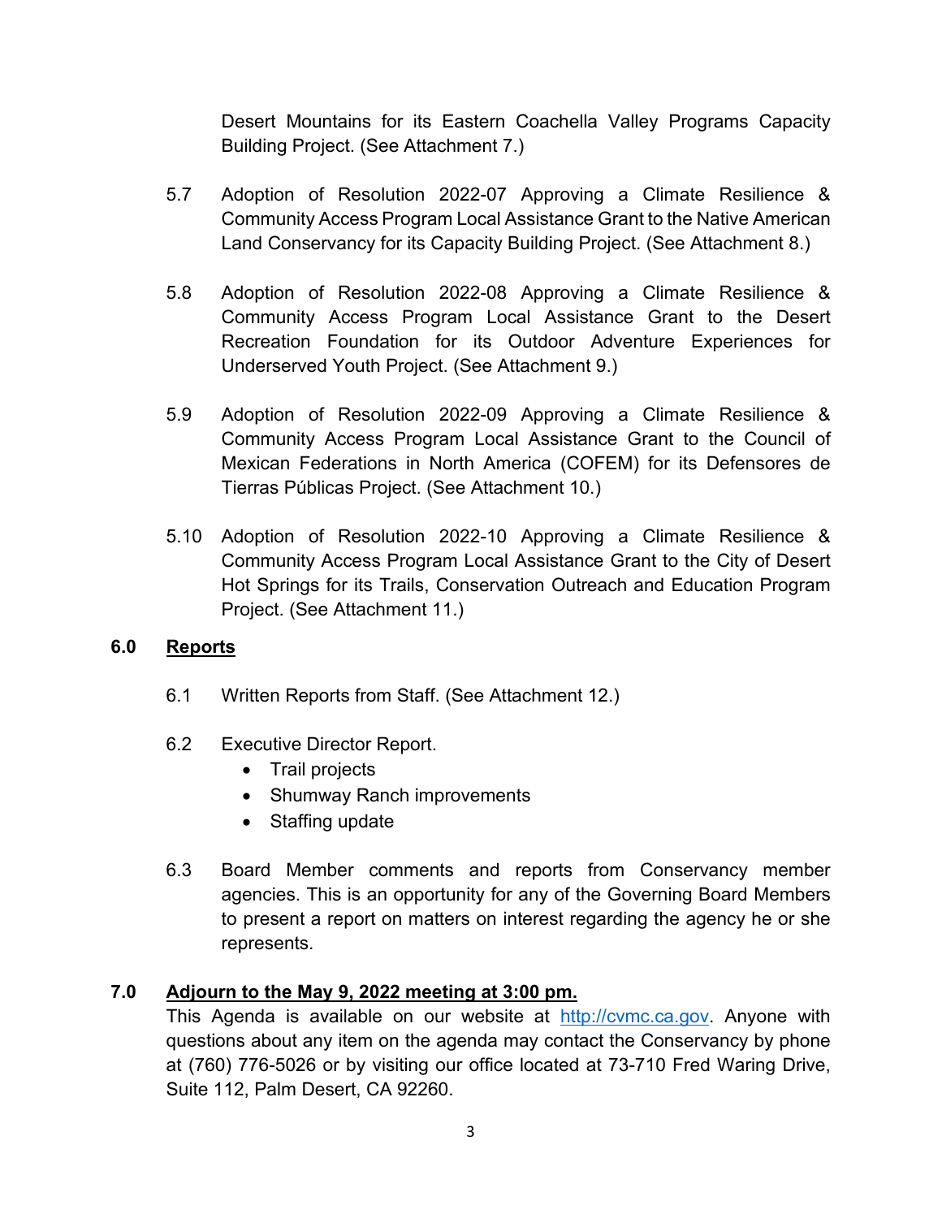Desert Mountains for its Eastern Coachella Valley Programs Capacity Building Project. (See Attachment 7.)

5.7 Adoption of Resolution 2022-07 Approving a Climate Resilience & Community Access Program Local Assistance Grant to the Native American Land Conservancy for its Capacity Building Project. (See Attachment 8.)

5.8 Adoption of Resolution 2022-08 Approving a Climate Resilience & Community Access Program Local Assistance Grant to the Desert Recreation Foundation for its Outdoor Adventure Experiences for Underserved Youth Project. (See Attachment 9.)

5.9 Adoption of Resolution 2022-09 Approving a Climate Resilience & Community Access Program Local Assistance Grant to the Council of Mexican Federations in North America (COFEM) for its Defensores de Tierras Públicas Project. (See Attachment 10.)

5.10 Adoption of Resolution 2022-10 Approving a Climate Resilience & Community Access Program Local Assistance Grant to the City of Desert Hot Springs for its Trails, Conservation Outreach and Education Program Project. (See Attachment 11.)

## 6.0 <u>Reports</u>

6.1 Written Reports from Staff. (See Attachment 12.)

6.2 Executive Director Report.

- Trail projects
- Shumway Ranch improvements
- Staffing update

6.3 Board Member comments and reports from Conservancy member agencies. This is an opportunity for any of the Governing Board Members to present a report on matters on interest regarding the agency he or she represents.

## 7.0 <u>Adjourn to the May 9, 2022 meeting at 3:00 pm.</u>

This Agenda is available on our website at http://cvmc.ca.gov. Anyone with questions about any item on the agenda may contact the Conservancy by phone at (760) 776-5026 or by visiting our office located at 73-710 Fred Waring Drive, Suite 112, Palm Desert, CA 92260.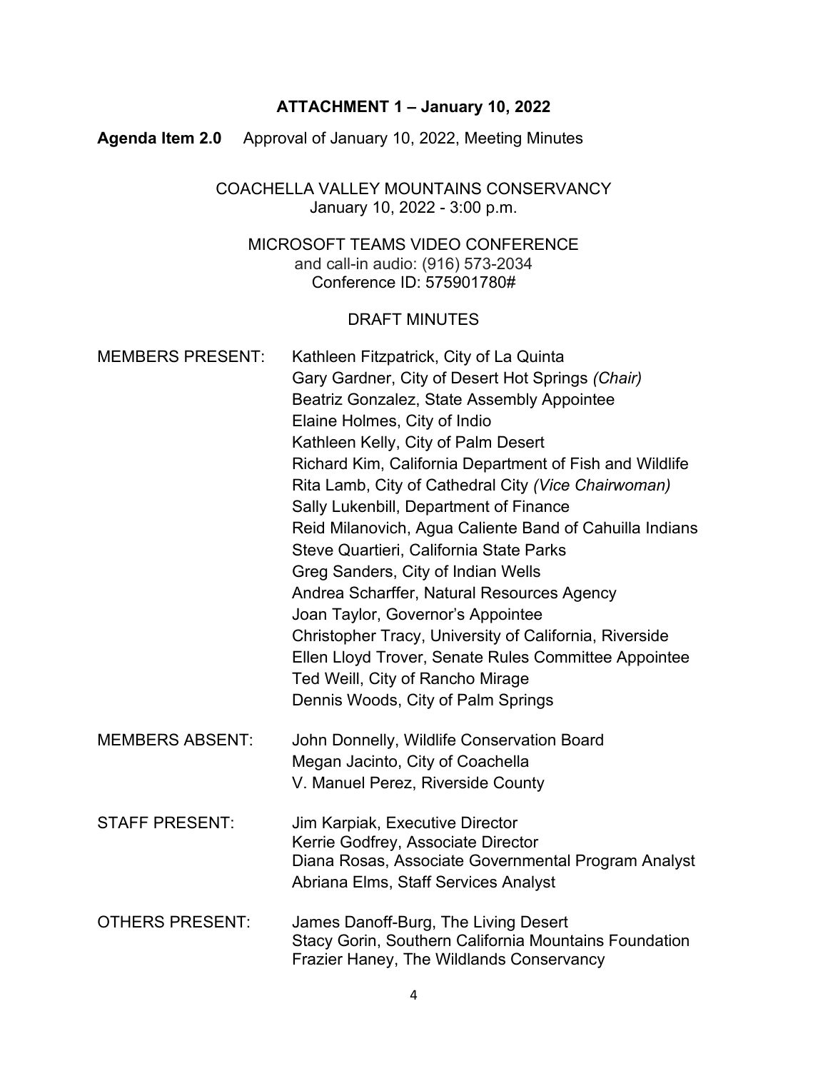**ATTACHMENT 1 – January 10, 2022**

**Agenda Item 2.0** Approval of January 10, 2022, Meeting Minutes

COACHELLA VALLEY MOUNTAINS CONSERVANCY
January 10, 2022 - 3:00 p.m.

MICROSOFT TEAMS VIDEO CONFERENCE
and call-in audio: (916) 573-2034
Conference ID: 575901780#

DRAFT MINUTES

MEMBERS PRESENT:
Kathleen Fitzpatrick, City of La Quinta
Gary Gardner, City of Desert Hot Springs *(Chair)*
Beatriz Gonzalez, State Assembly Appointee
Elaine Holmes, City of Indio
Kathleen Kelly, City of Palm Desert
Richard Kim, California Department of Fish and Wildlife
Rita Lamb, City of Cathedral City *(Vice Chairwoman)*
Sally Lukenbill, Department of Finance
Reid Milanovich, Agua Caliente Band of Cahuilla Indians
Steve Quartieri, California State Parks
Greg Sanders, City of Indian Wells
Andrea Scharffer, Natural Resources Agency
Joan Taylor, Governor's Appointee
Christopher Tracy, University of California, Riverside
Ellen Lloyd Trover, Senate Rules Committee Appointee
Ted Weill, City of Rancho Mirage
Dennis Woods, City of Palm Springs

MEMBERS ABSENT:
John Donnelly, Wildlife Conservation Board
Megan Jacinto, City of Coachella
V. Manuel Perez, Riverside County

STAFF PRESENT:
Jim Karpiak, Executive Director
Kerrie Godfrey, Associate Director
Diana Rosas, Associate Governmental Program Analyst
Abriana Elms, Staff Services Analyst

OTHERS PRESENT:
James Danoff-Burg, The Living Desert
Stacy Gorin, Southern California Mountains Foundation
Frazier Haney, The Wildlands Conservancy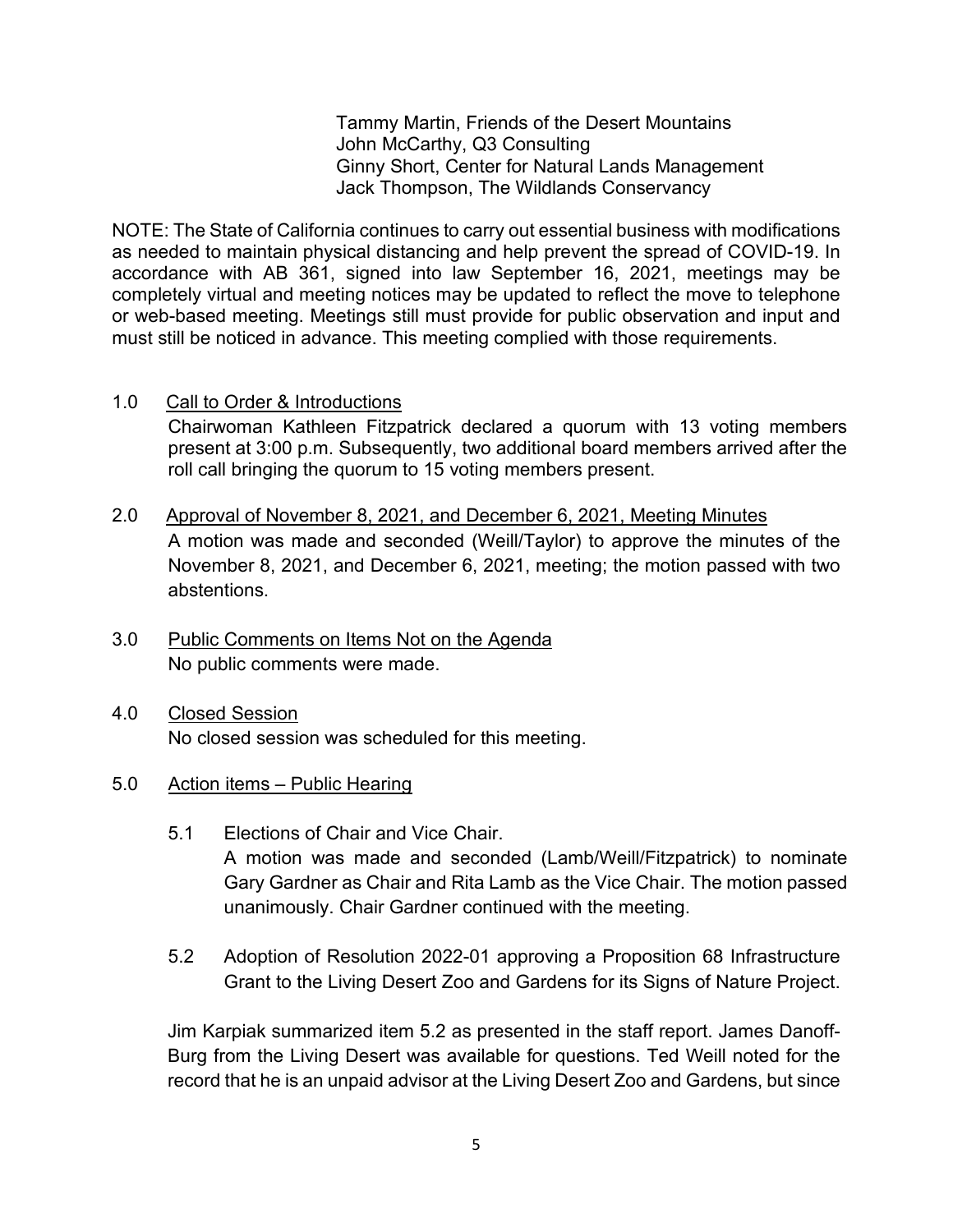Tammy Martin, Friends of the Desert Mountains
John McCarthy, Q3 Consulting
Ginny Short, Center for Natural Lands Management
Jack Thompson, The Wildlands Conservancy

NOTE: The State of California continues to carry out essential business with modifications as needed to maintain physical distancing and help prevent the spread of COVID-19. In accordance with AB 361, signed into law September 16, 2021, meetings may be completely virtual and meeting notices may be updated to reflect the move to telephone or web-based meeting. Meetings still must provide for public observation and input and must still be noticed in advance. This meeting complied with those requirements.

1.0 Call to Order & Introductions

Chairwoman Kathleen Fitzpatrick declared a quorum with 13 voting members present at 3:00 p.m. Subsequently, two additional board members arrived after the roll call bringing the quorum to 15 voting members present.

2.0 Approval of November 8, 2021, and December 6, 2021, Meeting Minutes

A motion was made and seconded (Weill/Taylor) to approve the minutes of the November 8, 2021, and December 6, 2021, meeting; the motion passed with two abstentions.

3.0 Public Comments on Items Not on the Agenda

No public comments were made.

4.0 Closed Session

No closed session was scheduled for this meeting.

5.0 Action items – Public Hearing

5.1 Elections of Chair and Vice Chair.

A motion was made and seconded (Lamb/Weill/Fitzpatrick) to nominate Gary Gardner as Chair and Rita Lamb as the Vice Chair. The motion passed unanimously. Chair Gardner continued with the meeting.

5.2 Adoption of Resolution 2022-01 approving a Proposition 68 Infrastructure Grant to the Living Desert Zoo and Gardens for its Signs of Nature Project.

Jim Karpiak summarized item 5.2 as presented in the staff report. James Danoff-Burg from the Living Desert was available for questions. Ted Weill noted for the record that he is an unpaid advisor at the Living Desert Zoo and Gardens, but since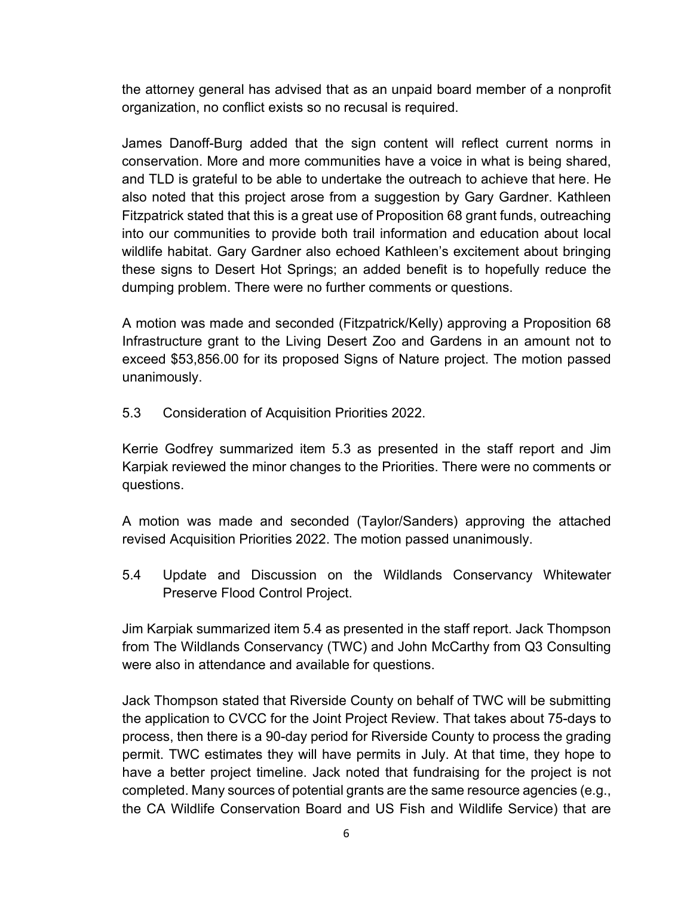the attorney general has advised that as an unpaid board member of a nonprofit organization, no conflict exists so no recusal is required.

James Danoff-Burg added that the sign content will reflect current norms in conservation. More and more communities have a voice in what is being shared, and TLD is grateful to be able to undertake the outreach to achieve that here. He also noted that this project arose from a suggestion by Gary Gardner. Kathleen Fitzpatrick stated that this is a great use of Proposition 68 grant funds, outreaching into our communities to provide both trail information and education about local wildlife habitat. Gary Gardner also echoed Kathleen's excitement about bringing these signs to Desert Hot Springs; an added benefit is to hopefully reduce the dumping problem. There were no further comments or questions.

A motion was made and seconded (Fitzpatrick/Kelly) approving a Proposition 68 Infrastructure grant to the Living Desert Zoo and Gardens in an amount not to exceed $53,856.00 for its proposed Signs of Nature project. The motion passed unanimously.

5.3 Consideration of Acquisition Priorities 2022.

Kerrie Godfrey summarized item 5.3 as presented in the staff report and Jim Karpiak reviewed the minor changes to the Priorities. There were no comments or questions.

A motion was made and seconded (Taylor/Sanders) approving the attached revised Acquisition Priorities 2022. The motion passed unanimously.

5.4 Update and Discussion on the Wildlands Conservancy Whitewater Preserve Flood Control Project.

Jim Karpiak summarized item 5.4 as presented in the staff report. Jack Thompson from The Wildlands Conservancy (TWC) and John McCarthy from Q3 Consulting were also in attendance and available for questions.

Jack Thompson stated that Riverside County on behalf of TWC will be submitting the application to CVCC for the Joint Project Review. That takes about 75-days to process, then there is a 90-day period for Riverside County to process the grading permit. TWC estimates they will have permits in July. At that time, they hope to have a better project timeline. Jack noted that fundraising for the project is not completed. Many sources of potential grants are the same resource agencies (e.g., the CA Wildlife Conservation Board and US Fish and Wildlife Service) that are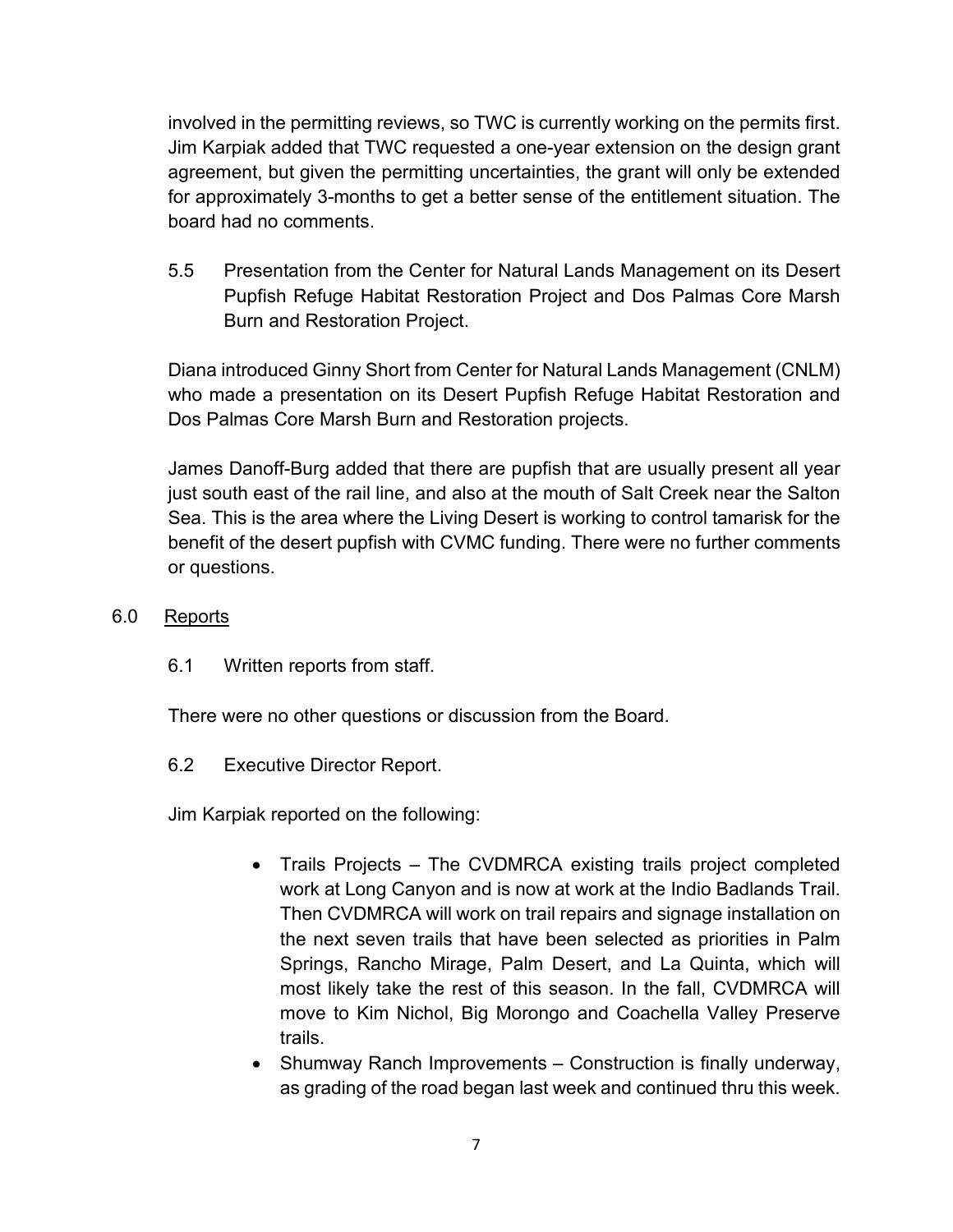involved in the permitting reviews, so TWC is currently working on the permits first. Jim Karpiak added that TWC requested a one-year extension on the design grant agreement, but given the permitting uncertainties, the grant will only be extended for approximately 3-months to get a better sense of the entitlement situation. The board had no comments.

5.5 Presentation from the Center for Natural Lands Management on its Desert Pupfish Refuge Habitat Restoration Project and Dos Palmas Core Marsh Burn and Restoration Project.

Diana introduced Ginny Short from Center for Natural Lands Management (CNLM) who made a presentation on its Desert Pupfish Refuge Habitat Restoration and Dos Palmas Core Marsh Burn and Restoration projects.

James Danoff-Burg added that there are pupfish that are usually present all year just south east of the rail line, and also at the mouth of Salt Creek near the Salton Sea. This is the area where the Living Desert is working to control tamarisk for the benefit of the desert pupfish with CVMC funding. There were no further comments or questions.

## 6.0 Reports

6.1 Written reports from staff.

There were no other questions or discussion from the Board.

6.2 Executive Director Report.

Jim Karpiak reported on the following:

- Trails Projects – The CVDMRCA existing trails project completed work at Long Canyon and is now at work at the Indio Badlands Trail. Then CVDMRCA will work on trail repairs and signage installation on the next seven trails that have been selected as priorities in Palm Springs, Rancho Mirage, Palm Desert, and La Quinta, which will most likely take the rest of this season. In the fall, CVDMRCA will move to Kim Nichol, Big Morongo and Coachella Valley Preserve trails.
- Shumway Ranch Improvements – Construction is finally underway, as grading of the road began last week and continued thru this week.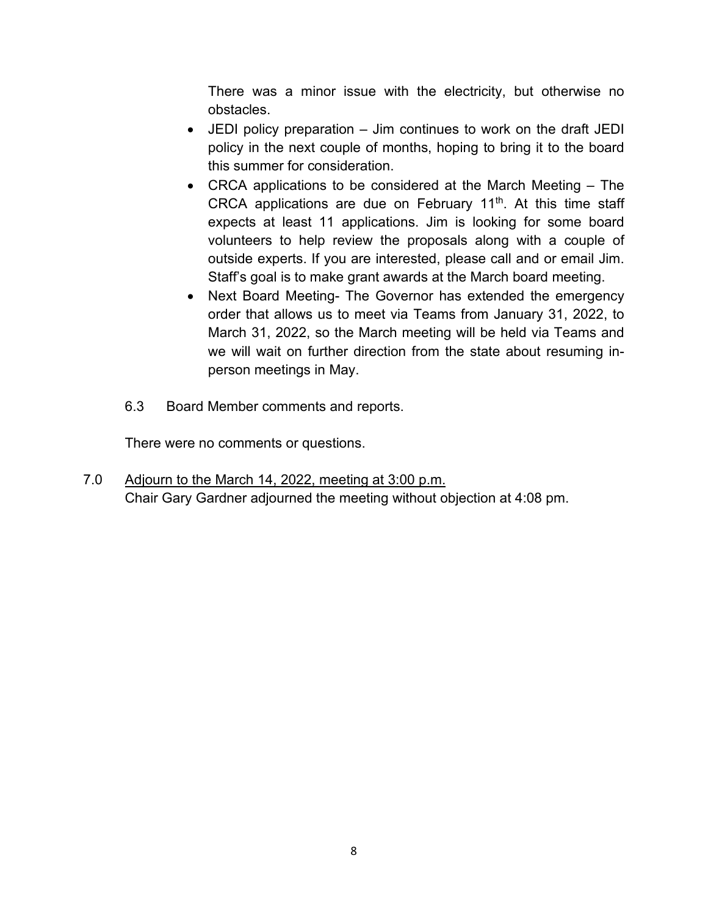There was a minor issue with the electricity, but otherwise no obstacles.

- JEDI policy preparation – Jim continues to work on the draft JEDI policy in the next couple of months, hoping to bring it to the board this summer for consideration.
- CRCA applications to be considered at the March Meeting – The CRCA applications are due on February 11th. At this time staff expects at least 11 applications. Jim is looking for some board volunteers to help review the proposals along with a couple of outside experts. If you are interested, please call and or email Jim. Staff's goal is to make grant awards at the March board meeting.
- Next Board Meeting- The Governor has extended the emergency order that allows us to meet via Teams from January 31, 2022, to March 31, 2022, so the March meeting will be held via Teams and we will wait on further direction from the state about resuming in-person meetings in May.

6.3 Board Member comments and reports.

There were no comments or questions.

7.0 Adjourn to the March 14, 2022, meeting at 3:00 p.m.

Chair Gary Gardner adjourned the meeting without objection at 4:08 pm.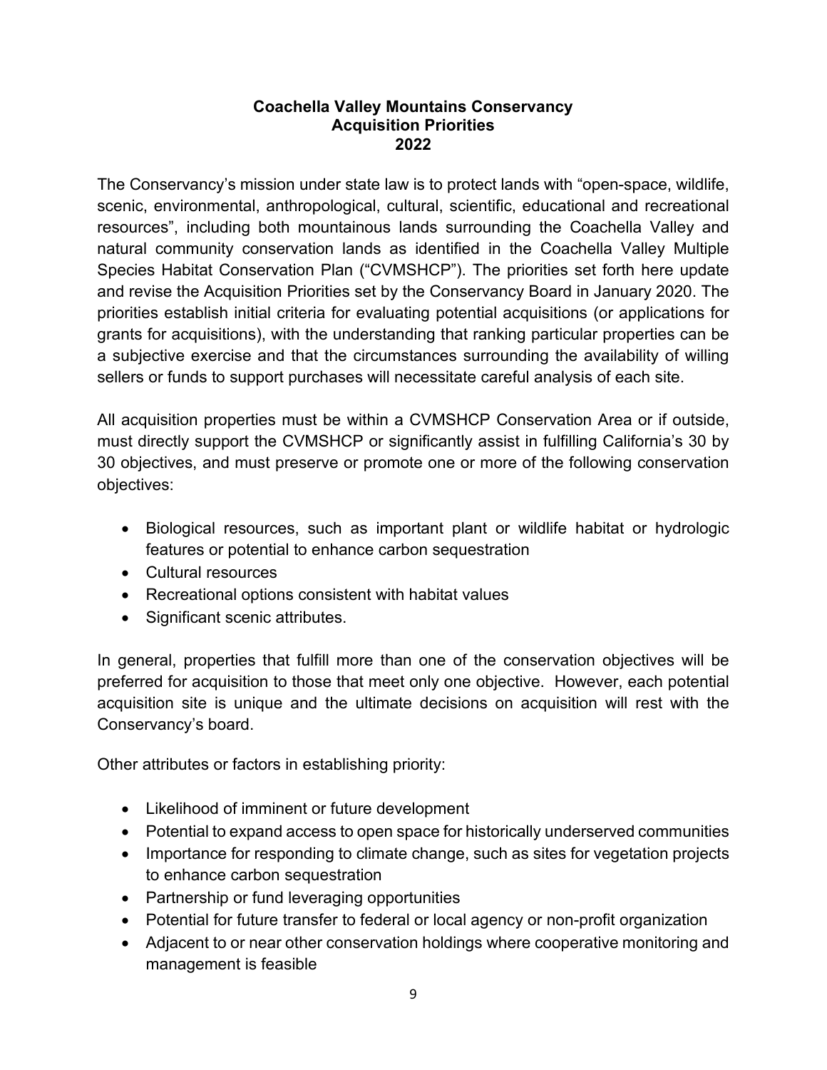# Coachella Valley Mountains Conservancy
## Acquisition Priorities
## 2022

The Conservancy's mission under state law is to protect lands with "open-space, wildlife, scenic, environmental, anthropological, cultural, scientific, educational and recreational resources", including both mountainous lands surrounding the Coachella Valley and natural community conservation lands as identified in the Coachella Valley Multiple Species Habitat Conservation Plan ("CVMSHCP"). The priorities set forth here update and revise the Acquisition Priorities set by the Conservancy Board in January 2020. The priorities establish initial criteria for evaluating potential acquisitions (or applications for grants for acquisitions), with the understanding that ranking particular properties can be a subjective exercise and that the circumstances surrounding the availability of willing sellers or funds to support purchases will necessitate careful analysis of each site.

All acquisition properties must be within a CVMSHCP Conservation Area or if outside, must directly support the CVMSHCP or significantly assist in fulfilling California's 30 by 30 objectives, and must preserve or promote one or more of the following conservation objectives:

- Biological resources, such as important plant or wildlife habitat or hydrologic features or potential to enhance carbon sequestration
- Cultural resources
- Recreational options consistent with habitat values
- Significant scenic attributes.

In general, properties that fulfill more than one of the conservation objectives will be preferred for acquisition to those that meet only one objective. However, each potential acquisition site is unique and the ultimate decisions on acquisition will rest with the Conservancy's board.

Other attributes or factors in establishing priority:

- Likelihood of imminent or future development
- Potential to expand access to open space for historically underserved communities
- Importance for responding to climate change, such as sites for vegetation projects to enhance carbon sequestration
- Partnership or fund leveraging opportunities
- Potential for future transfer to federal or local agency or non-profit organization
- Adjacent to or near other conservation holdings where cooperative monitoring and management is feasible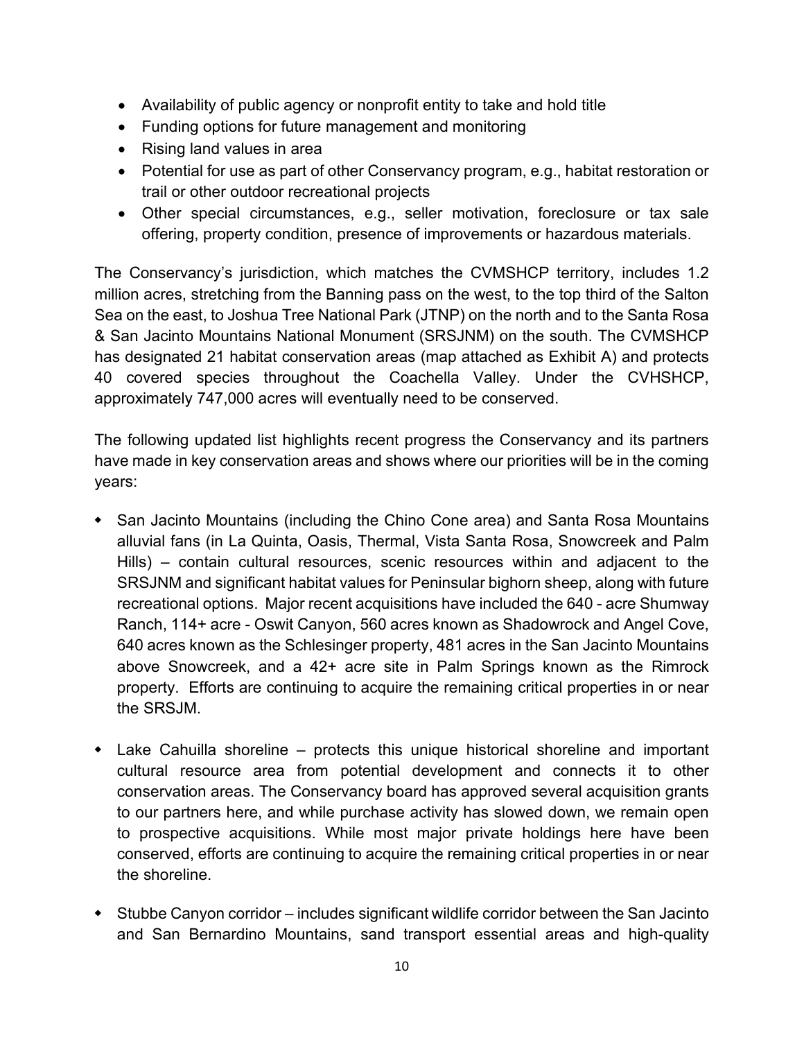- Availability of public agency or nonprofit entity to take and hold title
- Funding options for future management and monitoring
- Rising land values in area
- Potential for use as part of other Conservancy program, e.g., habitat restoration or trail or other outdoor recreational projects
- Other special circumstances, e.g., seller motivation, foreclosure or tax sale offering, property condition, presence of improvements or hazardous materials.

The Conservancy's jurisdiction, which matches the CVMSHCP territory, includes 1.2 million acres, stretching from the Banning pass on the west, to the top third of the Salton Sea on the east, to Joshua Tree National Park (JTNP) on the north and to the Santa Rosa & San Jacinto Mountains National Monument (SRSJNM) on the south. The CVMSHCP has designated 21 habitat conservation areas (map attached as Exhibit A) and protects 40 covered species throughout the Coachella Valley. Under the CVHSHCP, approximately 747,000 acres will eventually need to be conserved.

The following updated list highlights recent progress the Conservancy and its partners have made in key conservation areas and shows where our priorities will be in the coming years:

- San Jacinto Mountains (including the Chino Cone area) and Santa Rosa Mountains alluvial fans (in La Quinta, Oasis, Thermal, Vista Santa Rosa, Snowcreek and Palm Hills) – contain cultural resources, scenic resources within and adjacent to the SRSJNM and significant habitat values for Peninsular bighorn sheep, along with future recreational options. Major recent acquisitions have included the 640 - acre Shumway Ranch, 114+ acre - Oswit Canyon, 560 acres known as Shadowrock and Angel Cove, 640 acres known as the Schlesinger property, 481 acres in the San Jacinto Mountains above Snowcreek, and a 42+ acre site in Palm Springs known as the Rimrock property. Efforts are continuing to acquire the remaining critical properties in or near the SRSJM.

- Lake Cahuilla shoreline – protects this unique historical shoreline and important cultural resource area from potential development and connects it to other conservation areas. The Conservancy board has approved several acquisition grants to our partners here, and while purchase activity has slowed down, we remain open to prospective acquisitions. While most major private holdings here have been conserved, efforts are continuing to acquire the remaining critical properties in or near the shoreline.

- Stubbe Canyon corridor – includes significant wildlife corridor between the San Jacinto and San Bernardino Mountains, sand transport essential areas and high-quality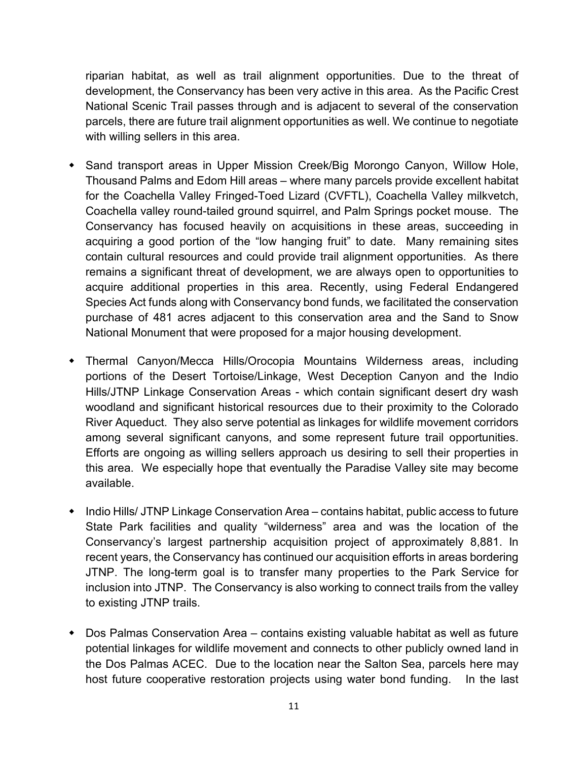riparian habitat, as well as trail alignment opportunities. Due to the threat of development, the Conservancy has been very active in this area. As the Pacific Crest National Scenic Trail passes through and is adjacent to several of the conservation parcels, there are future trail alignment opportunities as well. We continue to negotiate with willing sellers in this area.

- Sand transport areas in Upper Mission Creek/Big Morongo Canyon, Willow Hole, Thousand Palms and Edom Hill areas – where many parcels provide excellent habitat for the Coachella Valley Fringed-Toed Lizard (CVFTL), Coachella Valley milkvetch, Coachella valley round-tailed ground squirrel, and Palm Springs pocket mouse. The Conservancy has focused heavily on acquisitions in these areas, succeeding in acquiring a good portion of the "low hanging fruit" to date. Many remaining sites contain cultural resources and could provide trail alignment opportunities. As there remains a significant threat of development, we are always open to opportunities to acquire additional properties in this area. Recently, using Federal Endangered Species Act funds along with Conservancy bond funds, we facilitated the conservation purchase of 481 acres adjacent to this conservation area and the Sand to Snow National Monument that were proposed for a major housing development.

- Thermal Canyon/Mecca Hills/Orocopia Mountains Wilderness areas, including portions of the Desert Tortoise/Linkage, West Deception Canyon and the Indio Hills/JTNP Linkage Conservation Areas - which contain significant desert dry wash woodland and significant historical resources due to their proximity to the Colorado River Aqueduct. They also serve potential as linkages for wildlife movement corridors among several significant canyons, and some represent future trail opportunities. Efforts are ongoing as willing sellers approach us desiring to sell their properties in this area. We especially hope that eventually the Paradise Valley site may become available.

- Indio Hills/ JTNP Linkage Conservation Area – contains habitat, public access to future State Park facilities and quality "wilderness" area and was the location of the Conservancy's largest partnership acquisition project of approximately 8,881. In recent years, the Conservancy has continued our acquisition efforts in areas bordering JTNP. The long-term goal is to transfer many properties to the Park Service for inclusion into JTNP. The Conservancy is also working to connect trails from the valley to existing JTNP trails.

- Dos Palmas Conservation Area – contains existing valuable habitat as well as future potential linkages for wildlife movement and connects to other publicly owned land in the Dos Palmas ACEC. Due to the location near the Salton Sea, parcels here may host future cooperative restoration projects using water bond funding. In the last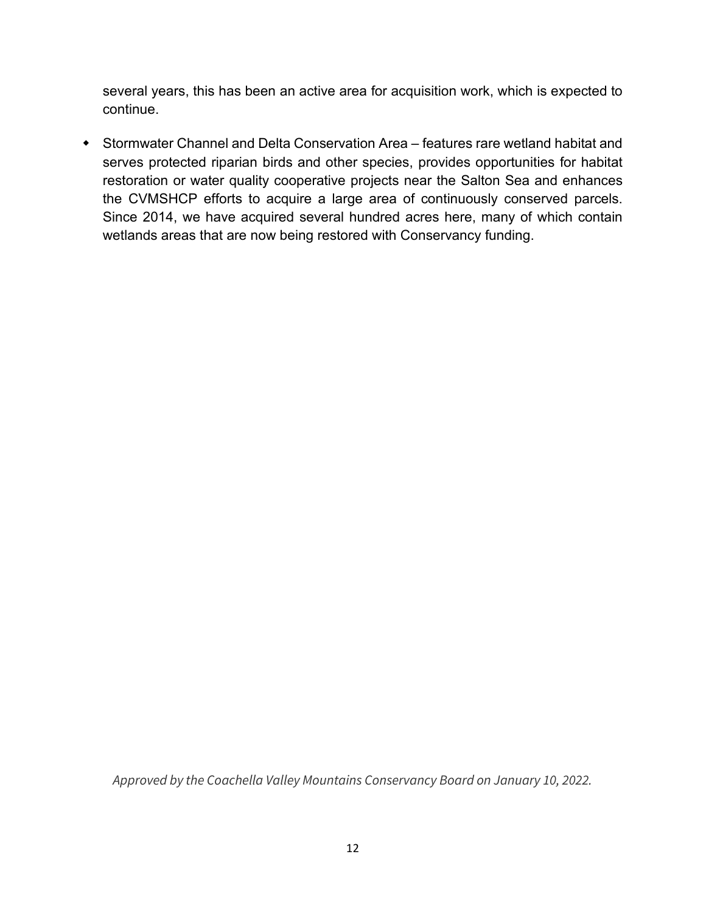several years, this has been an active area for acquisition work, which is expected to continue.

- Stormwater Channel and Delta Conservation Area – features rare wetland habitat and serves protected riparian birds and other species, provides opportunities for habitat restoration or water quality cooperative projects near the Salton Sea and enhances the CVMSHCP efforts to acquire a large area of continuously conserved parcels. Since 2014, we have acquired several hundred acres here, many of which contain wetlands areas that are now being restored with Conservancy funding.

*Approved by the Coachella Valley Mountains Conservancy Board on January 10, 2022.*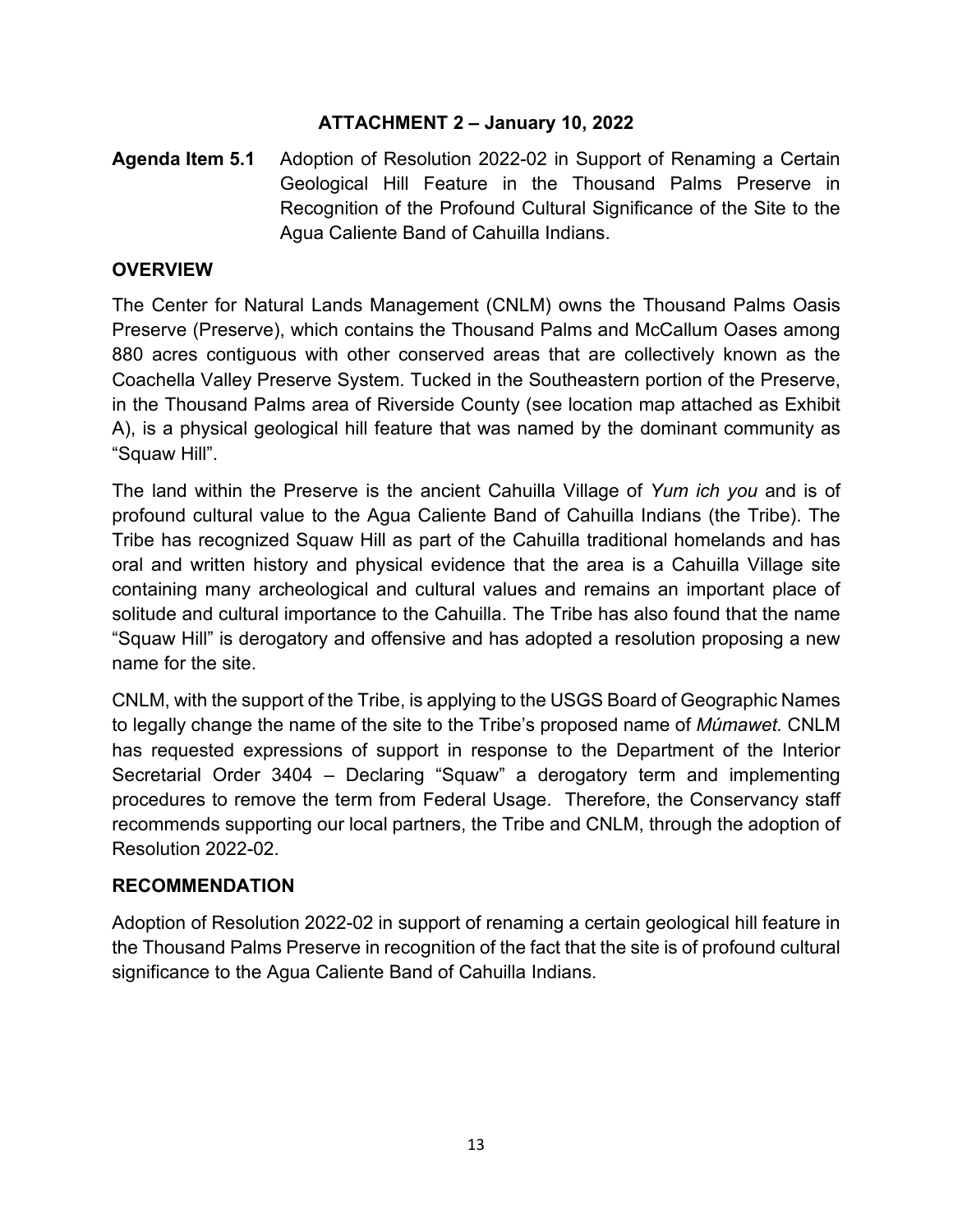**ATTACHMENT 2 – January 10, 2022**

**Agenda Item 5.1** Adoption of Resolution 2022-02 in Support of Renaming a Certain Geological Hill Feature in the Thousand Palms Preserve in Recognition of the Profound Cultural Significance of the Site to the Agua Caliente Band of Cahuilla Indians.

## OVERVIEW

The Center for Natural Lands Management (CNLM) owns the Thousand Palms Oasis Preserve (Preserve), which contains the Thousand Palms and McCallum Oases among 880 acres contiguous with other conserved areas that are collectively known as the Coachella Valley Preserve System. Tucked in the Southeastern portion of the Preserve, in the Thousand Palms area of Riverside County (see location map attached as Exhibit A), is a physical geological hill feature that was named by the dominant community as "Squaw Hill".

The land within the Preserve is the ancient Cahuilla Village of *Yum ich you* and is of profound cultural value to the Agua Caliente Band of Cahuilla Indians (the Tribe). The Tribe has recognized Squaw Hill as part of the Cahuilla traditional homelands and has oral and written history and physical evidence that the area is a Cahuilla Village site containing many archeological and cultural values and remains an important place of solitude and cultural importance to the Cahuilla. The Tribe has also found that the name "Squaw Hill" is derogatory and offensive and has adopted a resolution proposing a new name for the site.

CNLM, with the support of the Tribe, is applying to the USGS Board of Geographic Names to legally change the name of the site to the Tribe's proposed name of *Múmawet.* CNLM has requested expressions of support in response to the Department of the Interior Secretarial Order 3404 – Declaring "Squaw" a derogatory term and implementing procedures to remove the term from Federal Usage. Therefore, the Conservancy staff recommends supporting our local partners, the Tribe and CNLM, through the adoption of Resolution 2022-02.

## RECOMMENDATION

Adoption of Resolution 2022-02 in support of renaming a certain geological hill feature in the Thousand Palms Preserve in recognition of the fact that the site is of profound cultural significance to the Agua Caliente Band of Cahuilla Indians.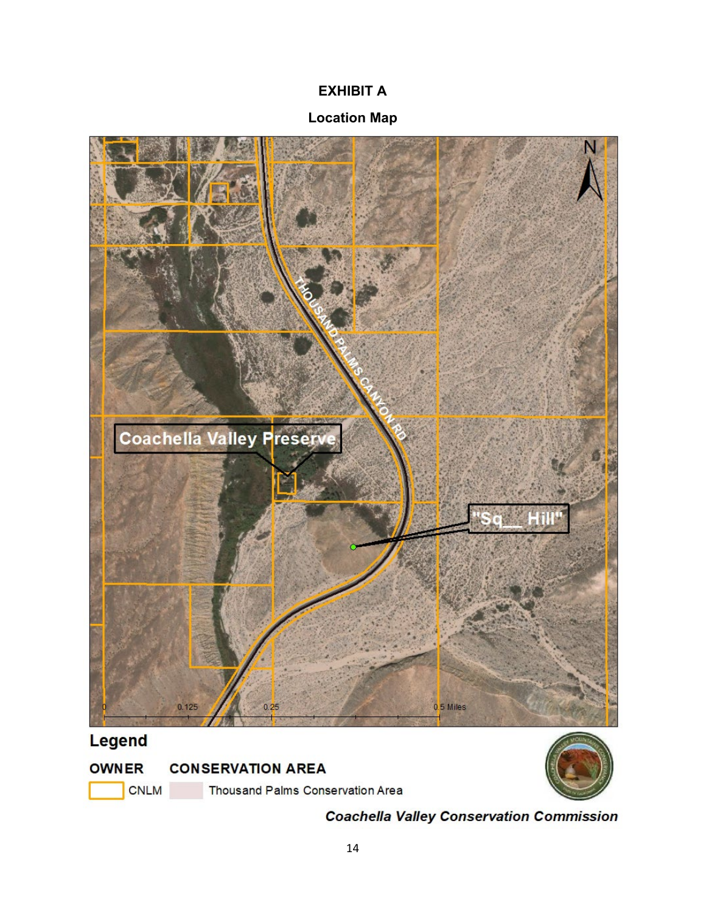**EXHIBIT A**

**Location Map**

Coachella Valley Preserve

THOUSAND PALMS CANYON RD

"Sq__ Hill"

N

0 0.125 0.25 0.5 Miles

**Legend**

**OWNER** **CONSERVATION AREA**

CNLM Thousand Palms Conservation Area

***Coachella Valley Conservation Commission***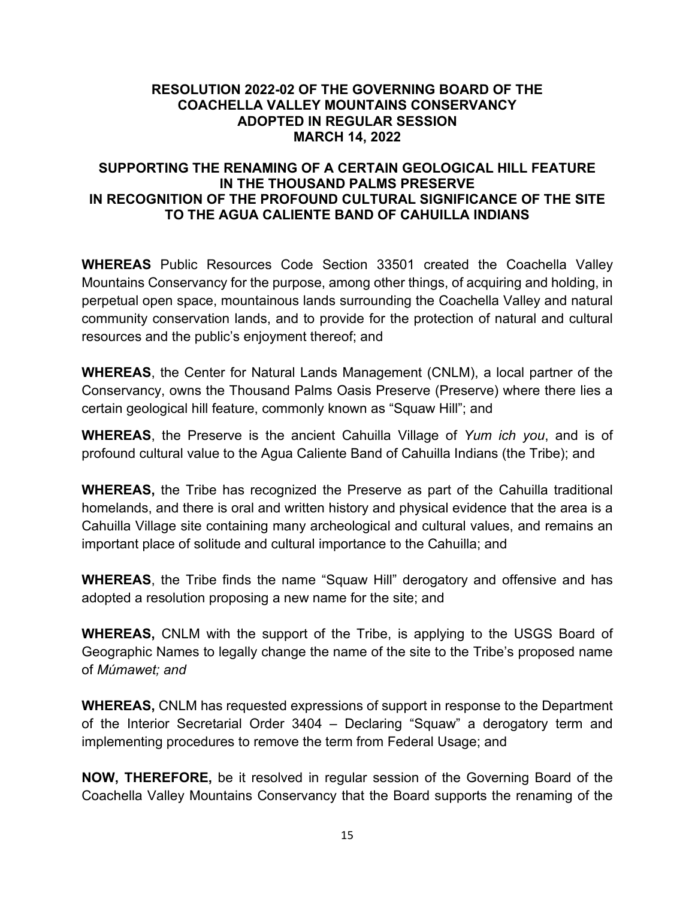**RESOLUTION 2022-02 OF THE GOVERNING BOARD OF THE COACHELLA VALLEY MOUNTAINS CONSERVANCY ADOPTED IN REGULAR SESSION MARCH 14, 2022**

**SUPPORTING THE RENAMING OF A CERTAIN GEOLOGICAL HILL FEATURE IN THE THOUSAND PALMS PRESERVE IN RECOGNITION OF THE PROFOUND CULTURAL SIGNIFICANCE OF THE SITE TO THE AGUA CALIENTE BAND OF CAHUILLA INDIANS**

**WHEREAS** Public Resources Code Section 33501 created the Coachella Valley Mountains Conservancy for the purpose, among other things, of acquiring and holding, in perpetual open space, mountainous lands surrounding the Coachella Valley and natural community conservation lands, and to provide for the protection of natural and cultural resources and the public's enjoyment thereof; and

**WHEREAS**, the Center for Natural Lands Management (CNLM), a local partner of the Conservancy, owns the Thousand Palms Oasis Preserve (Preserve) where there lies a certain geological hill feature, commonly known as "Squaw Hill"; and

**WHEREAS**, the Preserve is the ancient Cahuilla Village of *Yum ich you*, and is of profound cultural value to the Agua Caliente Band of Cahuilla Indians (the Tribe); and

**WHEREAS,** the Tribe has recognized the Preserve as part of the Cahuilla traditional homelands, and there is oral and written history and physical evidence that the area is a Cahuilla Village site containing many archeological and cultural values, and remains an important place of solitude and cultural importance to the Cahuilla; and

**WHEREAS**, the Tribe finds the name "Squaw Hill" derogatory and offensive and has adopted a resolution proposing a new name for the site; and

**WHEREAS,** CNLM with the support of the Tribe, is applying to the USGS Board of Geographic Names to legally change the name of the site to the Tribe's proposed name of *Múmawet; and*

**WHEREAS,** CNLM has requested expressions of support in response to the Department of the Interior Secretarial Order 3404 – Declaring "Squaw" a derogatory term and implementing procedures to remove the term from Federal Usage; and

**NOW, THEREFORE,** be it resolved in regular session of the Governing Board of the Coachella Valley Mountains Conservancy that the Board supports the renaming of the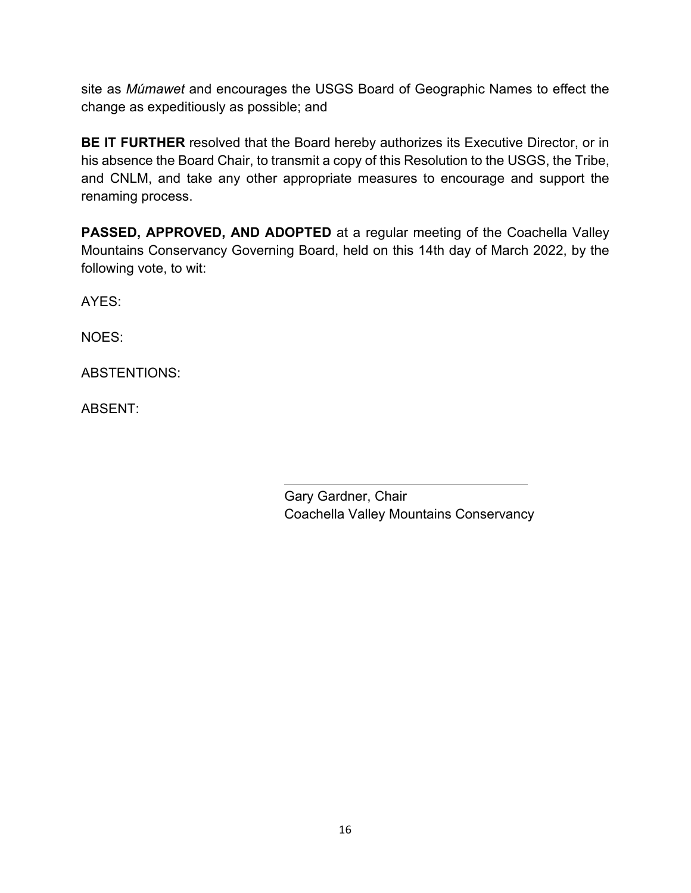site as *Múmawet* and encourages the USGS Board of Geographic Names to effect the change as expeditiously as possible; and

**BE IT FURTHER** resolved that the Board hereby authorizes its Executive Director, or in his absence the Board Chair, to transmit a copy of this Resolution to the USGS, the Tribe, and CNLM, and take any other appropriate measures to encourage and support the renaming process.

**PASSED, APPROVED, AND ADOPTED** at a regular meeting of the Coachella Valley Mountains Conservancy Governing Board, held on this 14th day of March 2022, by the following vote, to wit:

AYES:

NOES:

ABSTENTIONS:

ABSENT:

\_\_\_\_\_\_\_\_\_\_\_\_\_\_\_\_\_\_\_\_\_\_\_\_\_\_\_\_\_\_\_\_\_\_\_

Gary Gardner, Chair
Coachella Valley Mountains Conservancy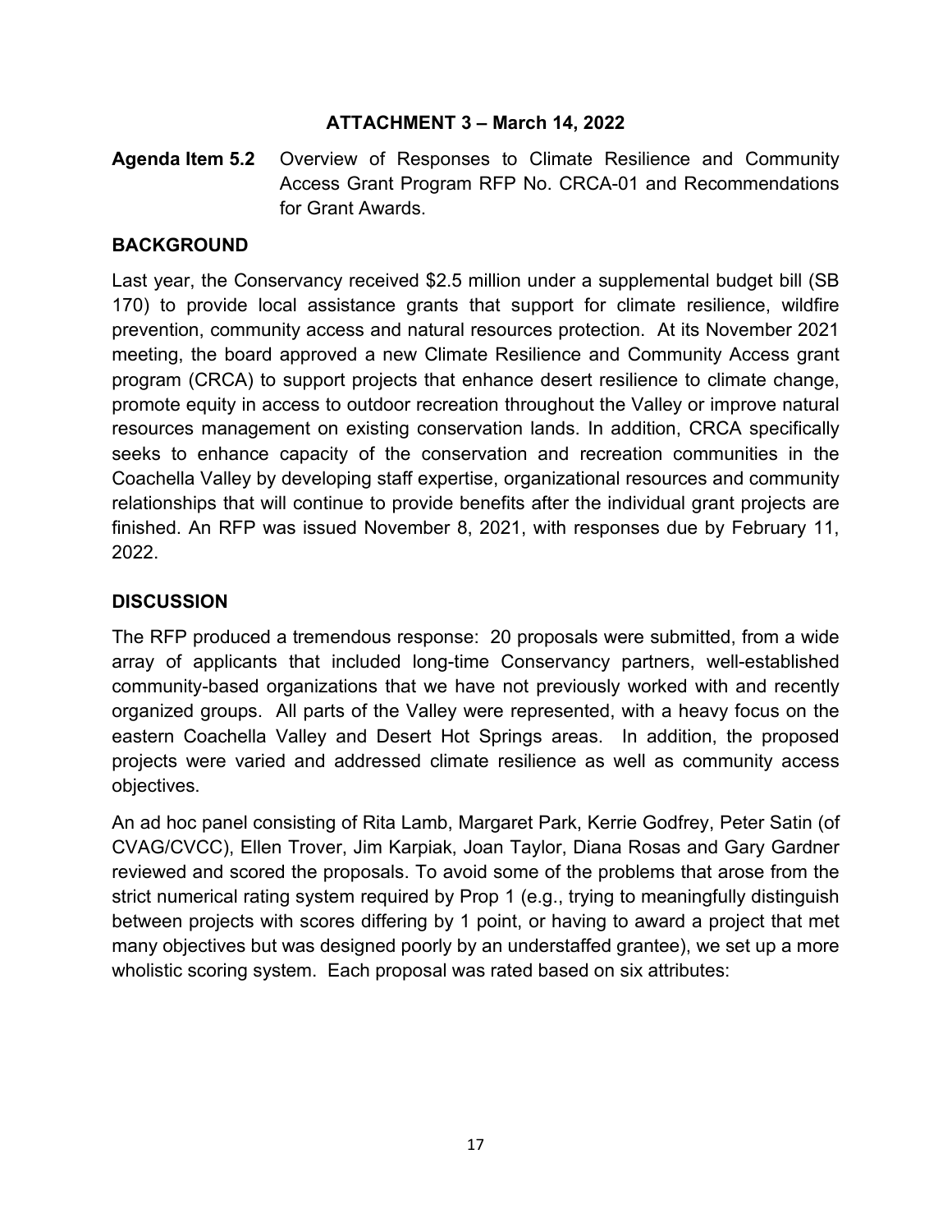**ATTACHMENT 3 – March 14, 2022**

**Agenda Item 5.2** Overview of Responses to Climate Resilience and Community Access Grant Program RFP No. CRCA-01 and Recommendations for Grant Awards.

## BACKGROUND

Last year, the Conservancy received $2.5 million under a supplemental budget bill (SB 170) to provide local assistance grants that support for climate resilience, wildfire prevention, community access and natural resources protection. At its November 2021 meeting, the board approved a new Climate Resilience and Community Access grant program (CRCA) to support projects that enhance desert resilience to climate change, promote equity in access to outdoor recreation throughout the Valley or improve natural resources management on existing conservation lands. In addition, CRCA specifically seeks to enhance capacity of the conservation and recreation communities in the Coachella Valley by developing staff expertise, organizational resources and community relationships that will continue to provide benefits after the individual grant projects are finished. An RFP was issued November 8, 2021, with responses due by February 11, 2022.

## DISCUSSION

The RFP produced a tremendous response: 20 proposals were submitted, from a wide array of applicants that included long-time Conservancy partners, well-established community-based organizations that we have not previously worked with and recently organized groups. All parts of the Valley were represented, with a heavy focus on the eastern Coachella Valley and Desert Hot Springs areas. In addition, the proposed projects were varied and addressed climate resilience as well as community access objectives.

An ad hoc panel consisting of Rita Lamb, Margaret Park, Kerrie Godfrey, Peter Satin (of CVAG/CVCC), Ellen Trover, Jim Karpiak, Joan Taylor, Diana Rosas and Gary Gardner reviewed and scored the proposals. To avoid some of the problems that arose from the strict numerical rating system required by Prop 1 (e.g., trying to meaningfully distinguish between projects with scores differing by 1 point, or having to award a project that met many objectives but was designed poorly by an understaffed grantee), we set up a more wholistic scoring system. Each proposal was rated based on six attributes: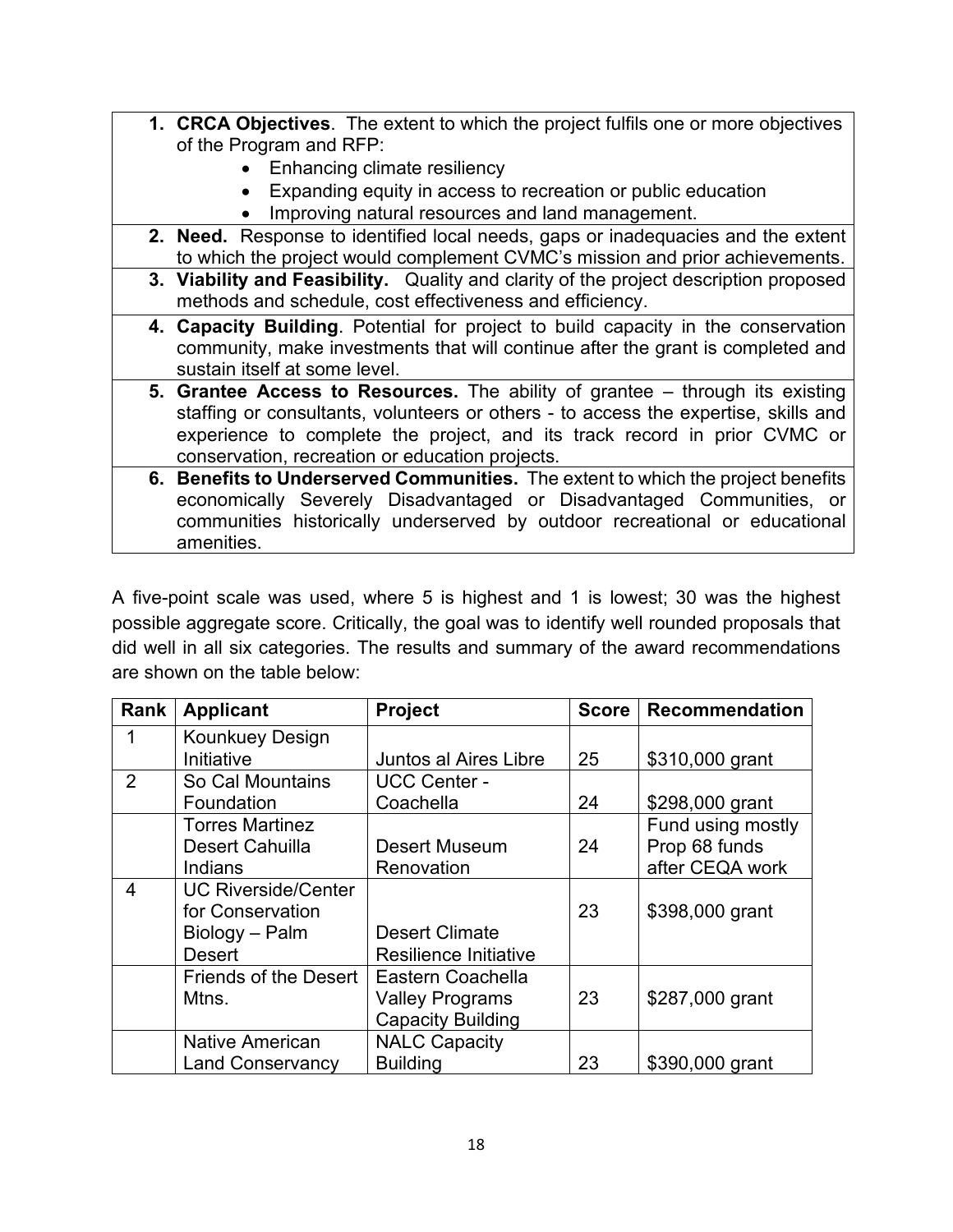| |
|---|
| 1. **CRCA Objectives**. The extent to which the project fulfils one or more objectives of the Program and RFP:<br>• Enhancing climate resiliency<br>• Expanding equity in access to recreation or public education<br>• Improving natural resources and land management. |
| 2. **Need.** Response to identified local needs, gaps or inadequacies and the extent to which the project would complement CVMC's mission and prior achievements. |
| 3. **Viability and Feasibility.** Quality and clarity of the project description proposed methods and schedule, cost effectiveness and efficiency. |
| 4. **Capacity Building**. Potential for project to build capacity in the conservation community, make investments that will continue after the grant is completed and sustain itself at some level. |
| 5. **Grantee Access to Resources.** The ability of grantee – through its existing staffing or consultants, volunteers or others - to access the expertise, skills and experience to complete the project, and its track record in prior CVMC or conservation, recreation or education projects. |
| 6. **Benefits to Underserved Communities.** The extent to which the project benefits economically Severely Disadvantaged or Disadvantaged Communities, or communities historically underserved by outdoor recreational or educational amenities. |

A five-point scale was used, where 5 is highest and 1 is lowest; 30 was the highest possible aggregate score. Critically, the goal was to identify well rounded proposals that did well in all six categories. The results and summary of the award recommendations are shown on the table below:

| Rank | Applicant | Project | Score | Recommendation |
|---|---|---|---|---|
| 1 | Kounkuey Design Initiative | Juntos al Aires Libre | 25 | $310,000 grant |
| 2 | So Cal Mountains Foundation | UCC Center - Coachella | 24 | $298,000 grant |
| | Torres Martinez Desert Cahuilla Indians | Desert Museum Renovation | 24 | Fund using mostly Prop 68 funds after CEQA work |
| 4 | UC Riverside/Center for Conservation Biology – Palm Desert | Desert Climate Resilience Initiative | 23 | $398,000 grant |
| | Friends of the Desert Mtns. | Eastern Coachella Valley Programs Capacity Building | 23 | $287,000 grant |
| | Native American Land Conservancy | NALC Capacity Building | 23 | $390,000 grant |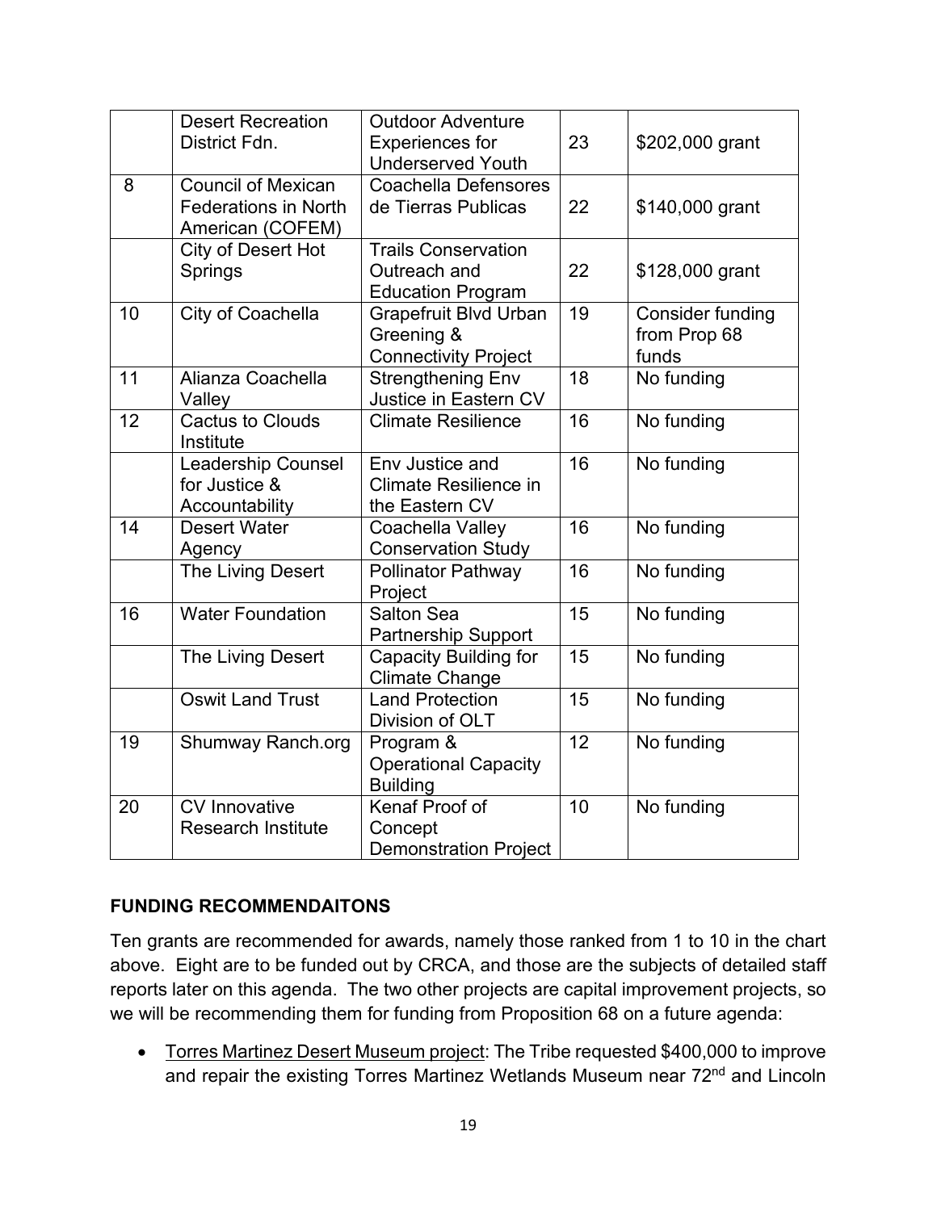|  | Desert Recreation District Fdn. | Outdoor Adventure Experiences for Underserved Youth | 23 | $202,000 grant |
|---|---|---|---|---|
| 8 | Council of Mexican Federations in North American (COFEM) | Coachella Defensores de Tierras Publicas | 22 | $140,000 grant |
|  | City of Desert Hot Springs | Trails Conservation Outreach and Education Program | 22 | $128,000 grant |
| 10 | City of Coachella | Grapefruit Blvd Urban Greening & Connectivity Project | 19 | Consider funding from Prop 68 funds |
| 11 | Alianza Coachella Valley | Strengthening Env Justice in Eastern CV | 18 | No funding |
| 12 | Cactus to Clouds Institute | Climate Resilience | 16 | No funding |
|  | Leadership Counsel for Justice & Accountability | Env Justice and Climate Resilience in the Eastern CV | 16 | No funding |
| 14 | Desert Water Agency | Coachella Valley Conservation Study | 16 | No funding |
|  | The Living Desert | Pollinator Pathway Project | 16 | No funding |
| 16 | Water Foundation | Salton Sea Partnership Support | 15 | No funding |
|  | The Living Desert | Capacity Building for Climate Change | 15 | No funding |
|  | Oswit Land Trust | Land Protection Division of OLT | 15 | No funding |
| 19 | Shumway Ranch.org | Program & Operational Capacity Building | 12 | No funding |
| 20 | CV Innovative Research Institute | Kenaf Proof of Concept Demonstration Project | 10 | No funding |

**FUNDING RECOMMENDAITONS**

Ten grants are recommended for awards, namely those ranked from 1 to 10 in the chart above. Eight are to be funded out by CRCA, and those are the subjects of detailed staff reports later on this agenda. The two other projects are capital improvement projects, so we will be recommending them for funding from Proposition 68 on a future agenda:

- Torres Martinez Desert Museum project: The Tribe requested $400,000 to improve and repair the existing Torres Martinez Wetlands Museum near 72nd and Lincoln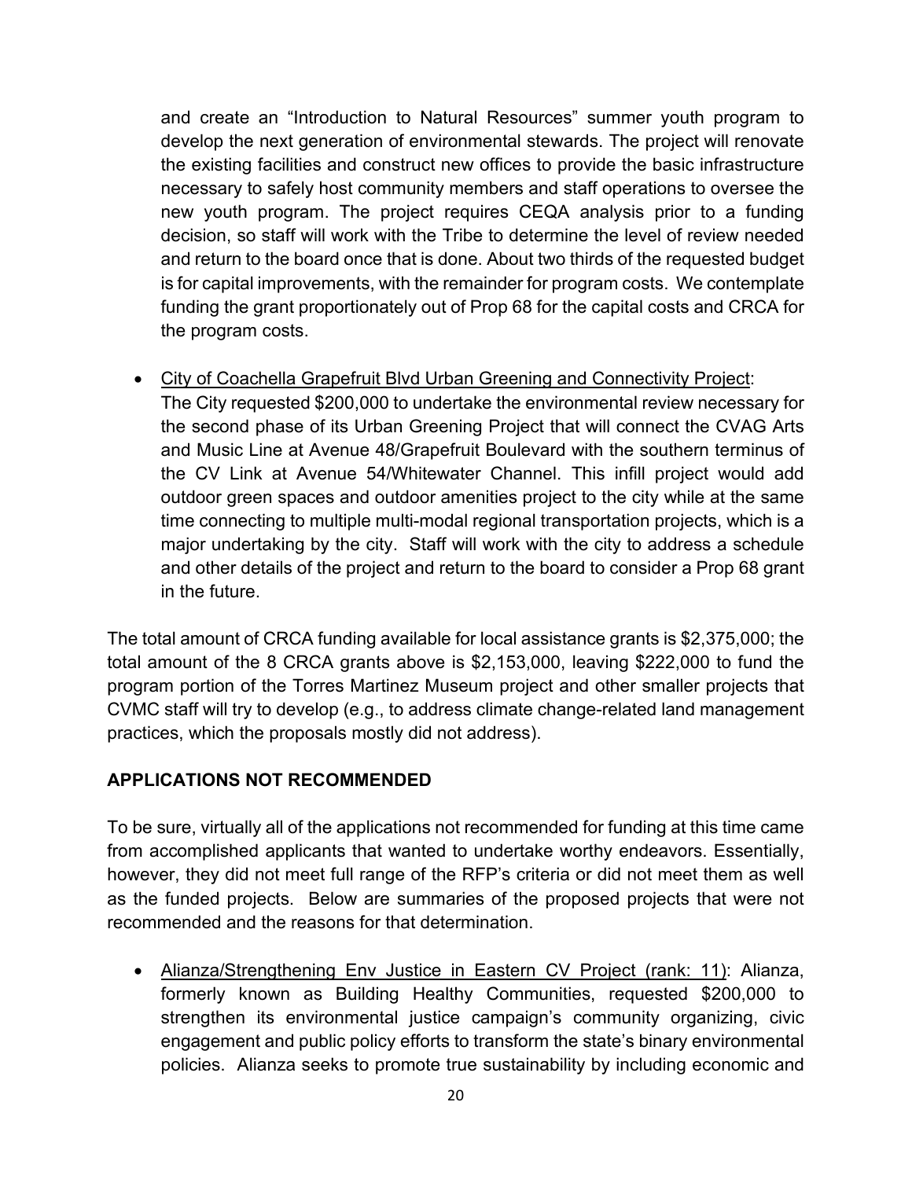and create an "Introduction to Natural Resources" summer youth program to develop the next generation of environmental stewards. The project will renovate the existing facilities and construct new offices to provide the basic infrastructure necessary to safely host community members and staff operations to oversee the new youth program. The project requires CEQA analysis prior to a funding decision, so staff will work with the Tribe to determine the level of review needed and return to the board once that is done. About two thirds of the requested budget is for capital improvements, with the remainder for program costs. We contemplate funding the grant proportionately out of Prop 68 for the capital costs and CRCA for the program costs.

- <u>City of Coachella Grapefruit Blvd Urban Greening and Connectivity Project</u>: The City requested $200,000 to undertake the environmental review necessary for the second phase of its Urban Greening Project that will connect the CVAG Arts and Music Line at Avenue 48/Grapefruit Boulevard with the southern terminus of the CV Link at Avenue 54/Whitewater Channel. This infill project would add outdoor green spaces and outdoor amenities project to the city while at the same time connecting to multiple multi-modal regional transportation projects, which is a major undertaking by the city. Staff will work with the city to address a schedule and other details of the project and return to the board to consider a Prop 68 grant in the future.

The total amount of CRCA funding available for local assistance grants is $2,375,000; the total amount of the 8 CRCA grants above is $2,153,000, leaving $222,000 to fund the program portion of the Torres Martinez Museum project and other smaller projects that CVMC staff will try to develop (e.g., to address climate change-related land management practices, which the proposals mostly did not address).

## APPLICATIONS NOT RECOMMENDED

To be sure, virtually all of the applications not recommended for funding at this time came from accomplished applicants that wanted to undertake worthy endeavors. Essentially, however, they did not meet full range of the RFP's criteria or did not meet them as well as the funded projects. Below are summaries of the proposed projects that were not recommended and the reasons for that determination.

- <u>Alianza/Strengthening Env Justice in Eastern CV Project (rank: 11)</u>: Alianza, formerly known as Building Healthy Communities, requested $200,000 to strengthen its environmental justice campaign's community organizing, civic engagement and public policy efforts to transform the state's binary environmental policies. Alianza seeks to promote true sustainability by including economic and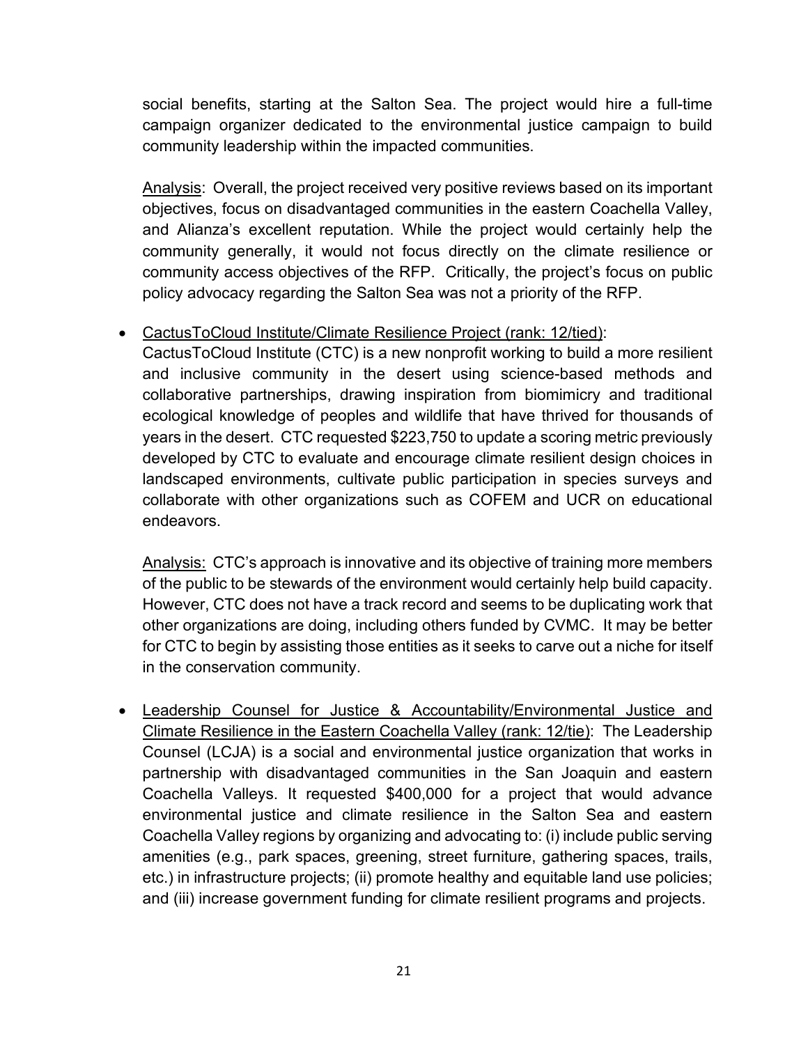social benefits, starting at the Salton Sea. The project would hire a full-time campaign organizer dedicated to the environmental justice campaign to build community leadership within the impacted communities.

Analysis: Overall, the project received very positive reviews based on its important objectives, focus on disadvantaged communities in the eastern Coachella Valley, and Alianza's excellent reputation. While the project would certainly help the community generally, it would not focus directly on the climate resilience or community access objectives of the RFP. Critically, the project's focus on public policy advocacy regarding the Salton Sea was not a priority of the RFP.

- CactusToCloud Institute/Climate Resilience Project (rank: 12/tied): CactusToCloud Institute (CTC) is a new nonprofit working to build a more resilient and inclusive community in the desert using science-based methods and collaborative partnerships, drawing inspiration from biomimicry and traditional ecological knowledge of peoples and wildlife that have thrived for thousands of years in the desert. CTC requested $223,750 to update a scoring metric previously developed by CTC to evaluate and encourage climate resilient design choices in landscaped environments, cultivate public participation in species surveys and collaborate with other organizations such as COFEM and UCR on educational endeavors.

  Analysis: CTC's approach is innovative and its objective of training more members of the public to be stewards of the environment would certainly help build capacity. However, CTC does not have a track record and seems to be duplicating work that other organizations are doing, including others funded by CVMC. It may be better for CTC to begin by assisting those entities as it seeks to carve out a niche for itself in the conservation community.

- Leadership Counsel for Justice & Accountability/Environmental Justice and Climate Resilience in the Eastern Coachella Valley (rank: 12/tie): The Leadership Counsel (LCJA) is a social and environmental justice organization that works in partnership with disadvantaged communities in the San Joaquin and eastern Coachella Valleys. It requested $400,000 for a project that would advance environmental justice and climate resilience in the Salton Sea and eastern Coachella Valley regions by organizing and advocating to: (i) include public serving amenities (e.g., park spaces, greening, street furniture, gathering spaces, trails, etc.) in infrastructure projects; (ii) promote healthy and equitable land use policies; and (iii) increase government funding for climate resilient programs and projects.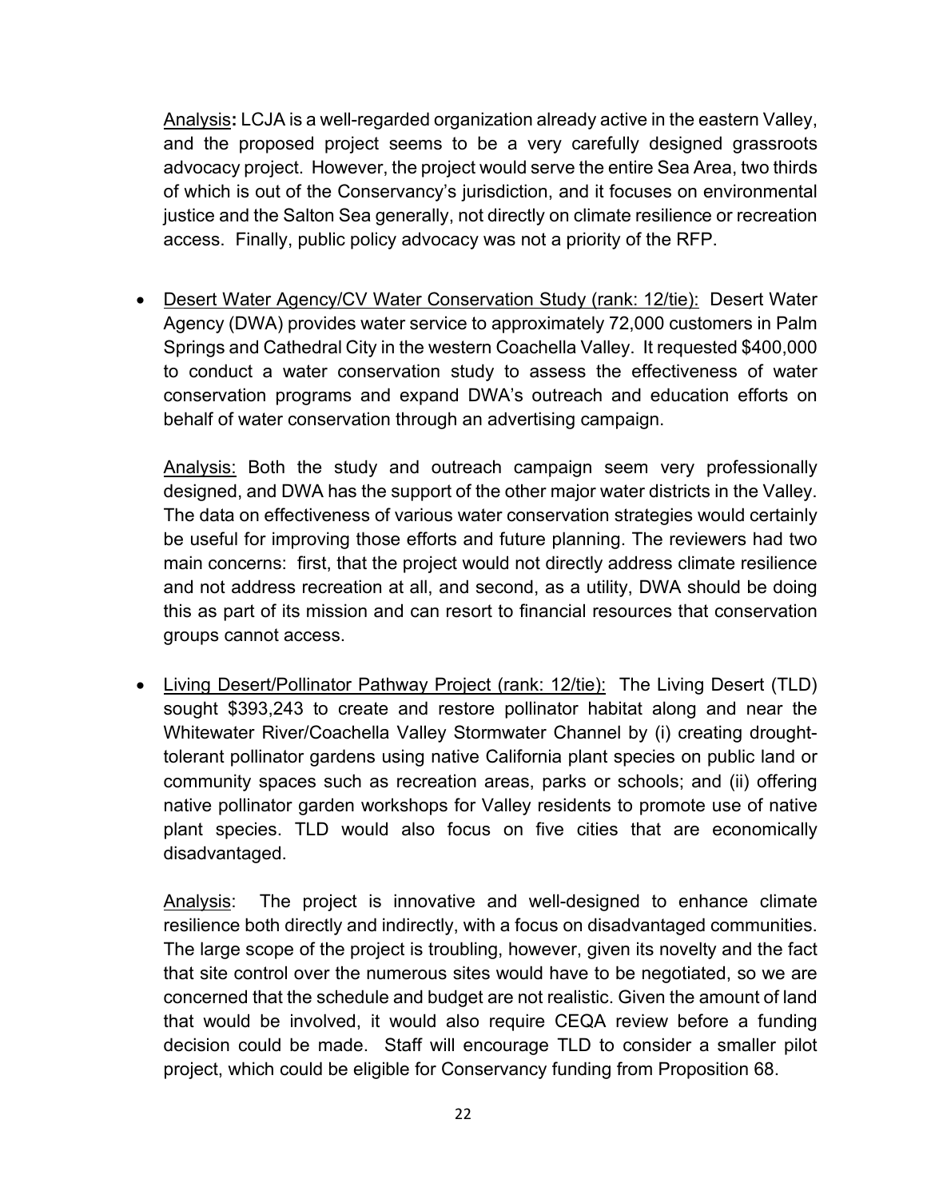Analysis**:** LCJA is a well-regarded organization already active in the eastern Valley, and the proposed project seems to be a very carefully designed grassroots advocacy project. However, the project would serve the entire Sea Area, two thirds of which is out of the Conservancy's jurisdiction, and it focuses on environmental justice and the Salton Sea generally, not directly on climate resilience or recreation access. Finally, public policy advocacy was not a priority of the RFP.

- Desert Water Agency/CV Water Conservation Study (rank: 12/tie): Desert Water Agency (DWA) provides water service to approximately 72,000 customers in Palm Springs and Cathedral City in the western Coachella Valley. It requested $400,000 to conduct a water conservation study to assess the effectiveness of water conservation programs and expand DWA's outreach and education efforts on behalf of water conservation through an advertising campaign.

  Analysis: Both the study and outreach campaign seem very professionally designed, and DWA has the support of the other major water districts in the Valley. The data on effectiveness of various water conservation strategies would certainly be useful for improving those efforts and future planning. The reviewers had two main concerns: first, that the project would not directly address climate resilience and not address recreation at all, and second, as a utility, DWA should be doing this as part of its mission and can resort to financial resources that conservation groups cannot access.

- Living Desert/Pollinator Pathway Project (rank: 12/tie): The Living Desert (TLD) sought $393,243 to create and restore pollinator habitat along and near the Whitewater River/Coachella Valley Stormwater Channel by (i) creating drought-tolerant pollinator gardens using native California plant species on public land or community spaces such as recreation areas, parks or schools; and (ii) offering native pollinator garden workshops for Valley residents to promote use of native plant species. TLD would also focus on five cities that are economically disadvantaged.

  Analysis: The project is innovative and well-designed to enhance climate resilience both directly and indirectly, with a focus on disadvantaged communities. The large scope of the project is troubling, however, given its novelty and the fact that site control over the numerous sites would have to be negotiated, so we are concerned that the schedule and budget are not realistic. Given the amount of land that would be involved, it would also require CEQA review before a funding decision could be made. Staff will encourage TLD to consider a smaller pilot project, which could be eligible for Conservancy funding from Proposition 68.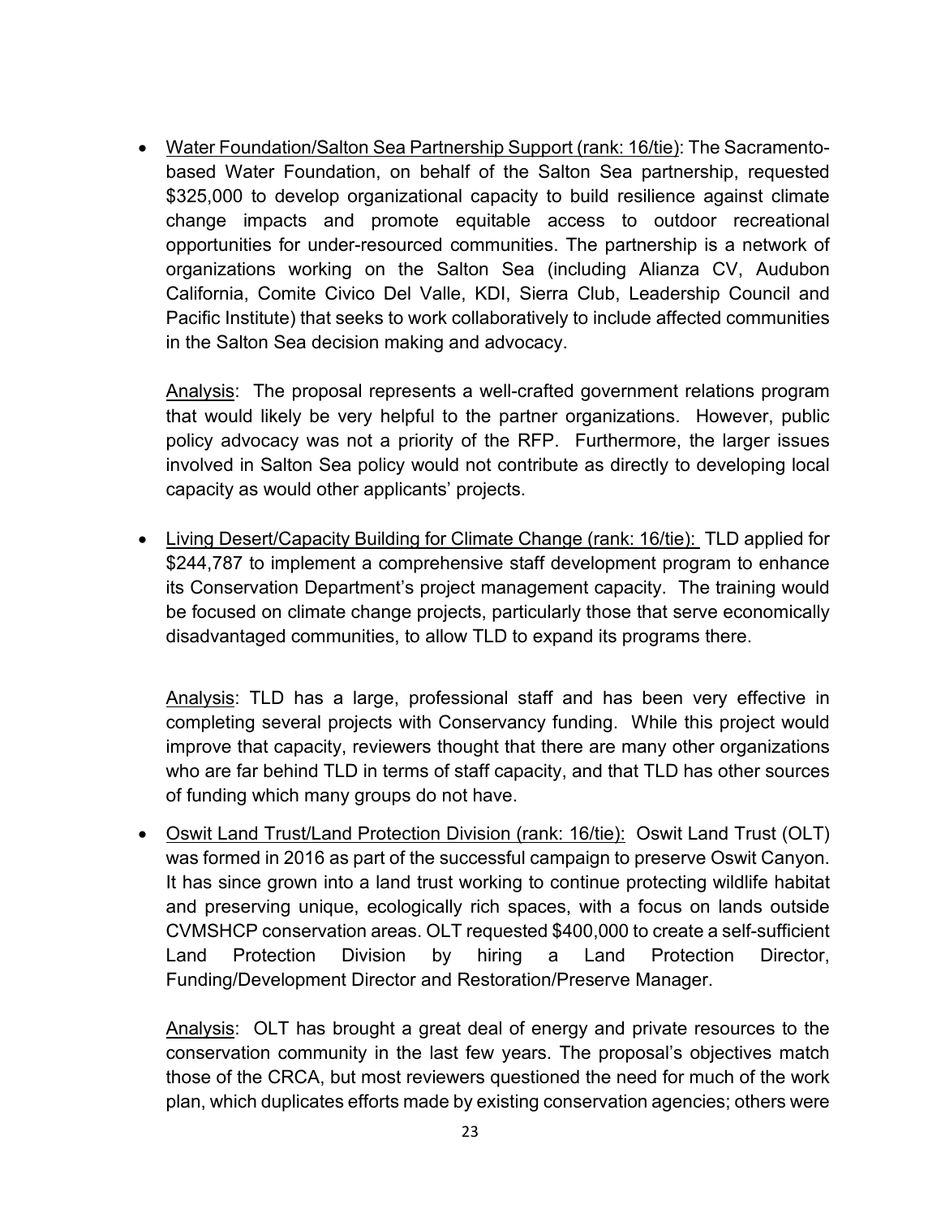- Water Foundation/Salton Sea Partnership Support (rank: 16/tie): The Sacramento-based Water Foundation, on behalf of the Salton Sea partnership, requested $325,000 to develop organizational capacity to build resilience against climate change impacts and promote equitable access to outdoor recreational opportunities for under-resourced communities. The partnership is a network of organizations working on the Salton Sea (including Alianza CV, Audubon California, Comite Civico Del Valle, KDI, Sierra Club, Leadership Council and Pacific Institute) that seeks to work collaboratively to include affected communities in the Salton Sea decision making and advocacy.

  Analysis: The proposal represents a well-crafted government relations program that would likely be very helpful to the partner organizations. However, public policy advocacy was not a priority of the RFP. Furthermore, the larger issues involved in Salton Sea policy would not contribute as directly to developing local capacity as would other applicants' projects.

- Living Desert/Capacity Building for Climate Change (rank: 16/tie): TLD applied for $244,787 to implement a comprehensive staff development program to enhance its Conservation Department's project management capacity. The training would be focused on climate change projects, particularly those that serve economically disadvantaged communities, to allow TLD to expand its programs there.

  Analysis: TLD has a large, professional staff and has been very effective in completing several projects with Conservancy funding. While this project would improve that capacity, reviewers thought that there are many other organizations who are far behind TLD in terms of staff capacity, and that TLD has other sources of funding which many groups do not have.

- Oswit Land Trust/Land Protection Division (rank: 16/tie): Oswit Land Trust (OLT) was formed in 2016 as part of the successful campaign to preserve Oswit Canyon. It has since grown into a land trust working to continue protecting wildlife habitat and preserving unique, ecologically rich spaces, with a focus on lands outside CVMSHCP conservation areas. OLT requested $400,000 to create a self-sufficient Land Protection Division by hiring a Land Protection Director, Funding/Development Director and Restoration/Preserve Manager.

  Analysis: OLT has brought a great deal of energy and private resources to the conservation community in the last few years. The proposal's objectives match those of the CRCA, but most reviewers questioned the need for much of the work plan, which duplicates efforts made by existing conservation agencies; others were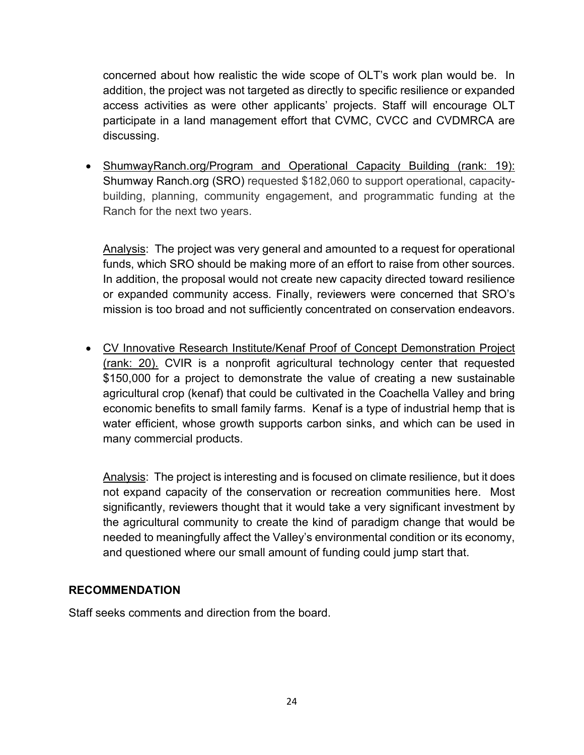concerned about how realistic the wide scope of OLT's work plan would be. In addition, the project was not targeted as directly to specific resilience or expanded access activities as were other applicants' projects. Staff will encourage OLT participate in a land management effort that CVMC, CVCC and CVDMRCA are discussing.

- <u>ShumwayRanch.org/Program and Operational Capacity Building (rank: 19):</u> Shumway Ranch.org (SRO) requested $182,060 to support operational, capacity-building, planning, community engagement, and programmatic funding at the Ranch for the next two years.

  <u>Analysis</u>: The project was very general and amounted to a request for operational funds, which SRO should be making more of an effort to raise from other sources. In addition, the proposal would not create new capacity directed toward resilience or expanded community access. Finally, reviewers were concerned that SRO's mission is too broad and not sufficiently concentrated on conservation endeavors.

- <u>CV Innovative Research Institute/Kenaf Proof of Concept Demonstration Project (rank: 20).</u> CVIR is a nonprofit agricultural technology center that requested $150,000 for a project to demonstrate the value of creating a new sustainable agricultural crop (kenaf) that could be cultivated in the Coachella Valley and bring economic benefits to small family farms. Kenaf is a type of industrial hemp that is water efficient, whose growth supports carbon sinks, and which can be used in many commercial products.

  <u>Analysis</u>: The project is interesting and is focused on climate resilience, but it does not expand capacity of the conservation or recreation communities here. Most significantly, reviewers thought that it would take a very significant investment by the agricultural community to create the kind of paradigm change that would be needed to meaningfully affect the Valley's environmental condition or its economy, and questioned where our small amount of funding could jump start that.

**RECOMMENDATION**

Staff seeks comments and direction from the board.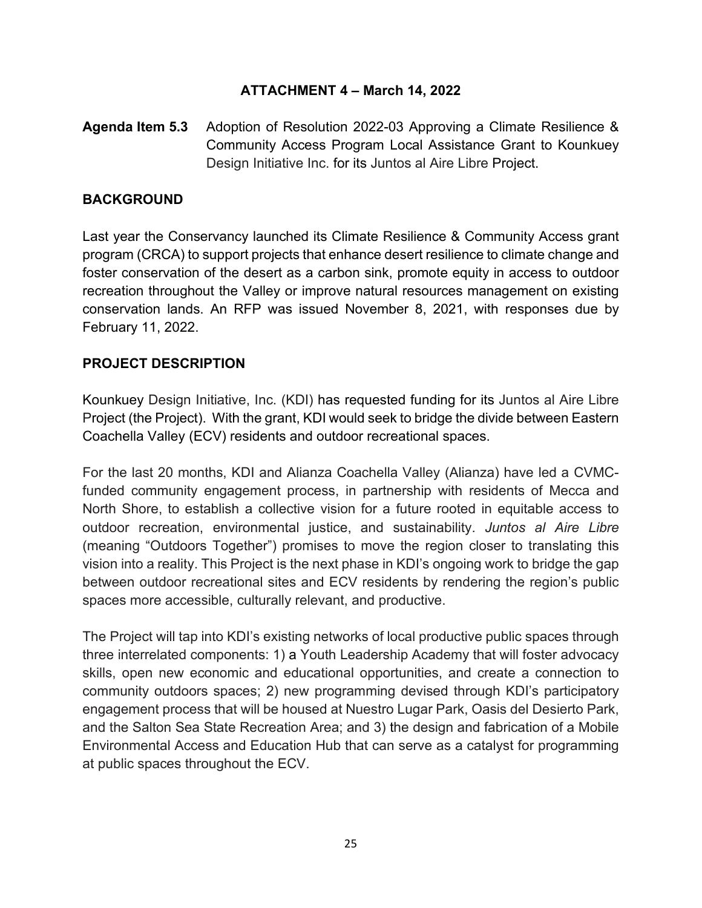**ATTACHMENT 4 – March 14, 2022**

**Agenda Item 5.3** Adoption of Resolution 2022-03 Approving a Climate Resilience & Community Access Program Local Assistance Grant to Kounkuey Design Initiative Inc. for its Juntos al Aire Libre Project.

## BACKGROUND

Last year the Conservancy launched its Climate Resilience & Community Access grant program (CRCA) to support projects that enhance desert resilience to climate change and foster conservation of the desert as a carbon sink, promote equity in access to outdoor recreation throughout the Valley or improve natural resources management on existing conservation lands. An RFP was issued November 8, 2021, with responses due by February 11, 2022.

## PROJECT DESCRIPTION

Kounkuey Design Initiative, Inc. (KDI) has requested funding for its Juntos al Aire Libre Project (the Project). With the grant, KDI would seek to bridge the divide between Eastern Coachella Valley (ECV) residents and outdoor recreational spaces.

For the last 20 months, KDI and Alianza Coachella Valley (Alianza) have led a CVMC-funded community engagement process, in partnership with residents of Mecca and North Shore, to establish a collective vision for a future rooted in equitable access to outdoor recreation, environmental justice, and sustainability. *Juntos al Aire Libre* (meaning "Outdoors Together") promises to move the region closer to translating this vision into a reality. This Project is the next phase in KDI's ongoing work to bridge the gap between outdoor recreational sites and ECV residents by rendering the region's public spaces more accessible, culturally relevant, and productive.

The Project will tap into KDI's existing networks of local productive public spaces through three interrelated components: 1) a Youth Leadership Academy that will foster advocacy skills, open new economic and educational opportunities, and create a connection to community outdoors spaces; 2) new programming devised through KDI's participatory engagement process that will be housed at Nuestro Lugar Park, Oasis del Desierto Park, and the Salton Sea State Recreation Area; and 3) the design and fabrication of a Mobile Environmental Access and Education Hub that can serve as a catalyst for programming at public spaces throughout the ECV.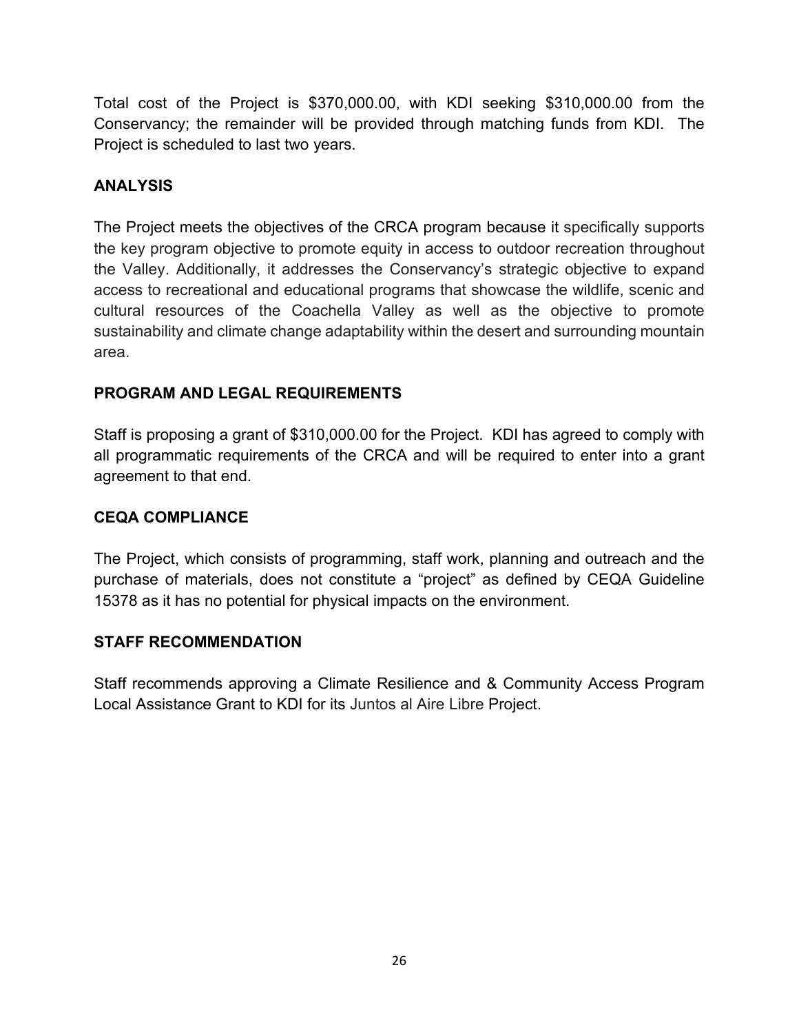Total cost of the Project is $370,000.00, with KDI seeking $310,000.00 from the Conservancy; the remainder will be provided through matching funds from KDI. The Project is scheduled to last two years.

## ANALYSIS

The Project meets the objectives of the CRCA program because it specifically supports the key program objective to promote equity in access to outdoor recreation throughout the Valley. Additionally, it addresses the Conservancy's strategic objective to expand access to recreational and educational programs that showcase the wildlife, scenic and cultural resources of the Coachella Valley as well as the objective to promote sustainability and climate change adaptability within the desert and surrounding mountain area.

## PROGRAM AND LEGAL REQUIREMENTS

Staff is proposing a grant of $310,000.00 for the Project. KDI has agreed to comply with all programmatic requirements of the CRCA and will be required to enter into a grant agreement to that end.

## CEQA COMPLIANCE

The Project, which consists of programming, staff work, planning and outreach and the purchase of materials, does not constitute a "project" as defined by CEQA Guideline 15378 as it has no potential for physical impacts on the environment.

## STAFF RECOMMENDATION

Staff recommends approving a Climate Resilience and & Community Access Program Local Assistance Grant to KDI for its Juntos al Aire Libre Project.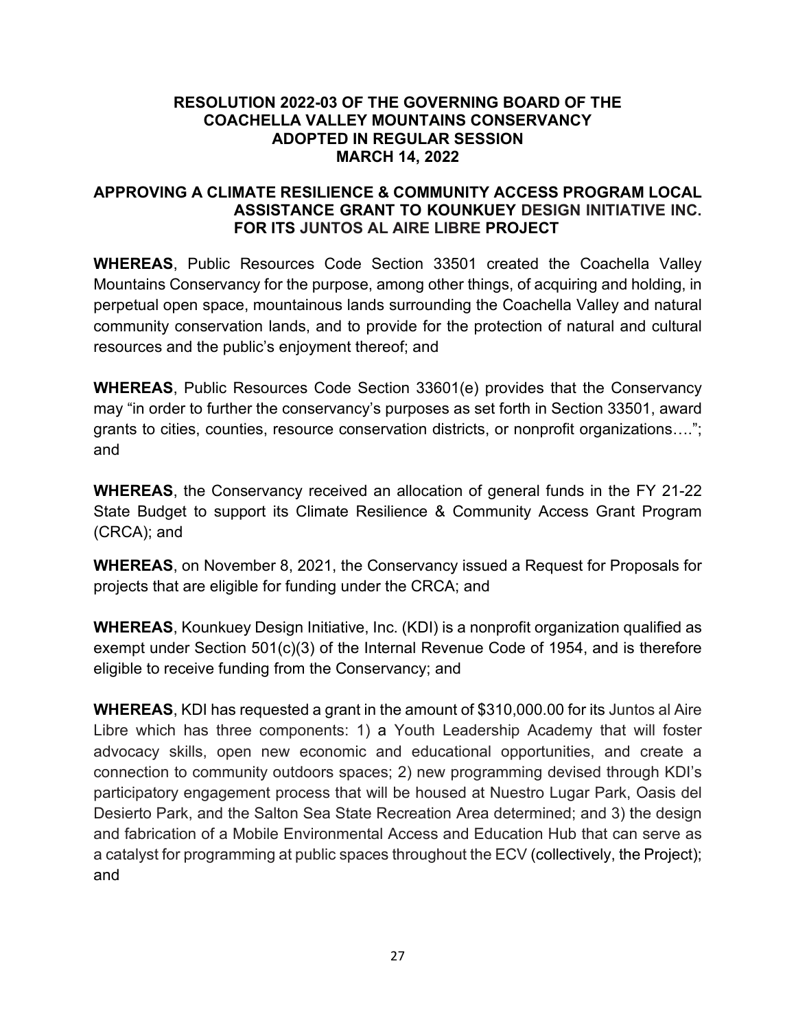# RESOLUTION 2022-03 OF THE GOVERNING BOARD OF THE COACHELLA VALLEY MOUNTAINS CONSERVANCY ADOPTED IN REGULAR SESSION MARCH 14, 2022

## APPROVING A CLIMATE RESILIENCE & COMMUNITY ACCESS PROGRAM LOCAL ASSISTANCE GRANT TO KOUNKUEY DESIGN INITIATIVE INC. FOR ITS JUNTOS AL AIRE LIBRE PROJECT

**WHEREAS**, Public Resources Code Section 33501 created the Coachella Valley Mountains Conservancy for the purpose, among other things, of acquiring and holding, in perpetual open space, mountainous lands surrounding the Coachella Valley and natural community conservation lands, and to provide for the protection of natural and cultural resources and the public's enjoyment thereof; and

**WHEREAS**, Public Resources Code Section 33601(e) provides that the Conservancy may "in order to further the conservancy's purposes as set forth in Section 33501, award grants to cities, counties, resource conservation districts, or nonprofit organizations…."; and

**WHEREAS**, the Conservancy received an allocation of general funds in the FY 21-22 State Budget to support its Climate Resilience & Community Access Grant Program (CRCA); and

**WHEREAS**, on November 8, 2021, the Conservancy issued a Request for Proposals for projects that are eligible for funding under the CRCA; and

**WHEREAS**, Kounkuey Design Initiative, Inc. (KDI) is a nonprofit organization qualified as exempt under Section 501(c)(3) of the Internal Revenue Code of 1954, and is therefore eligible to receive funding from the Conservancy; and

**WHEREAS**, KDI has requested a grant in the amount of $310,000.00 for its Juntos al Aire Libre which has three components: 1) a Youth Leadership Academy that will foster advocacy skills, open new economic and educational opportunities, and create a connection to community outdoors spaces; 2) new programming devised through KDI's participatory engagement process that will be housed at Nuestro Lugar Park, Oasis del Desierto Park, and the Salton Sea State Recreation Area determined; and 3) the design and fabrication of a Mobile Environmental Access and Education Hub that can serve as a catalyst for programming at public spaces throughout the ECV (collectively, the Project); and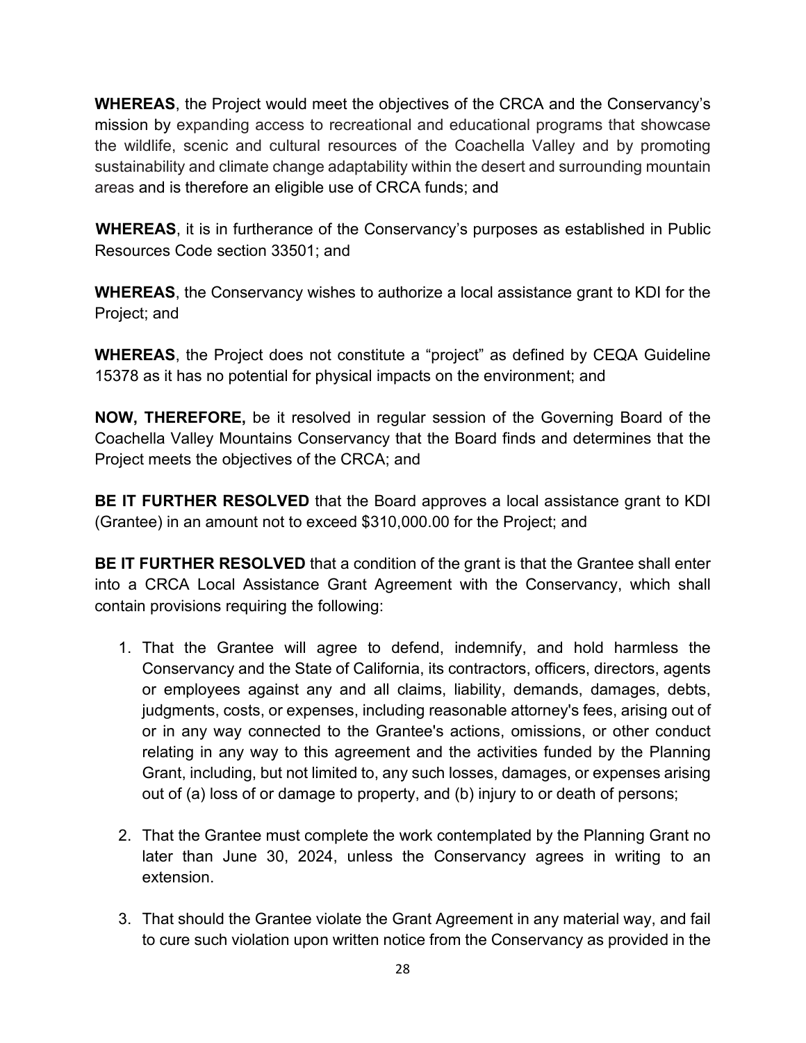**WHEREAS**, the Project would meet the objectives of the CRCA and the Conservancy's mission by expanding access to recreational and educational programs that showcase the wildlife, scenic and cultural resources of the Coachella Valley and by promoting sustainability and climate change adaptability within the desert and surrounding mountain areas and is therefore an eligible use of CRCA funds; and

**WHEREAS**, it is in furtherance of the Conservancy's purposes as established in Public Resources Code section 33501; and

**WHEREAS**, the Conservancy wishes to authorize a local assistance grant to KDI for the Project; and

**WHEREAS**, the Project does not constitute a "project" as defined by CEQA Guideline 15378 as it has no potential for physical impacts on the environment; and

**NOW, THEREFORE,** be it resolved in regular session of the Governing Board of the Coachella Valley Mountains Conservancy that the Board finds and determines that the Project meets the objectives of the CRCA; and

**BE IT FURTHER RESOLVED** that the Board approves a local assistance grant to KDI (Grantee) in an amount not to exceed $310,000.00 for the Project; and

**BE IT FURTHER RESOLVED** that a condition of the grant is that the Grantee shall enter into a CRCA Local Assistance Grant Agreement with the Conservancy, which shall contain provisions requiring the following:

1. That the Grantee will agree to defend, indemnify, and hold harmless the Conservancy and the State of California, its contractors, officers, directors, agents or employees against any and all claims, liability, demands, damages, debts, judgments, costs, or expenses, including reasonable attorney's fees, arising out of or in any way connected to the Grantee's actions, omissions, or other conduct relating in any way to this agreement and the activities funded by the Planning Grant, including, but not limited to, any such losses, damages, or expenses arising out of (a) loss of or damage to property, and (b) injury to or death of persons;

2. That the Grantee must complete the work contemplated by the Planning Grant no later than June 30, 2024, unless the Conservancy agrees in writing to an extension.

3. That should the Grantee violate the Grant Agreement in any material way, and fail to cure such violation upon written notice from the Conservancy as provided in the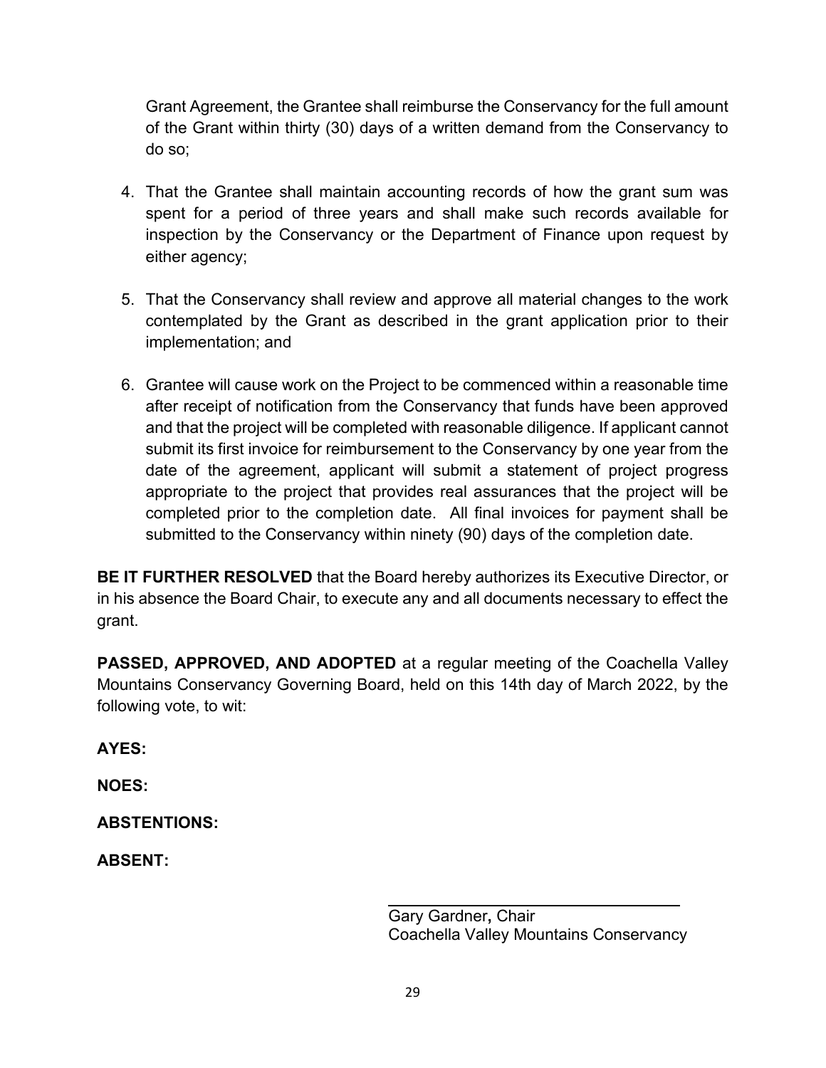Grant Agreement, the Grantee shall reimburse the Conservancy for the full amount of the Grant within thirty (30) days of a written demand from the Conservancy to do so;

4. That the Grantee shall maintain accounting records of how the grant sum was spent for a period of three years and shall make such records available for inspection by the Conservancy or the Department of Finance upon request by either agency;

5. That the Conservancy shall review and approve all material changes to the work contemplated by the Grant as described in the grant application prior to their implementation; and

6. Grantee will cause work on the Project to be commenced within a reasonable time after receipt of notification from the Conservancy that funds have been approved and that the project will be completed with reasonable diligence. If applicant cannot submit its first invoice for reimbursement to the Conservancy by one year from the date of the agreement, applicant will submit a statement of project progress appropriate to the project that provides real assurances that the project will be completed prior to the completion date. All final invoices for payment shall be submitted to the Conservancy within ninety (90) days of the completion date.

**BE IT FURTHER RESOLVED** that the Board hereby authorizes its Executive Director, or in his absence the Board Chair, to execute any and all documents necessary to effect the grant.

**PASSED, APPROVED, AND ADOPTED** at a regular meeting of the Coachella Valley Mountains Conservancy Governing Board, held on this 14th day of March 2022, by the following vote, to wit:

**AYES:**

**NOES:**

**ABSTENTIONS:**

**ABSENT:**

\_\_\_\_\_\_\_\_\_\_\_\_\_\_\_\_\_\_\_\_\_\_\_\_\_\_\_\_\_\_\_\_

Gary Gardner**,** Chair
Coachella Valley Mountains Conservancy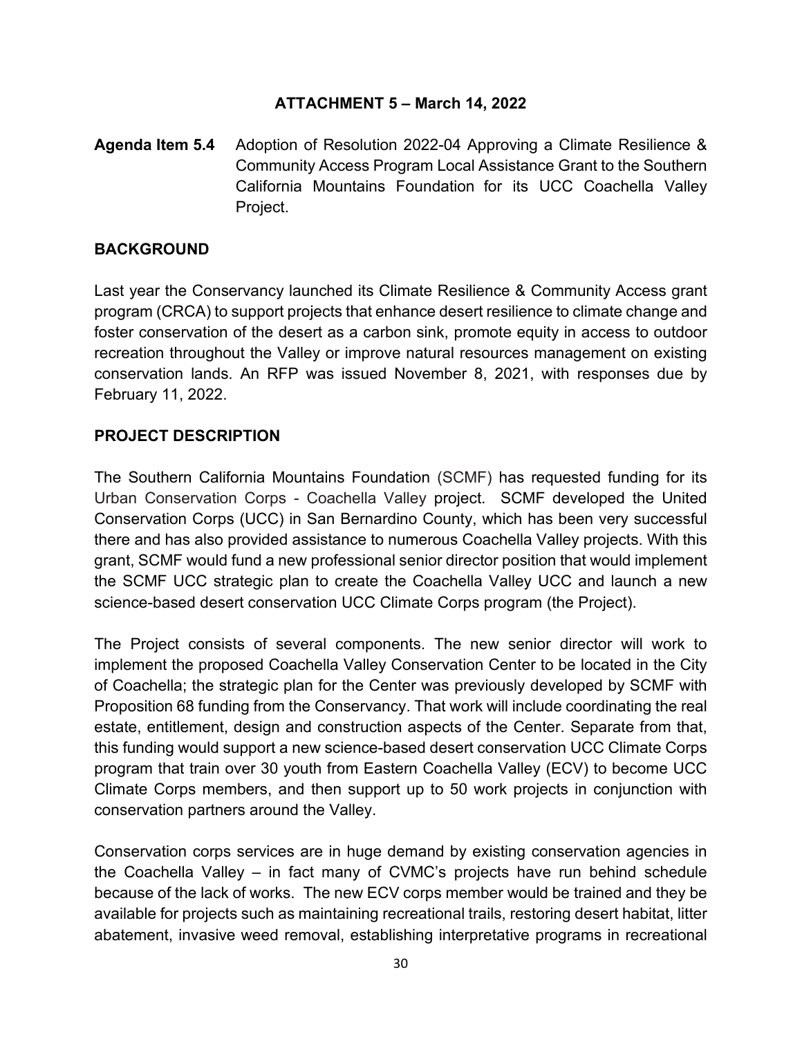**ATTACHMENT 5 – March 14, 2022**

**Agenda Item 5.4** Adoption of Resolution 2022-04 Approving a Climate Resilience & Community Access Program Local Assistance Grant to the Southern California Mountains Foundation for its UCC Coachella Valley Project.

## BACKGROUND

Last year the Conservancy launched its Climate Resilience & Community Access grant program (CRCA) to support projects that enhance desert resilience to climate change and foster conservation of the desert as a carbon sink, promote equity in access to outdoor recreation throughout the Valley or improve natural resources management on existing conservation lands. An RFP was issued November 8, 2021, with responses due by February 11, 2022.

## PROJECT DESCRIPTION

The Southern California Mountains Foundation (SCMF) has requested funding for its Urban Conservation Corps - Coachella Valley project. SCMF developed the United Conservation Corps (UCC) in San Bernardino County, which has been very successful there and has also provided assistance to numerous Coachella Valley projects. With this grant, SCMF would fund a new professional senior director position that would implement the SCMF UCC strategic plan to create the Coachella Valley UCC and launch a new science-based desert conservation UCC Climate Corps program (the Project).

The Project consists of several components. The new senior director will work to implement the proposed Coachella Valley Conservation Center to be located in the City of Coachella; the strategic plan for the Center was previously developed by SCMF with Proposition 68 funding from the Conservancy. That work will include coordinating the real estate, entitlement, design and construction aspects of the Center. Separate from that, this funding would support a new science-based desert conservation UCC Climate Corps program that train over 30 youth from Eastern Coachella Valley (ECV) to become UCC Climate Corps members, and then support up to 50 work projects in conjunction with conservation partners around the Valley.

Conservation corps services are in huge demand by existing conservation agencies in the Coachella Valley – in fact many of CVMC's projects have run behind schedule because of the lack of works. The new ECV corps member would be trained and they be available for projects such as maintaining recreational trails, restoring desert habitat, litter abatement, invasive weed removal, establishing interpretative programs in recreational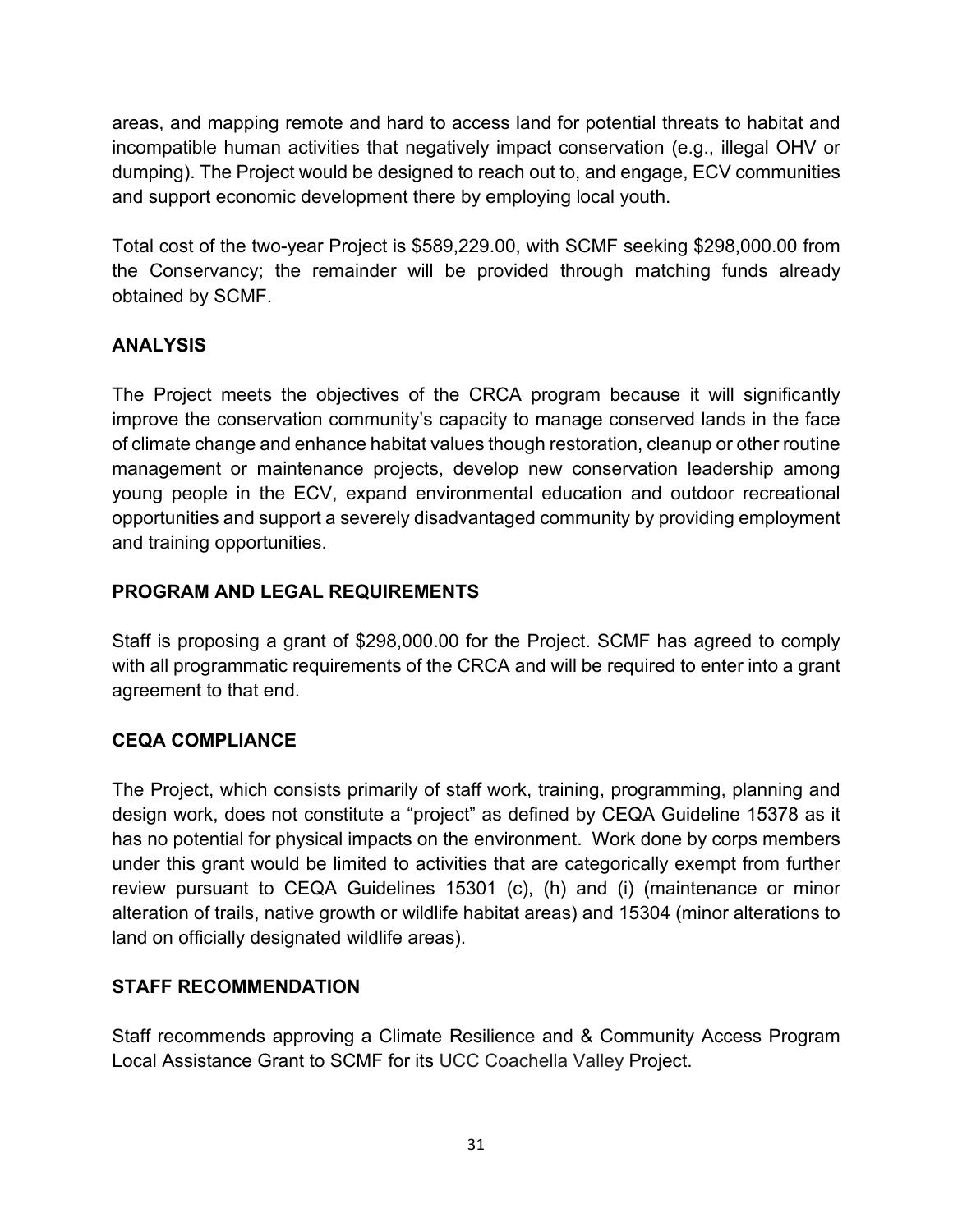areas, and mapping remote and hard to access land for potential threats to habitat and incompatible human activities that negatively impact conservation (e.g., illegal OHV or dumping). The Project would be designed to reach out to, and engage, ECV communities and support economic development there by employing local youth.

Total cost of the two-year Project is $589,229.00, with SCMF seeking $298,000.00 from the Conservancy; the remainder will be provided through matching funds already obtained by SCMF.

**ANALYSIS**

The Project meets the objectives of the CRCA program because it will significantly improve the conservation community's capacity to manage conserved lands in the face of climate change and enhance habitat values though restoration, cleanup or other routine management or maintenance projects, develop new conservation leadership among young people in the ECV, expand environmental education and outdoor recreational opportunities and support a severely disadvantaged community by providing employment and training opportunities.

**PROGRAM AND LEGAL REQUIREMENTS**

Staff is proposing a grant of $298,000.00 for the Project. SCMF has agreed to comply with all programmatic requirements of the CRCA and will be required to enter into a grant agreement to that end.

**CEQA COMPLIANCE**

The Project, which consists primarily of staff work, training, programming, planning and design work, does not constitute a "project" as defined by CEQA Guideline 15378 as it has no potential for physical impacts on the environment. Work done by corps members under this grant would be limited to activities that are categorically exempt from further review pursuant to CEQA Guidelines 15301 (c), (h) and (i) (maintenance or minor alteration of trails, native growth or wildlife habitat areas) and 15304 (minor alterations to land on officially designated wildlife areas).

**STAFF RECOMMENDATION**

Staff recommends approving a Climate Resilience and & Community Access Program Local Assistance Grant to SCMF for its UCC Coachella Valley Project.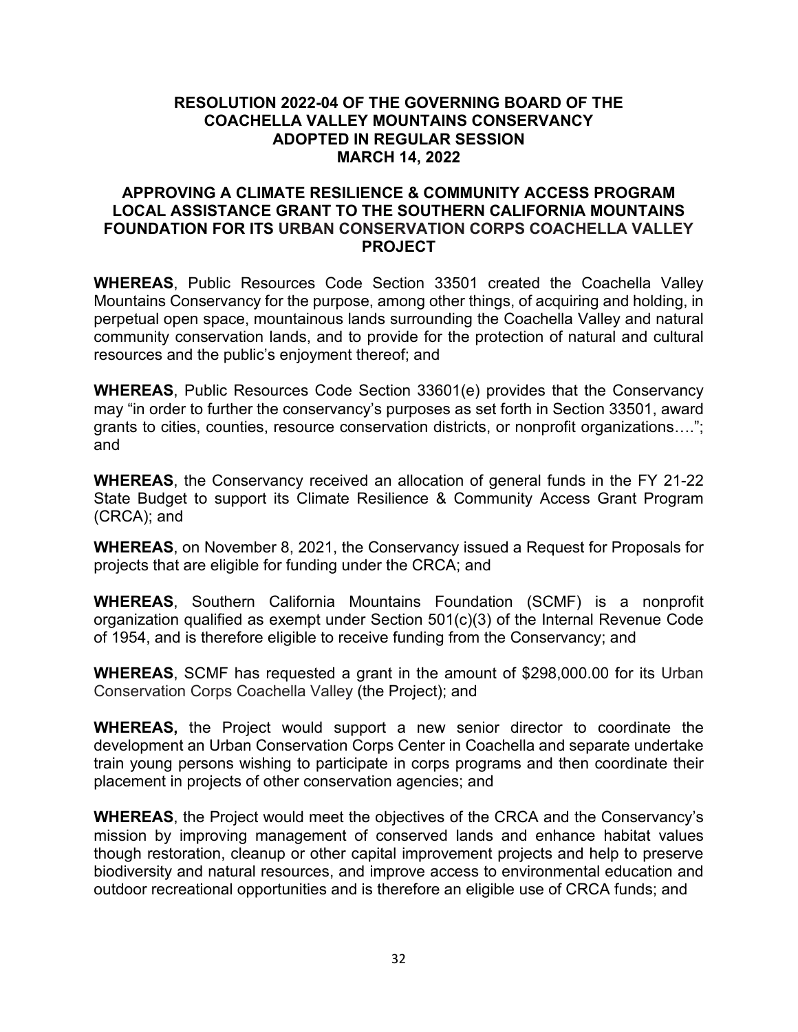**RESOLUTION 2022-04 OF THE GOVERNING BOARD OF THE COACHELLA VALLEY MOUNTAINS CONSERVANCY ADOPTED IN REGULAR SESSION MARCH 14, 2022**

**APPROVING A CLIMATE RESILIENCE & COMMUNITY ACCESS PROGRAM LOCAL ASSISTANCE GRANT TO THE SOUTHERN CALIFORNIA MOUNTAINS FOUNDATION FOR ITS URBAN CONSERVATION CORPS COACHELLA VALLEY PROJECT**

**WHEREAS**, Public Resources Code Section 33501 created the Coachella Valley Mountains Conservancy for the purpose, among other things, of acquiring and holding, in perpetual open space, mountainous lands surrounding the Coachella Valley and natural community conservation lands, and to provide for the protection of natural and cultural resources and the public's enjoyment thereof; and

**WHEREAS**, Public Resources Code Section 33601(e) provides that the Conservancy may "in order to further the conservancy's purposes as set forth in Section 33501, award grants to cities, counties, resource conservation districts, or nonprofit organizations…."; and

**WHEREAS**, the Conservancy received an allocation of general funds in the FY 21-22 State Budget to support its Climate Resilience & Community Access Grant Program (CRCA); and

**WHEREAS**, on November 8, 2021, the Conservancy issued a Request for Proposals for projects that are eligible for funding under the CRCA; and

**WHEREAS**, Southern California Mountains Foundation (SCMF) is a nonprofit organization qualified as exempt under Section 501(c)(3) of the Internal Revenue Code of 1954, and is therefore eligible to receive funding from the Conservancy; and

**WHEREAS**, SCMF has requested a grant in the amount of $298,000.00 for its Urban Conservation Corps Coachella Valley (the Project); and

**WHEREAS,** the Project would support a new senior director to coordinate the development an Urban Conservation Corps Center in Coachella and separate undertake train young persons wishing to participate in corps programs and then coordinate their placement in projects of other conservation agencies; and

**WHEREAS**, the Project would meet the objectives of the CRCA and the Conservancy's mission by improving management of conserved lands and enhance habitat values though restoration, cleanup or other capital improvement projects and help to preserve biodiversity and natural resources, and improve access to environmental education and outdoor recreational opportunities and is therefore an eligible use of CRCA funds; and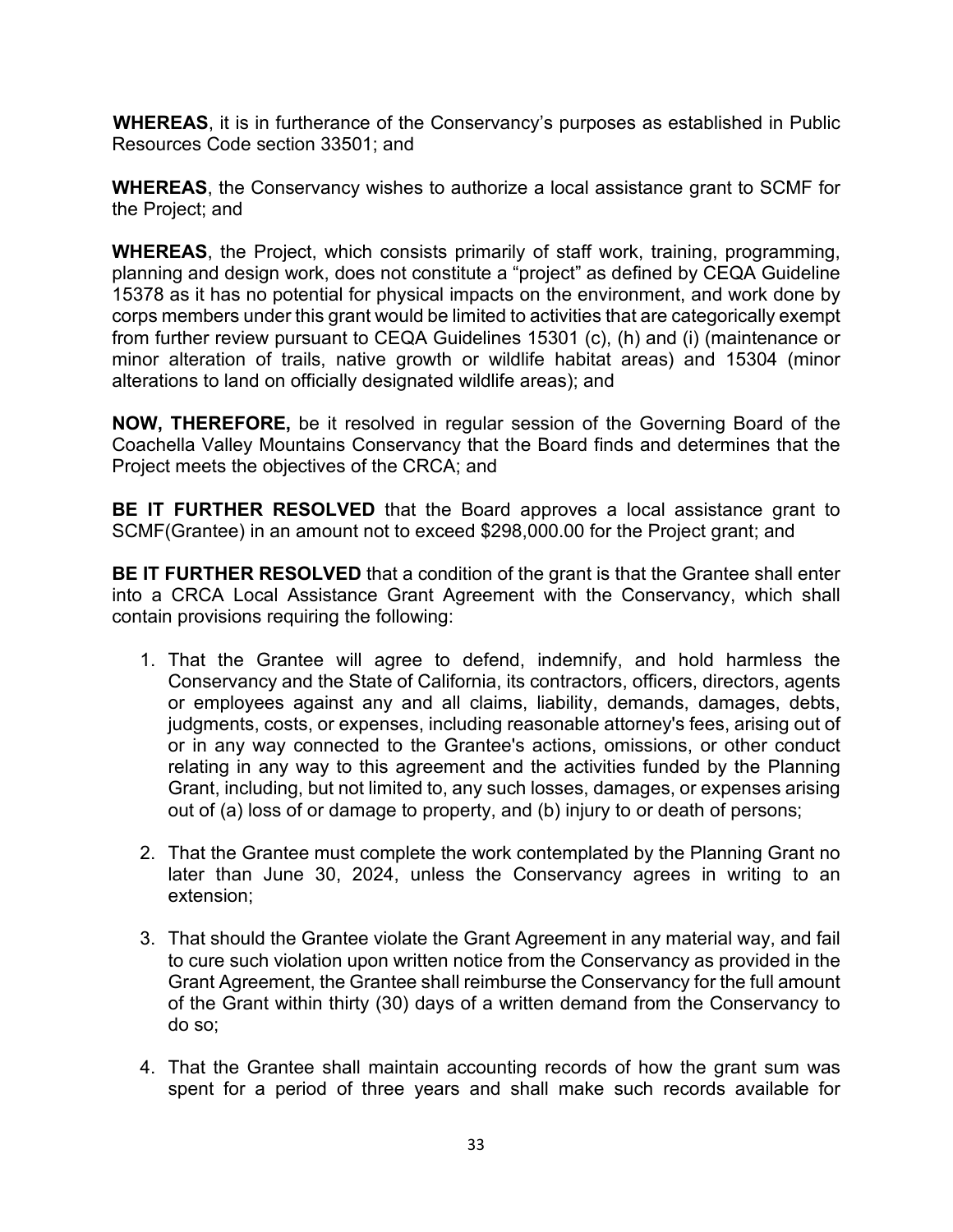**WHEREAS**, it is in furtherance of the Conservancy's purposes as established in Public Resources Code section 33501; and

**WHEREAS**, the Conservancy wishes to authorize a local assistance grant to SCMF for the Project; and

**WHEREAS**, the Project, which consists primarily of staff work, training, programming, planning and design work, does not constitute a "project" as defined by CEQA Guideline 15378 as it has no potential for physical impacts on the environment, and work done by corps members under this grant would be limited to activities that are categorically exempt from further review pursuant to CEQA Guidelines 15301 (c), (h) and (i) (maintenance or minor alteration of trails, native growth or wildlife habitat areas) and 15304 (minor alterations to land on officially designated wildlife areas); and

**NOW, THEREFORE,** be it resolved in regular session of the Governing Board of the Coachella Valley Mountains Conservancy that the Board finds and determines that the Project meets the objectives of the CRCA; and

**BE IT FURTHER RESOLVED** that the Board approves a local assistance grant to SCMF(Grantee) in an amount not to exceed $298,000.00 for the Project grant; and

**BE IT FURTHER RESOLVED** that a condition of the grant is that the Grantee shall enter into a CRCA Local Assistance Grant Agreement with the Conservancy, which shall contain provisions requiring the following:

1. That the Grantee will agree to defend, indemnify, and hold harmless the Conservancy and the State of California, its contractors, officers, directors, agents or employees against any and all claims, liability, demands, damages, debts, judgments, costs, or expenses, including reasonable attorney's fees, arising out of or in any way connected to the Grantee's actions, omissions, or other conduct relating in any way to this agreement and the activities funded by the Planning Grant, including, but not limited to, any such losses, damages, or expenses arising out of (a) loss of or damage to property, and (b) injury to or death of persons;

2. That the Grantee must complete the work contemplated by the Planning Grant no later than June 30, 2024, unless the Conservancy agrees in writing to an extension;

3. That should the Grantee violate the Grant Agreement in any material way, and fail to cure such violation upon written notice from the Conservancy as provided in the Grant Agreement, the Grantee shall reimburse the Conservancy for the full amount of the Grant within thirty (30) days of a written demand from the Conservancy to do so;

4. That the Grantee shall maintain accounting records of how the grant sum was spent for a period of three years and shall make such records available for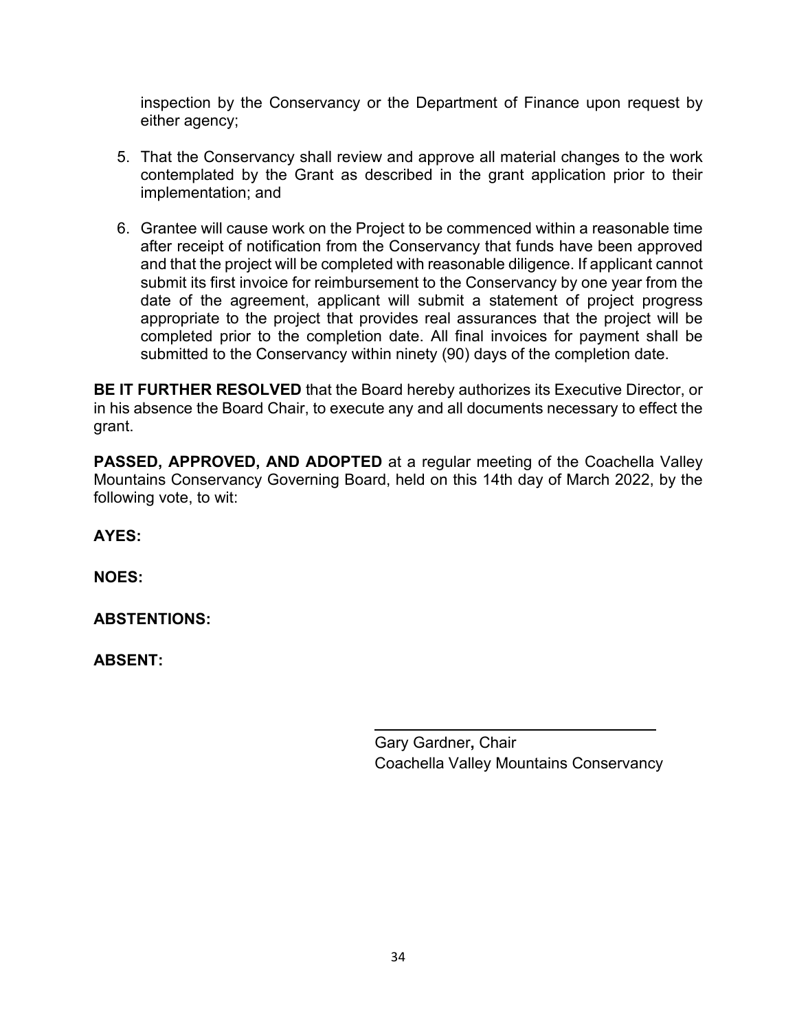inspection by the Conservancy or the Department of Finance upon request by either agency;

5. That the Conservancy shall review and approve all material changes to the work contemplated by the Grant as described in the grant application prior to their implementation; and

6. Grantee will cause work on the Project to be commenced within a reasonable time after receipt of notification from the Conservancy that funds have been approved and that the project will be completed with reasonable diligence. If applicant cannot submit its first invoice for reimbursement to the Conservancy by one year from the date of the agreement, applicant will submit a statement of project progress appropriate to the project that provides real assurances that the project will be completed prior to the completion date. All final invoices for payment shall be submitted to the Conservancy within ninety (90) days of the completion date.

**BE IT FURTHER RESOLVED** that the Board hereby authorizes its Executive Director, or in his absence the Board Chair, to execute any and all documents necessary to effect the grant.

**PASSED, APPROVED, AND ADOPTED** at a regular meeting of the Coachella Valley Mountains Conservancy Governing Board, held on this 14th day of March 2022, by the following vote, to wit:

**AYES:**

**NOES:**

**ABSTENTIONS:**

**ABSENT:**

\_\_\_\_\_\_\_\_\_\_\_\_\_\_\_\_\_\_\_\_\_\_\_\_\_\_\_\_\_\_\_\_\_\_

Gary Gardner**,** Chair
Coachella Valley Mountains Conservancy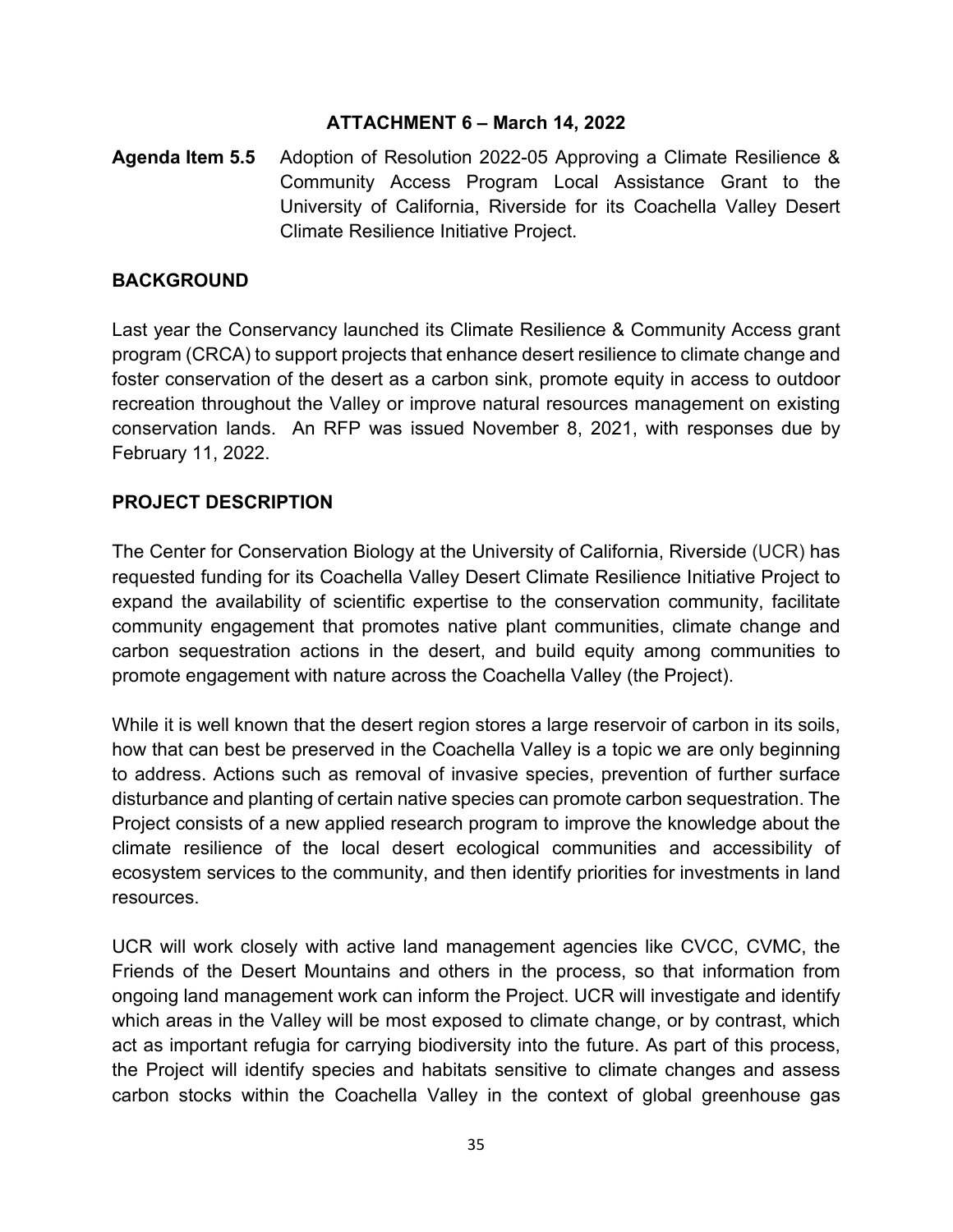**ATTACHMENT 6 – March 14, 2022**

**Agenda Item 5.5** Adoption of Resolution 2022-05 Approving a Climate Resilience & Community Access Program Local Assistance Grant to the University of California, Riverside for its Coachella Valley Desert Climate Resilience Initiative Project.

## BACKGROUND

Last year the Conservancy launched its Climate Resilience & Community Access grant program (CRCA) to support projects that enhance desert resilience to climate change and foster conservation of the desert as a carbon sink, promote equity in access to outdoor recreation throughout the Valley or improve natural resources management on existing conservation lands. An RFP was issued November 8, 2021, with responses due by February 11, 2022.

## PROJECT DESCRIPTION

The Center for Conservation Biology at the University of California, Riverside (UCR) has requested funding for its Coachella Valley Desert Climate Resilience Initiative Project to expand the availability of scientific expertise to the conservation community, facilitate community engagement that promotes native plant communities, climate change and carbon sequestration actions in the desert, and build equity among communities to promote engagement with nature across the Coachella Valley (the Project).

While it is well known that the desert region stores a large reservoir of carbon in its soils, how that can best be preserved in the Coachella Valley is a topic we are only beginning to address. Actions such as removal of invasive species, prevention of further surface disturbance and planting of certain native species can promote carbon sequestration. The Project consists of a new applied research program to improve the knowledge about the climate resilience of the local desert ecological communities and accessibility of ecosystem services to the community, and then identify priorities for investments in land resources.

UCR will work closely with active land management agencies like CVCC, CVMC, the Friends of the Desert Mountains and others in the process, so that information from ongoing land management work can inform the Project. UCR will investigate and identify which areas in the Valley will be most exposed to climate change, or by contrast, which act as important refugia for carrying biodiversity into the future. As part of this process, the Project will identify species and habitats sensitive to climate changes and assess carbon stocks within the Coachella Valley in the context of global greenhouse gas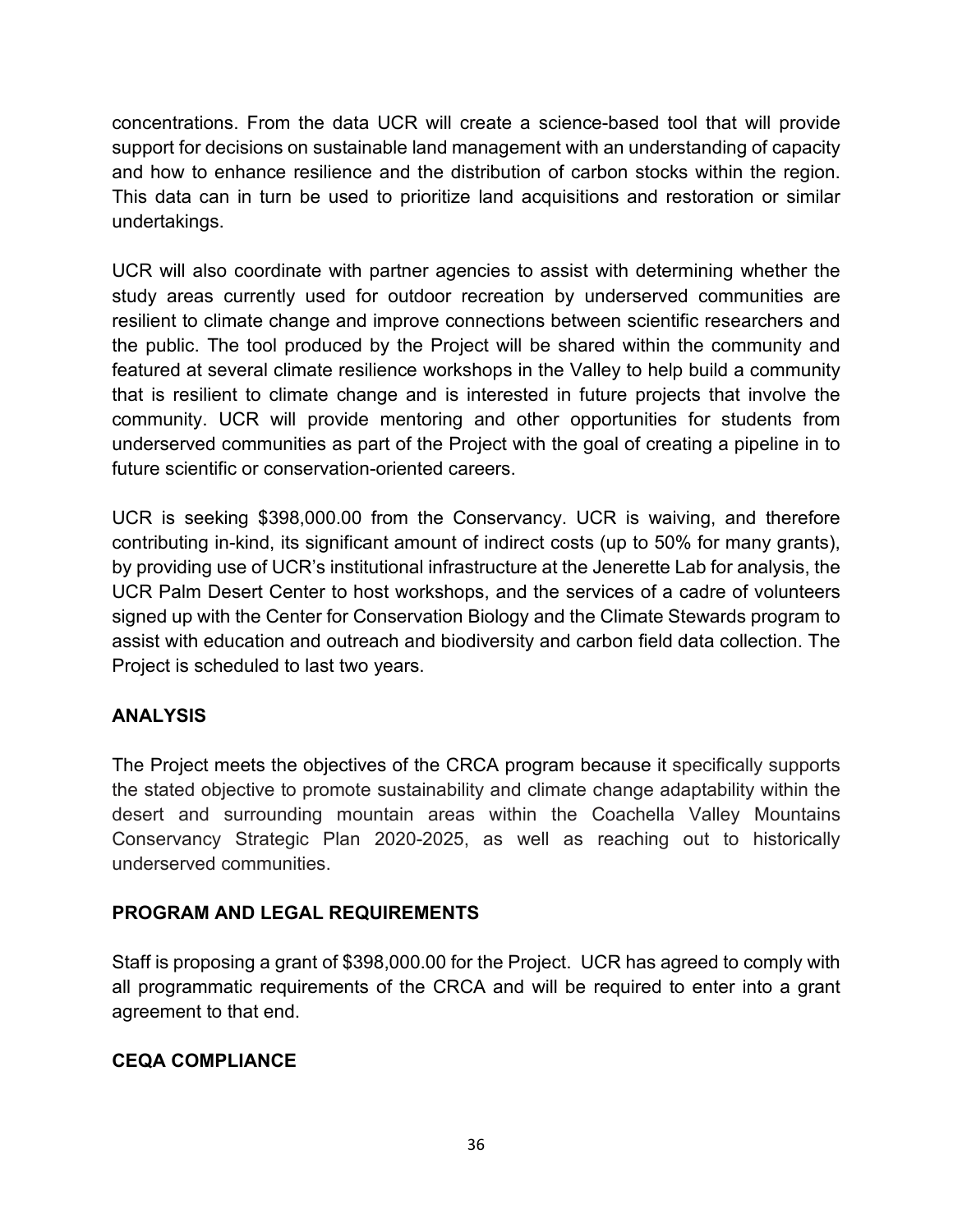concentrations. From the data UCR will create a science-based tool that will provide support for decisions on sustainable land management with an understanding of capacity and how to enhance resilience and the distribution of carbon stocks within the region. This data can in turn be used to prioritize land acquisitions and restoration or similar undertakings.

UCR will also coordinate with partner agencies to assist with determining whether the study areas currently used for outdoor recreation by underserved communities are resilient to climate change and improve connections between scientific researchers and the public. The tool produced by the Project will be shared within the community and featured at several climate resilience workshops in the Valley to help build a community that is resilient to climate change and is interested in future projects that involve the community. UCR will provide mentoring and other opportunities for students from underserved communities as part of the Project with the goal of creating a pipeline in to future scientific or conservation-oriented careers.

UCR is seeking $398,000.00 from the Conservancy. UCR is waiving, and therefore contributing in-kind, its significant amount of indirect costs (up to 50% for many grants), by providing use of UCR's institutional infrastructure at the Jenerette Lab for analysis, the UCR Palm Desert Center to host workshops, and the services of a cadre of volunteers signed up with the Center for Conservation Biology and the Climate Stewards program to assist with education and outreach and biodiversity and carbon field data collection. The Project is scheduled to last two years.

**ANALYSIS**

The Project meets the objectives of the CRCA program because it specifically supports the stated objective to promote sustainability and climate change adaptability within the desert and surrounding mountain areas within the Coachella Valley Mountains Conservancy Strategic Plan 2020-2025, as well as reaching out to historically underserved communities.

**PROGRAM AND LEGAL REQUIREMENTS**

Staff is proposing a grant of $398,000.00 for the Project. UCR has agreed to comply with all programmatic requirements of the CRCA and will be required to enter into a grant agreement to that end.

**CEQA COMPLIANCE**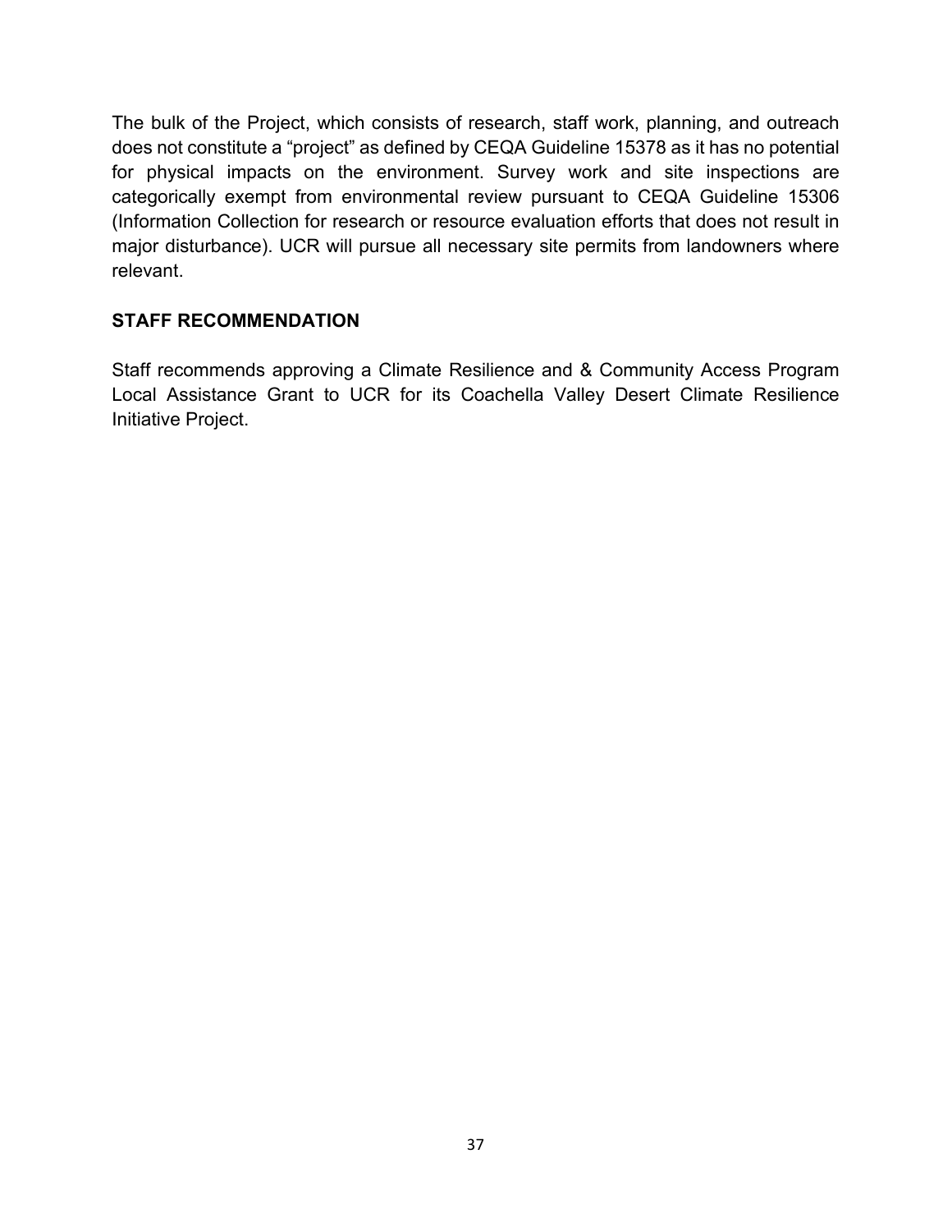The bulk of the Project, which consists of research, staff work, planning, and outreach does not constitute a “project” as defined by CEQA Guideline 15378 as it has no potential for physical impacts on the environment. Survey work and site inspections are categorically exempt from environmental review pursuant to CEQA Guideline 15306 (Information Collection for research or resource evaluation efforts that does not result in major disturbance). UCR will pursue all necessary site permits from landowners where relevant.

**STAFF RECOMMENDATION**

Staff recommends approving a Climate Resilience and & Community Access Program Local Assistance Grant to UCR for its Coachella Valley Desert Climate Resilience Initiative Project.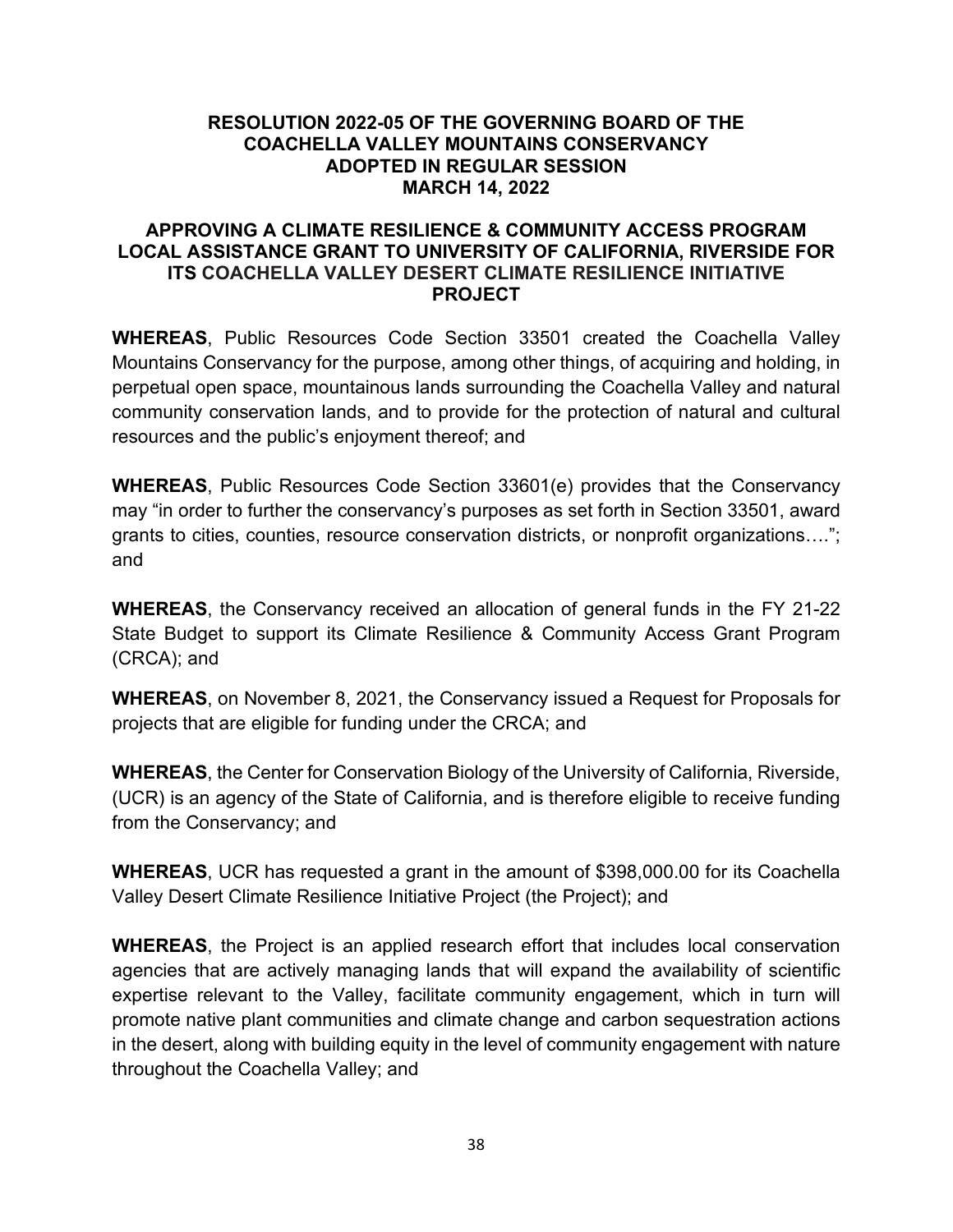**RESOLUTION 2022-05 OF THE GOVERNING BOARD OF THE COACHELLA VALLEY MOUNTAINS CONSERVANCY ADOPTED IN REGULAR SESSION MARCH 14, 2022**

**APPROVING A CLIMATE RESILIENCE & COMMUNITY ACCESS PROGRAM LOCAL ASSISTANCE GRANT TO UNIVERSITY OF CALIFORNIA, RIVERSIDE FOR ITS COACHELLA VALLEY DESERT CLIMATE RESILIENCE INITIATIVE PROJECT**

**WHEREAS**, Public Resources Code Section 33501 created the Coachella Valley Mountains Conservancy for the purpose, among other things, of acquiring and holding, in perpetual open space, mountainous lands surrounding the Coachella Valley and natural community conservation lands, and to provide for the protection of natural and cultural resources and the public's enjoyment thereof; and

**WHEREAS**, Public Resources Code Section 33601(e) provides that the Conservancy may "in order to further the conservancy's purposes as set forth in Section 33501, award grants to cities, counties, resource conservation districts, or nonprofit organizations…."; and

**WHEREAS**, the Conservancy received an allocation of general funds in the FY 21-22 State Budget to support its Climate Resilience & Community Access Grant Program (CRCA); and

**WHEREAS**, on November 8, 2021, the Conservancy issued a Request for Proposals for projects that are eligible for funding under the CRCA; and

**WHEREAS**, the Center for Conservation Biology of the University of California, Riverside, (UCR) is an agency of the State of California, and is therefore eligible to receive funding from the Conservancy; and

**WHEREAS**, UCR has requested a grant in the amount of $398,000.00 for its Coachella Valley Desert Climate Resilience Initiative Project (the Project); and

**WHEREAS**, the Project is an applied research effort that includes local conservation agencies that are actively managing lands that will expand the availability of scientific expertise relevant to the Valley, facilitate community engagement, which in turn will promote native plant communities and climate change and carbon sequestration actions in the desert, along with building equity in the level of community engagement with nature throughout the Coachella Valley; and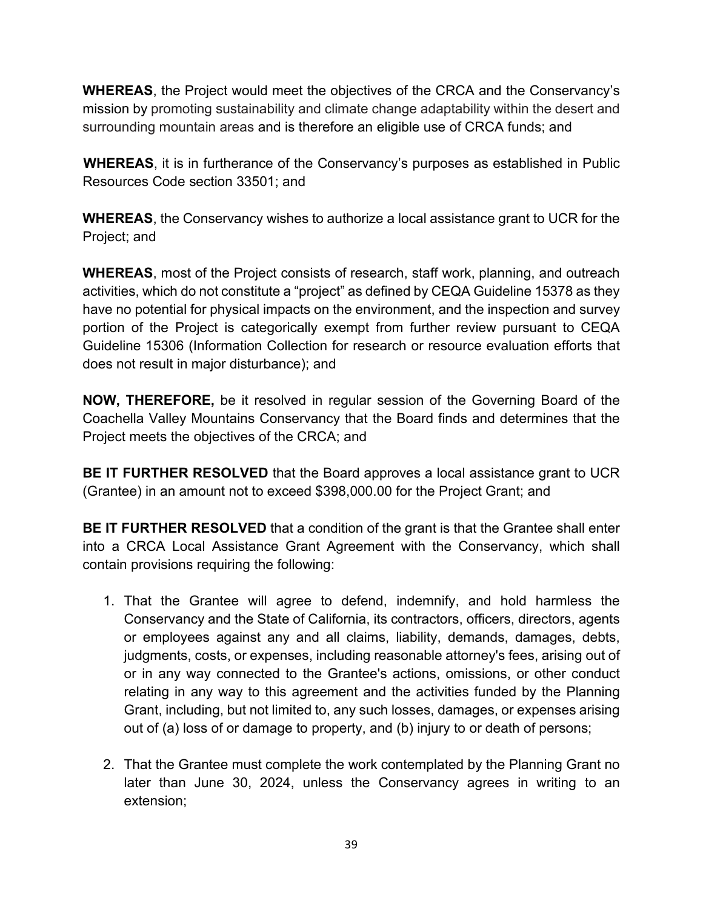**WHEREAS**, the Project would meet the objectives of the CRCA and the Conservancy's mission by promoting sustainability and climate change adaptability within the desert and surrounding mountain areas and is therefore an eligible use of CRCA funds; and

**WHEREAS**, it is in furtherance of the Conservancy's purposes as established in Public Resources Code section 33501; and

**WHEREAS**, the Conservancy wishes to authorize a local assistance grant to UCR for the Project; and

**WHEREAS**, most of the Project consists of research, staff work, planning, and outreach activities, which do not constitute a "project" as defined by CEQA Guideline 15378 as they have no potential for physical impacts on the environment, and the inspection and survey portion of the Project is categorically exempt from further review pursuant to CEQA Guideline 15306 (Information Collection for research or resource evaluation efforts that does not result in major disturbance); and

**NOW, THEREFORE,** be it resolved in regular session of the Governing Board of the Coachella Valley Mountains Conservancy that the Board finds and determines that the Project meets the objectives of the CRCA; and

**BE IT FURTHER RESOLVED** that the Board approves a local assistance grant to UCR (Grantee) in an amount not to exceed $398,000.00 for the Project Grant; and

**BE IT FURTHER RESOLVED** that a condition of the grant is that the Grantee shall enter into a CRCA Local Assistance Grant Agreement with the Conservancy, which shall contain provisions requiring the following:

1. That the Grantee will agree to defend, indemnify, and hold harmless the Conservancy and the State of California, its contractors, officers, directors, agents or employees against any and all claims, liability, demands, damages, debts, judgments, costs, or expenses, including reasonable attorney's fees, arising out of or in any way connected to the Grantee's actions, omissions, or other conduct relating in any way to this agreement and the activities funded by the Planning Grant, including, but not limited to, any such losses, damages, or expenses arising out of (a) loss of or damage to property, and (b) injury to or death of persons;

2. That the Grantee must complete the work contemplated by the Planning Grant no later than June 30, 2024, unless the Conservancy agrees in writing to an extension;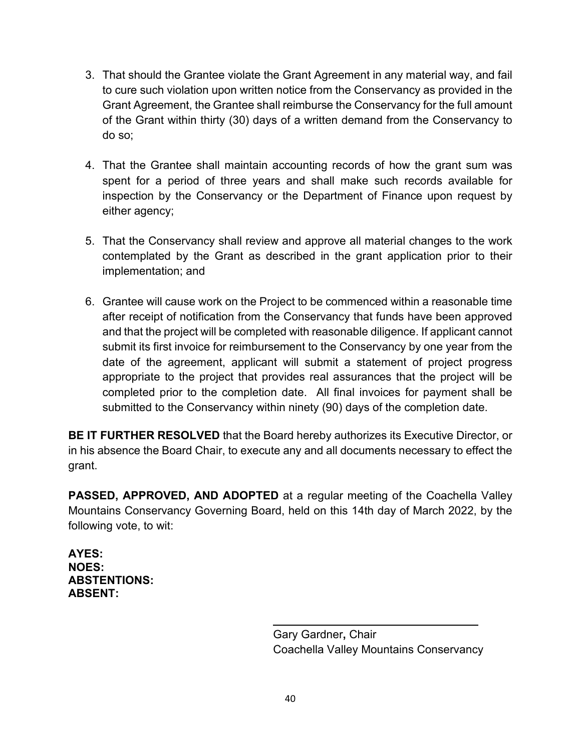3. That should the Grantee violate the Grant Agreement in any material way, and fail to cure such violation upon written notice from the Conservancy as provided in the Grant Agreement, the Grantee shall reimburse the Conservancy for the full amount of the Grant within thirty (30) days of a written demand from the Conservancy to do so;

4. That the Grantee shall maintain accounting records of how the grant sum was spent for a period of three years and shall make such records available for inspection by the Conservancy or the Department of Finance upon request by either agency;

5. That the Conservancy shall review and approve all material changes to the work contemplated by the Grant as described in the grant application prior to their implementation; and

6. Grantee will cause work on the Project to be commenced within a reasonable time after receipt of notification from the Conservancy that funds have been approved and that the project will be completed with reasonable diligence. If applicant cannot submit its first invoice for reimbursement to the Conservancy by one year from the date of the agreement, applicant will submit a statement of project progress appropriate to the project that provides real assurances that the project will be completed prior to the completion date. All final invoices for payment shall be submitted to the Conservancy within ninety (90) days of the completion date.

**BE IT FURTHER RESOLVED** that the Board hereby authorizes its Executive Director, or in his absence the Board Chair, to execute any and all documents necessary to effect the grant.

**PASSED, APPROVED, AND ADOPTED** at a regular meeting of the Coachella Valley Mountains Conservancy Governing Board, held on this 14th day of March 2022, by the following vote, to wit:

**AYES:**
**NOES:**
**ABSTENTIONS:**
**ABSENT:**

\_\_\_\_\_\_\_\_\_\_\_\_\_\_\_\_\_\_\_\_\_\_\_\_\_\_\_\_\_\_\_\_
Gary Gardner**,** Chair
Coachella Valley Mountains Conservancy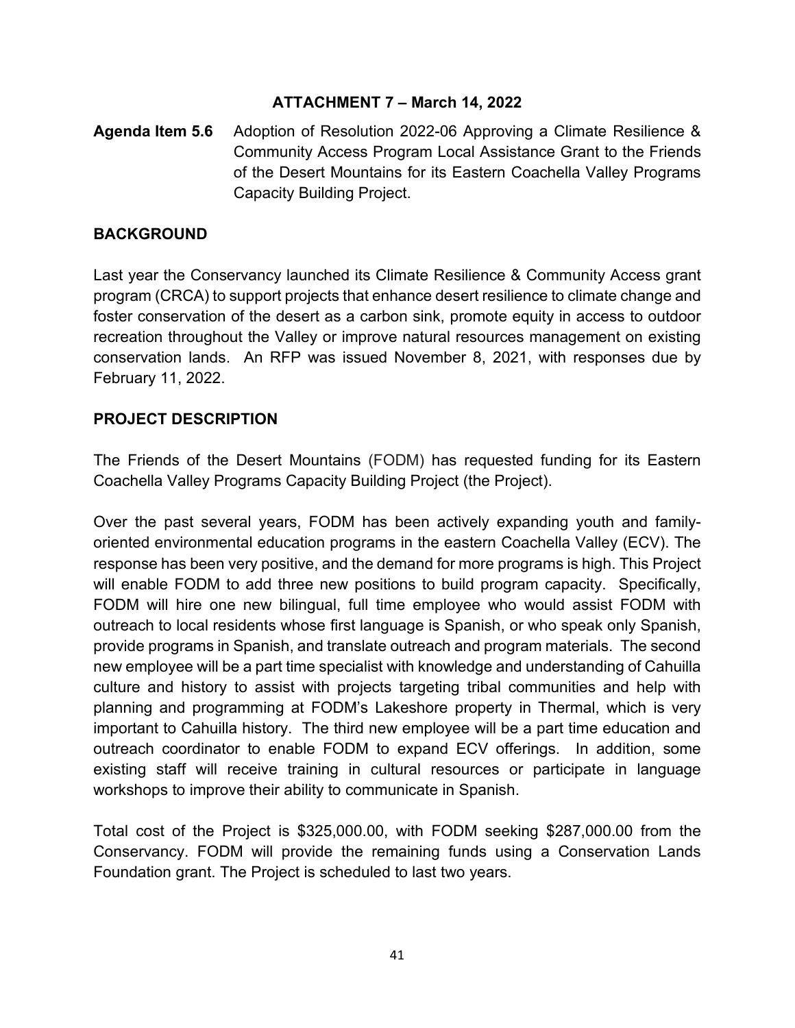**ATTACHMENT 7 – March 14, 2022**

**Agenda Item 5.6** Adoption of Resolution 2022-06 Approving a Climate Resilience & Community Access Program Local Assistance Grant to the Friends of the Desert Mountains for its Eastern Coachella Valley Programs Capacity Building Project.

## BACKGROUND

Last year the Conservancy launched its Climate Resilience & Community Access grant program (CRCA) to support projects that enhance desert resilience to climate change and foster conservation of the desert as a carbon sink, promote equity in access to outdoor recreation throughout the Valley or improve natural resources management on existing conservation lands. An RFP was issued November 8, 2021, with responses due by February 11, 2022.

## PROJECT DESCRIPTION

The Friends of the Desert Mountains (FODM) has requested funding for its Eastern Coachella Valley Programs Capacity Building Project (the Project).

Over the past several years, FODM has been actively expanding youth and family-oriented environmental education programs in the eastern Coachella Valley (ECV). The response has been very positive, and the demand for more programs is high. This Project will enable FODM to add three new positions to build program capacity. Specifically, FODM will hire one new bilingual, full time employee who would assist FODM with outreach to local residents whose first language is Spanish, or who speak only Spanish, provide programs in Spanish, and translate outreach and program materials. The second new employee will be a part time specialist with knowledge and understanding of Cahuilla culture and history to assist with projects targeting tribal communities and help with planning and programming at FODM's Lakeshore property in Thermal, which is very important to Cahuilla history. The third new employee will be a part time education and outreach coordinator to enable FODM to expand ECV offerings. In addition, some existing staff will receive training in cultural resources or participate in language workshops to improve their ability to communicate in Spanish.

Total cost of the Project is $325,000.00, with FODM seeking $287,000.00 from the Conservancy. FODM will provide the remaining funds using a Conservation Lands Foundation grant. The Project is scheduled to last two years.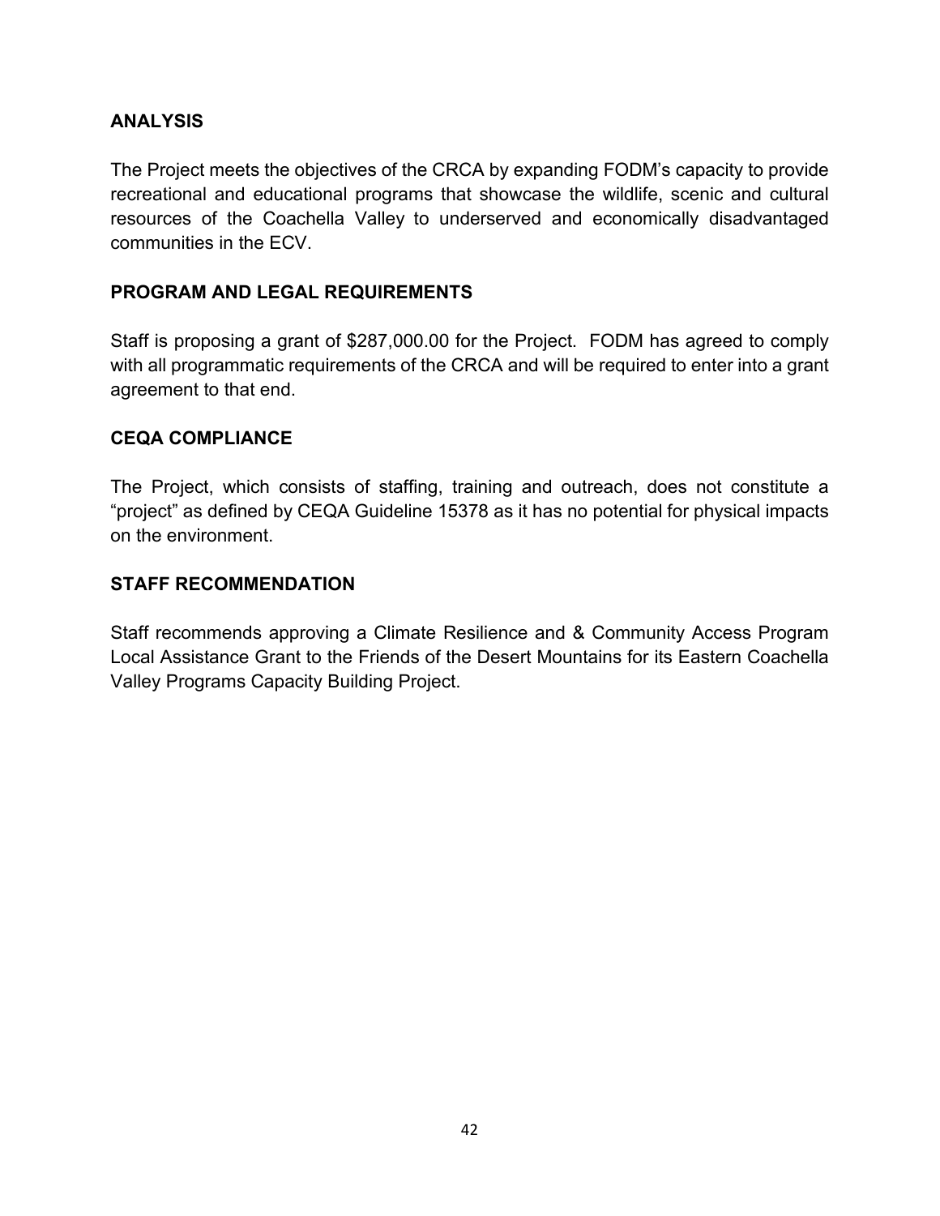## ANALYSIS

The Project meets the objectives of the CRCA by expanding FODM's capacity to provide recreational and educational programs that showcase the wildlife, scenic and cultural resources of the Coachella Valley to underserved and economically disadvantaged communities in the ECV.

## PROGRAM AND LEGAL REQUIREMENTS

Staff is proposing a grant of $287,000.00 for the Project. FODM has agreed to comply with all programmatic requirements of the CRCA and will be required to enter into a grant agreement to that end.

## CEQA COMPLIANCE

The Project, which consists of staffing, training and outreach, does not constitute a "project" as defined by CEQA Guideline 15378 as it has no potential for physical impacts on the environment.

## STAFF RECOMMENDATION

Staff recommends approving a Climate Resilience and & Community Access Program Local Assistance Grant to the Friends of the Desert Mountains for its Eastern Coachella Valley Programs Capacity Building Project.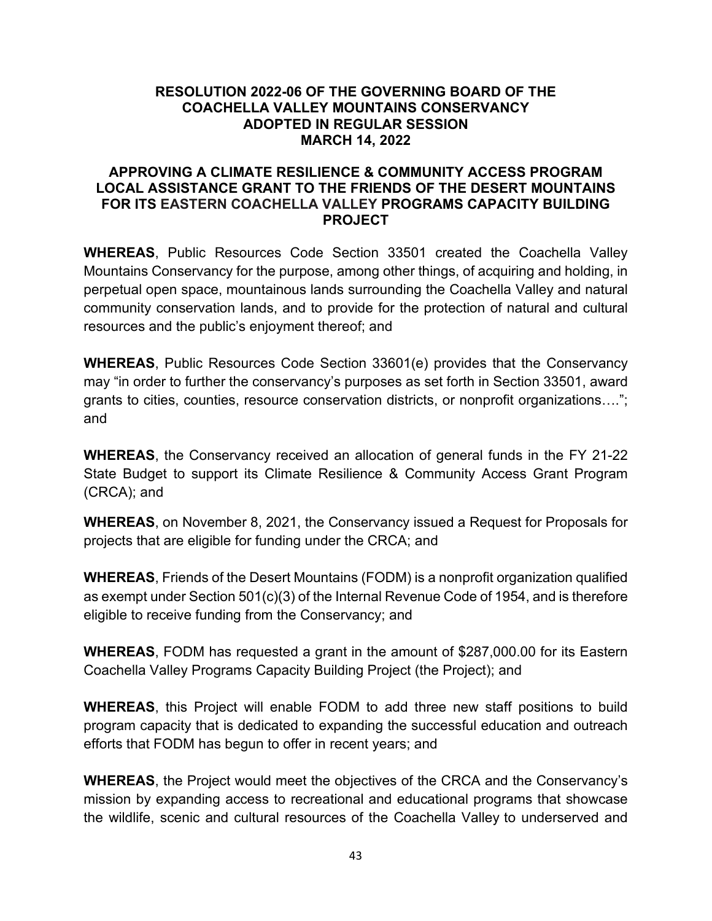**RESOLUTION 2022-06 OF THE GOVERNING BOARD OF THE COACHELLA VALLEY MOUNTAINS CONSERVANCY ADOPTED IN REGULAR SESSION MARCH 14, 2022**

**APPROVING A CLIMATE RESILIENCE & COMMUNITY ACCESS PROGRAM LOCAL ASSISTANCE GRANT TO THE FRIENDS OF THE DESERT MOUNTAINS FOR ITS EASTERN COACHELLA VALLEY PROGRAMS CAPACITY BUILDING PROJECT**

**WHEREAS**, Public Resources Code Section 33501 created the Coachella Valley Mountains Conservancy for the purpose, among other things, of acquiring and holding, in perpetual open space, mountainous lands surrounding the Coachella Valley and natural community conservation lands, and to provide for the protection of natural and cultural resources and the public's enjoyment thereof; and

**WHEREAS**, Public Resources Code Section 33601(e) provides that the Conservancy may "in order to further the conservancy's purposes as set forth in Section 33501, award grants to cities, counties, resource conservation districts, or nonprofit organizations….''; and

**WHEREAS**, the Conservancy received an allocation of general funds in the FY 21-22 State Budget to support its Climate Resilience & Community Access Grant Program (CRCA); and

**WHEREAS**, on November 8, 2021, the Conservancy issued a Request for Proposals for projects that are eligible for funding under the CRCA; and

**WHEREAS**, Friends of the Desert Mountains (FODM) is a nonprofit organization qualified as exempt under Section 501(c)(3) of the Internal Revenue Code of 1954, and is therefore eligible to receive funding from the Conservancy; and

**WHEREAS**, FODM has requested a grant in the amount of $287,000.00 for its Eastern Coachella Valley Programs Capacity Building Project (the Project); and

**WHEREAS**, this Project will enable FODM to add three new staff positions to build program capacity that is dedicated to expanding the successful education and outreach efforts that FODM has begun to offer in recent years; and

**WHEREAS**, the Project would meet the objectives of the CRCA and the Conservancy's mission by expanding access to recreational and educational programs that showcase the wildlife, scenic and cultural resources of the Coachella Valley to underserved and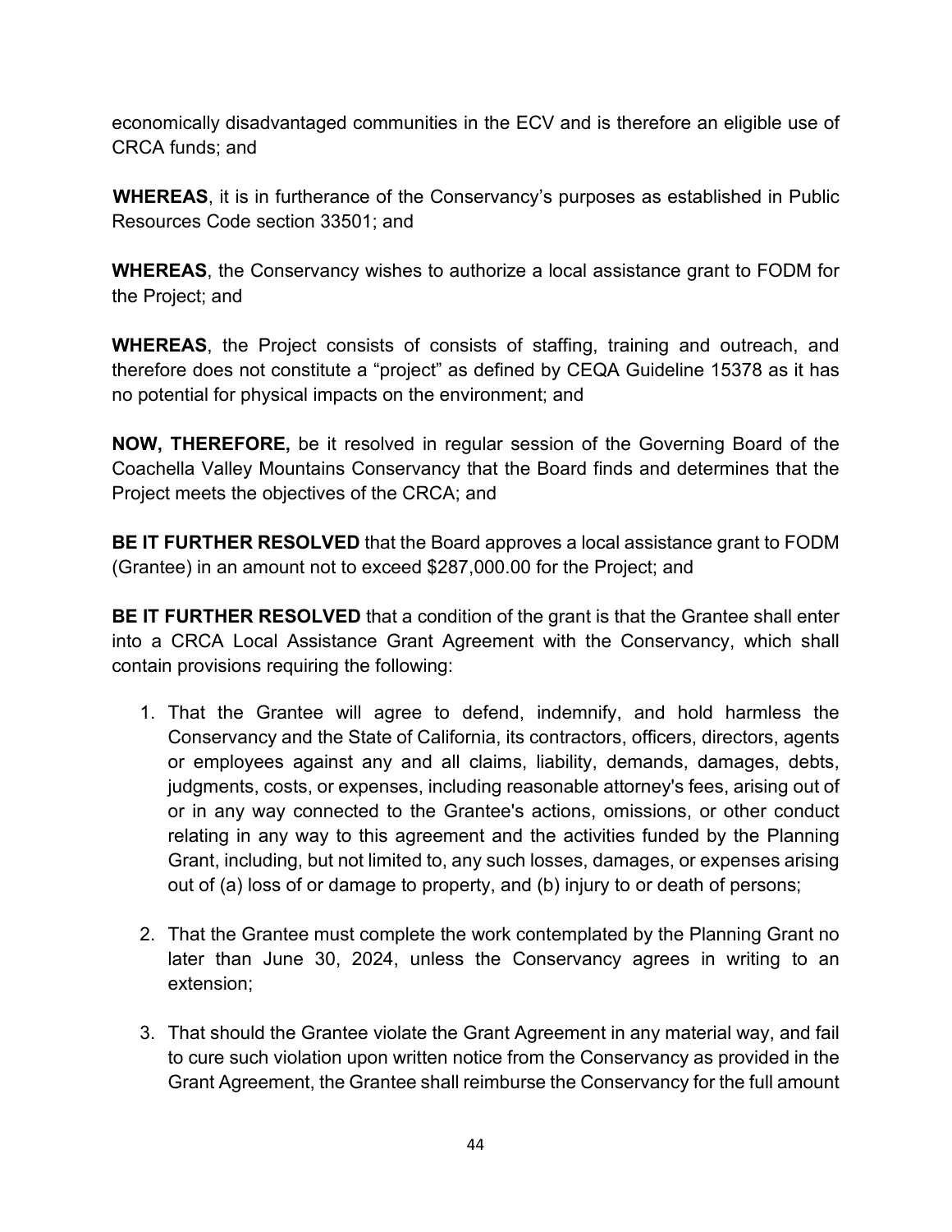economically disadvantaged communities in the ECV and is therefore an eligible use of CRCA funds; and

**WHEREAS**, it is in furtherance of the Conservancy's purposes as established in Public Resources Code section 33501; and

**WHEREAS**, the Conservancy wishes to authorize a local assistance grant to FODM for the Project; and

**WHEREAS**, the Project consists of consists of staffing, training and outreach, and therefore does not constitute a "project" as defined by CEQA Guideline 15378 as it has no potential for physical impacts on the environment; and

**NOW, THEREFORE,** be it resolved in regular session of the Governing Board of the Coachella Valley Mountains Conservancy that the Board finds and determines that the Project meets the objectives of the CRCA; and

**BE IT FURTHER RESOLVED** that the Board approves a local assistance grant to FODM (Grantee) in an amount not to exceed $287,000.00 for the Project; and

**BE IT FURTHER RESOLVED** that a condition of the grant is that the Grantee shall enter into a CRCA Local Assistance Grant Agreement with the Conservancy, which shall contain provisions requiring the following:

1. That the Grantee will agree to defend, indemnify, and hold harmless the Conservancy and the State of California, its contractors, officers, directors, agents or employees against any and all claims, liability, demands, damages, debts, judgments, costs, or expenses, including reasonable attorney's fees, arising out of or in any way connected to the Grantee's actions, omissions, or other conduct relating in any way to this agreement and the activities funded by the Planning Grant, including, but not limited to, any such losses, damages, or expenses arising out of (a) loss of or damage to property, and (b) injury to or death of persons;

2. That the Grantee must complete the work contemplated by the Planning Grant no later than June 30, 2024, unless the Conservancy agrees in writing to an extension;

3. That should the Grantee violate the Grant Agreement in any material way, and fail to cure such violation upon written notice from the Conservancy as provided in the Grant Agreement, the Grantee shall reimburse the Conservancy for the full amount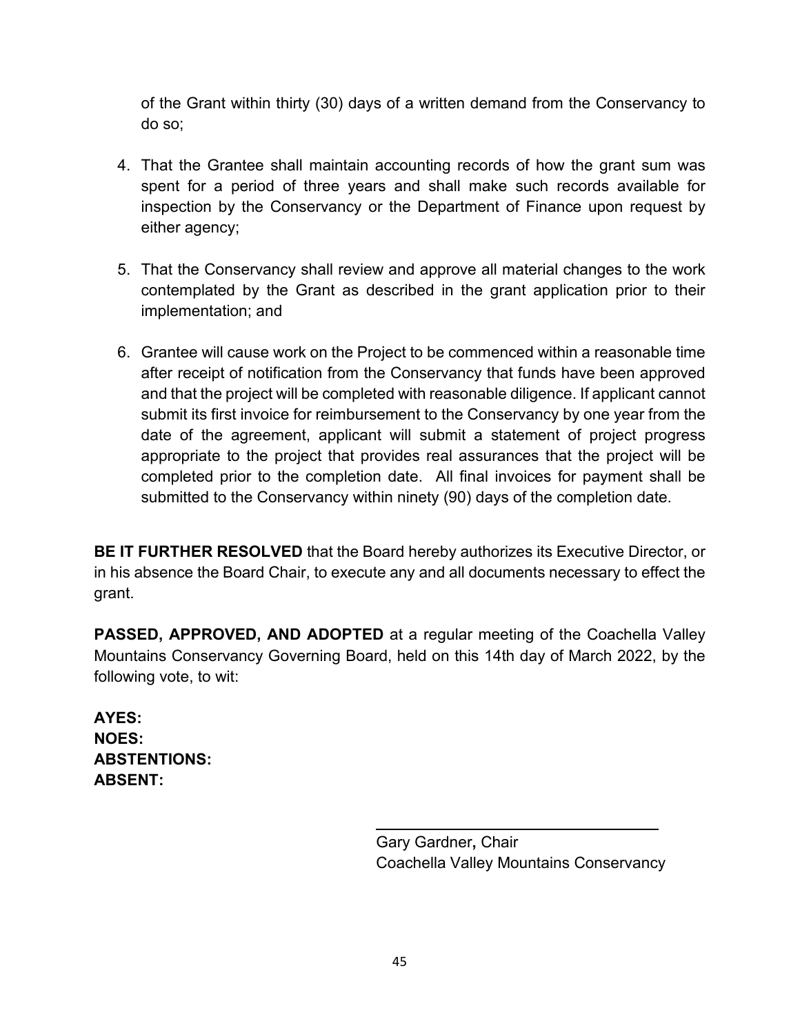of the Grant within thirty (30) days of a written demand from the Conservancy to do so;

4. That the Grantee shall maintain accounting records of how the grant sum was spent for a period of three years and shall make such records available for inspection by the Conservancy or the Department of Finance upon request by either agency;

5. That the Conservancy shall review and approve all material changes to the work contemplated by the Grant as described in the grant application prior to their implementation; and

6. Grantee will cause work on the Project to be commenced within a reasonable time after receipt of notification from the Conservancy that funds have been approved and that the project will be completed with reasonable diligence. If applicant cannot submit its first invoice for reimbursement to the Conservancy by one year from the date of the agreement, applicant will submit a statement of project progress appropriate to the project that provides real assurances that the project will be completed prior to the completion date. All final invoices for payment shall be submitted to the Conservancy within ninety (90) days of the completion date.

**BE IT FURTHER RESOLVED** that the Board hereby authorizes its Executive Director, or in his absence the Board Chair, to execute any and all documents necessary to effect the grant.

**PASSED, APPROVED, AND ADOPTED** at a regular meeting of the Coachella Valley Mountains Conservancy Governing Board, held on this 14th day of March 2022, by the following vote, to wit:

**AYES:**
**NOES:**
**ABSTENTIONS:**
**ABSENT:**

Gary Gardner**,** Chair
Coachella Valley Mountains Conservancy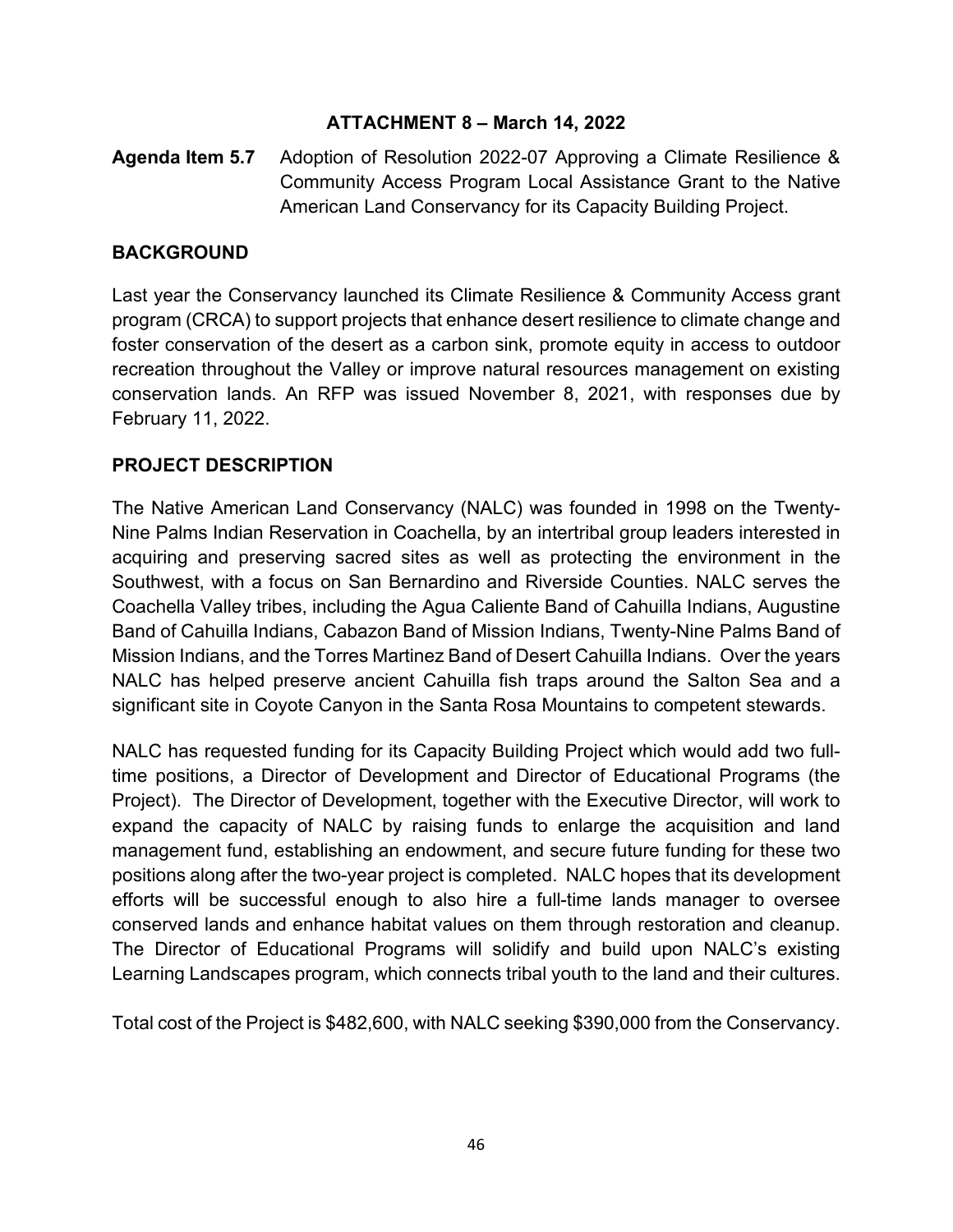**ATTACHMENT 8 – March 14, 2022**

**Agenda Item 5.7** Adoption of Resolution 2022-07 Approving a Climate Resilience & Community Access Program Local Assistance Grant to the Native American Land Conservancy for its Capacity Building Project.

## BACKGROUND

Last year the Conservancy launched its Climate Resilience & Community Access grant program (CRCA) to support projects that enhance desert resilience to climate change and foster conservation of the desert as a carbon sink, promote equity in access to outdoor recreation throughout the Valley or improve natural resources management on existing conservation lands. An RFP was issued November 8, 2021, with responses due by February 11, 2022.

## PROJECT DESCRIPTION

The Native American Land Conservancy (NALC) was founded in 1998 on the Twenty-Nine Palms Indian Reservation in Coachella, by an intertribal group leaders interested in acquiring and preserving sacred sites as well as protecting the environment in the Southwest, with a focus on San Bernardino and Riverside Counties. NALC serves the Coachella Valley tribes, including the Agua Caliente Band of Cahuilla Indians, Augustine Band of Cahuilla Indians, Cabazon Band of Mission Indians, Twenty-Nine Palms Band of Mission Indians, and the Torres Martinez Band of Desert Cahuilla Indians. Over the years NALC has helped preserve ancient Cahuilla fish traps around the Salton Sea and a significant site in Coyote Canyon in the Santa Rosa Mountains to competent stewards.

NALC has requested funding for its Capacity Building Project which would add two full-time positions, a Director of Development and Director of Educational Programs (the Project). The Director of Development, together with the Executive Director, will work to expand the capacity of NALC by raising funds to enlarge the acquisition and land management fund, establishing an endowment, and secure future funding for these two positions along after the two-year project is completed. NALC hopes that its development efforts will be successful enough to also hire a full-time lands manager to oversee conserved lands and enhance habitat values on them through restoration and cleanup. The Director of Educational Programs will solidify and build upon NALC's existing Learning Landscapes program, which connects tribal youth to the land and their cultures.

Total cost of the Project is $482,600, with NALC seeking $390,000 from the Conservancy.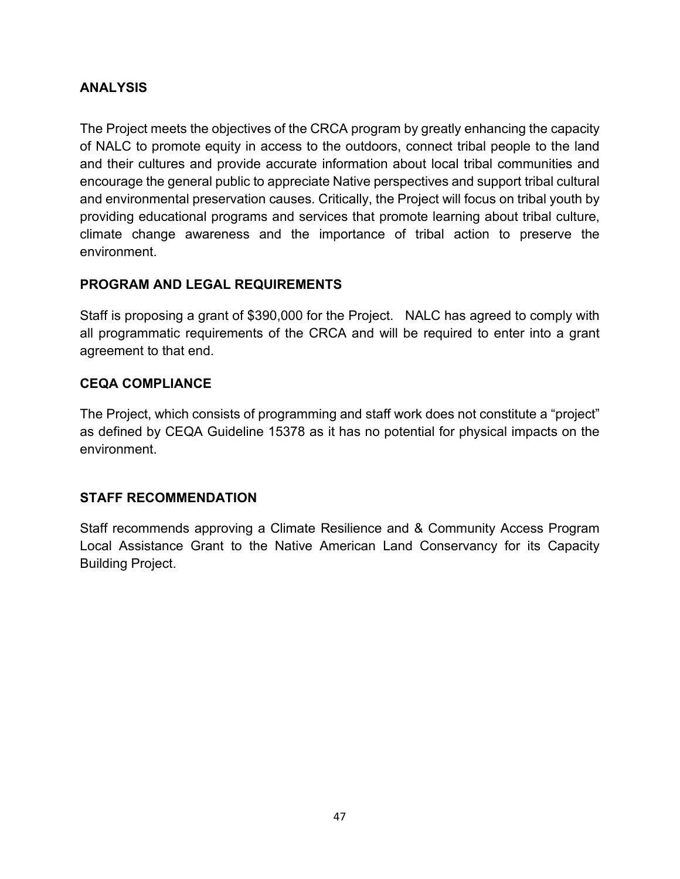## ANALYSIS

The Project meets the objectives of the CRCA program by greatly enhancing the capacity of NALC to promote equity in access to the outdoors, connect tribal people to the land and their cultures and provide accurate information about local tribal communities and encourage the general public to appreciate Native perspectives and support tribal cultural and environmental preservation causes. Critically, the Project will focus on tribal youth by providing educational programs and services that promote learning about tribal culture, climate change awareness and the importance of tribal action to preserve the environment.

## PROGRAM AND LEGAL REQUIREMENTS

Staff is proposing a grant of $390,000 for the Project. NALC has agreed to comply with all programmatic requirements of the CRCA and will be required to enter into a grant agreement to that end.

## CEQA COMPLIANCE

The Project, which consists of programming and staff work does not constitute a "project" as defined by CEQA Guideline 15378 as it has no potential for physical impacts on the environment.

## STAFF RECOMMENDATION

Staff recommends approving a Climate Resilience and & Community Access Program Local Assistance Grant to the Native American Land Conservancy for its Capacity Building Project.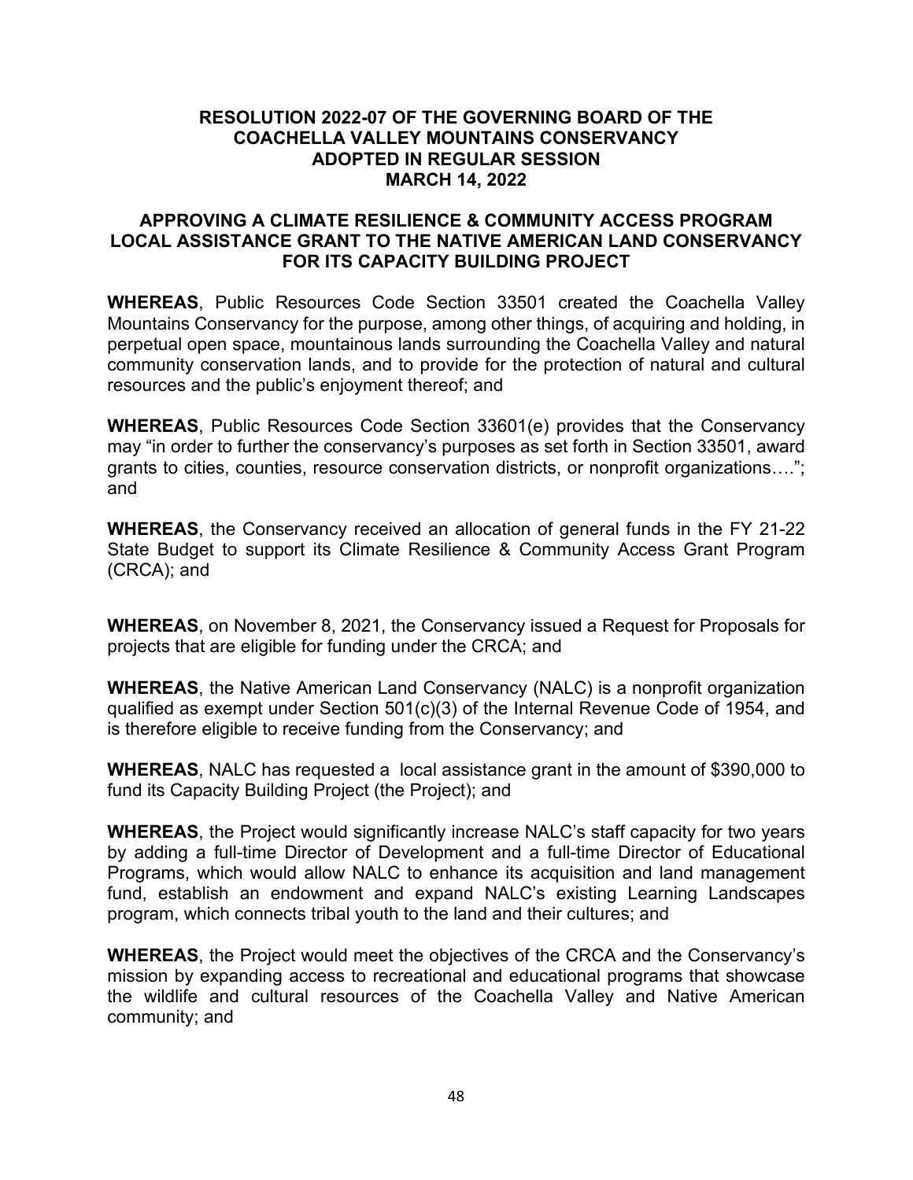**RESOLUTION 2022-07 OF THE GOVERNING BOARD OF THE COACHELLA VALLEY MOUNTAINS CONSERVANCY ADOPTED IN REGULAR SESSION MARCH 14, 2022**

**APPROVING A CLIMATE RESILIENCE & COMMUNITY ACCESS PROGRAM LOCAL ASSISTANCE GRANT TO THE NATIVE AMERICAN LAND CONSERVANCY FOR ITS CAPACITY BUILDING PROJECT**

**WHEREAS**, Public Resources Code Section 33501 created the Coachella Valley Mountains Conservancy for the purpose, among other things, of acquiring and holding, in perpetual open space, mountainous lands surrounding the Coachella Valley and natural community conservation lands, and to provide for the protection of natural and cultural resources and the public's enjoyment thereof; and

**WHEREAS**, Public Resources Code Section 33601(e) provides that the Conservancy may "in order to further the conservancy's purposes as set forth in Section 33501, award grants to cities, counties, resource conservation districts, or nonprofit organizations…."; and

**WHEREAS**, the Conservancy received an allocation of general funds in the FY 21-22 State Budget to support its Climate Resilience & Community Access Grant Program (CRCA); and

**WHEREAS**, on November 8, 2021, the Conservancy issued a Request for Proposals for projects that are eligible for funding under the CRCA; and

**WHEREAS**, the Native American Land Conservancy (NALC) is a nonprofit organization qualified as exempt under Section 501(c)(3) of the Internal Revenue Code of 1954, and is therefore eligible to receive funding from the Conservancy; and

**WHEREAS**, NALC has requested a local assistance grant in the amount of $390,000 to fund its Capacity Building Project (the Project); and

**WHEREAS**, the Project would significantly increase NALC's staff capacity for two years by adding a full-time Director of Development and a full-time Director of Educational Programs, which would allow NALC to enhance its acquisition and land management fund, establish an endowment and expand NALC's existing Learning Landscapes program, which connects tribal youth to the land and their cultures; and

**WHEREAS**, the Project would meet the objectives of the CRCA and the Conservancy's mission by expanding access to recreational and educational programs that showcase the wildlife and cultural resources of the Coachella Valley and Native American community; and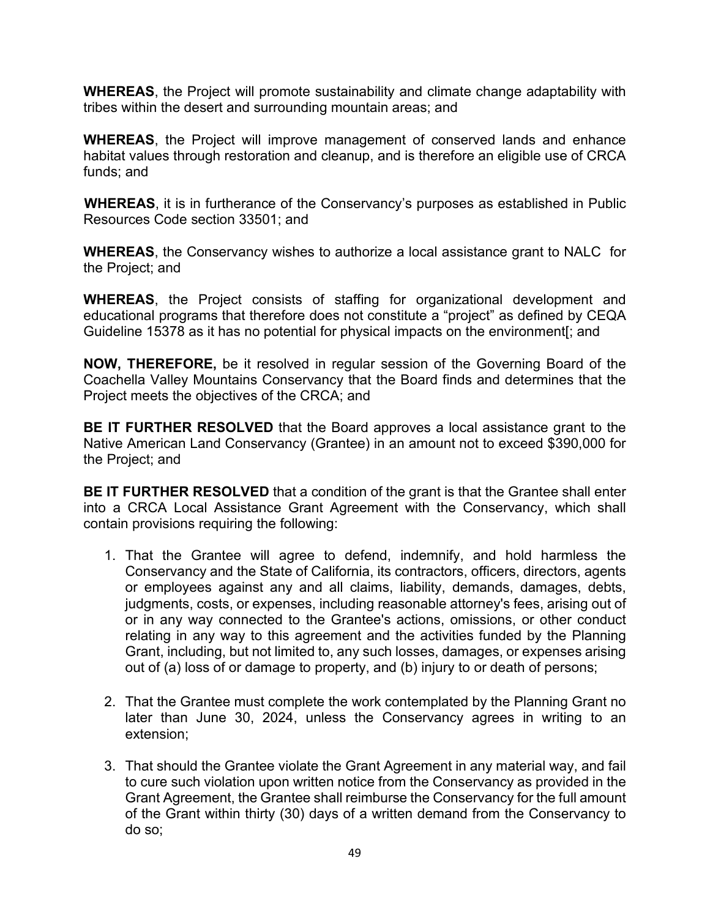**WHEREAS**, the Project will promote sustainability and climate change adaptability with tribes within the desert and surrounding mountain areas; and

**WHEREAS**, the Project will improve management of conserved lands and enhance habitat values through restoration and cleanup, and is therefore an eligible use of CRCA funds; and

**WHEREAS**, it is in furtherance of the Conservancy's purposes as established in Public Resources Code section 33501; and

**WHEREAS**, the Conservancy wishes to authorize a local assistance grant to NALC for the Project; and

**WHEREAS**, the Project consists of staffing for organizational development and educational programs that therefore does not constitute a "project" as defined by CEQA Guideline 15378 as it has no potential for physical impacts on the environment[; and

**NOW, THEREFORE,** be it resolved in regular session of the Governing Board of the Coachella Valley Mountains Conservancy that the Board finds and determines that the Project meets the objectives of the CRCA; and

**BE IT FURTHER RESOLVED** that the Board approves a local assistance grant to the Native American Land Conservancy (Grantee) in an amount not to exceed $390,000 for the Project; and

**BE IT FURTHER RESOLVED** that a condition of the grant is that the Grantee shall enter into a CRCA Local Assistance Grant Agreement with the Conservancy, which shall contain provisions requiring the following:

1. That the Grantee will agree to defend, indemnify, and hold harmless the Conservancy and the State of California, its contractors, officers, directors, agents or employees against any and all claims, liability, demands, damages, debts, judgments, costs, or expenses, including reasonable attorney's fees, arising out of or in any way connected to the Grantee's actions, omissions, or other conduct relating in any way to this agreement and the activities funded by the Planning Grant, including, but not limited to, any such losses, damages, or expenses arising out of (a) loss of or damage to property, and (b) injury to or death of persons;

2. That the Grantee must complete the work contemplated by the Planning Grant no later than June 30, 2024, unless the Conservancy agrees in writing to an extension;

3. That should the Grantee violate the Grant Agreement in any material way, and fail to cure such violation upon written notice from the Conservancy as provided in the Grant Agreement, the Grantee shall reimburse the Conservancy for the full amount of the Grant within thirty (30) days of a written demand from the Conservancy to do so;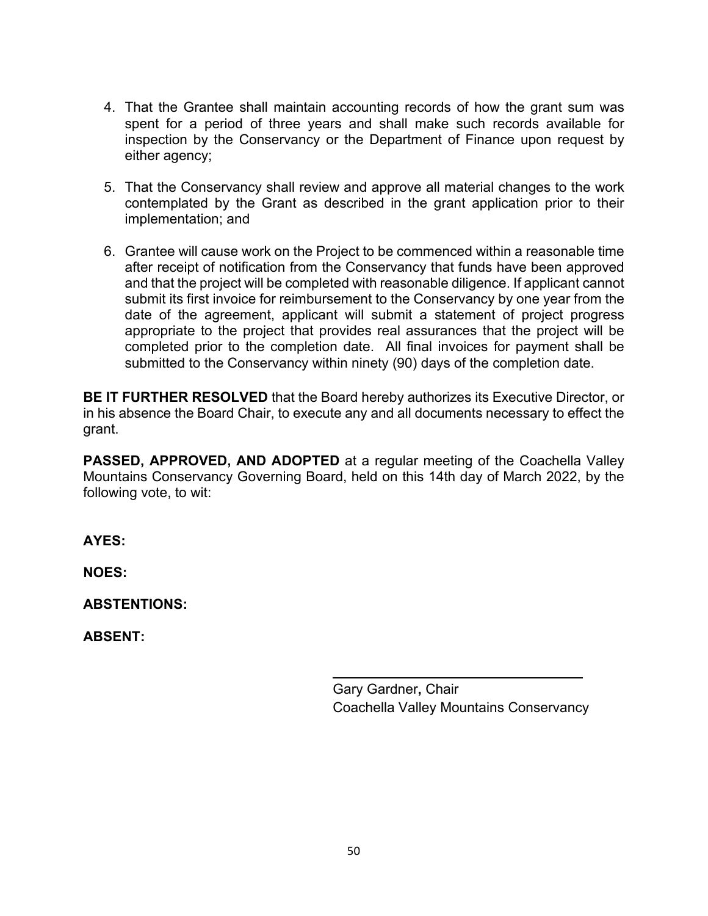4. That the Grantee shall maintain accounting records of how the grant sum was spent for a period of three years and shall make such records available for inspection by the Conservancy or the Department of Finance upon request by either agency;

5. That the Conservancy shall review and approve all material changes to the work contemplated by the Grant as described in the grant application prior to their implementation; and

6. Grantee will cause work on the Project to be commenced within a reasonable time after receipt of notification from the Conservancy that funds have been approved and that the project will be completed with reasonable diligence. If applicant cannot submit its first invoice for reimbursement to the Conservancy by one year from the date of the agreement, applicant will submit a statement of project progress appropriate to the project that provides real assurances that the project will be completed prior to the completion date. All final invoices for payment shall be submitted to the Conservancy within ninety (90) days of the completion date.

**BE IT FURTHER RESOLVED** that the Board hereby authorizes its Executive Director, or in his absence the Board Chair, to execute any and all documents necessary to effect the grant.

**PASSED, APPROVED, AND ADOPTED** at a regular meeting of the Coachella Valley Mountains Conservancy Governing Board, held on this 14th day of March 2022, by the following vote, to wit:

**AYES:**

**NOES:**

**ABSTENTIONS:**

**ABSENT:**

\_\_\_\_\_\_\_\_\_\_\_\_\_\_\_\_\_\_\_\_\_\_\_\_\_\_\_\_\_\_\_\_\_\_

Gary Gardner**,** Chair
Coachella Valley Mountains Conservancy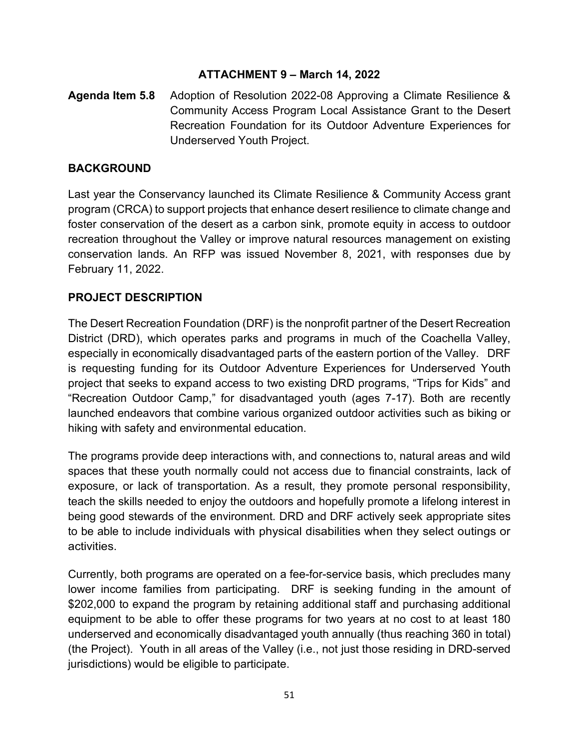**ATTACHMENT 9 – March 14, 2022**

**Agenda Item 5.8** Adoption of Resolution 2022-08 Approving a Climate Resilience & Community Access Program Local Assistance Grant to the Desert Recreation Foundation for its Outdoor Adventure Experiences for Underserved Youth Project.

## BACKGROUND

Last year the Conservancy launched its Climate Resilience & Community Access grant program (CRCA) to support projects that enhance desert resilience to climate change and foster conservation of the desert as a carbon sink, promote equity in access to outdoor recreation throughout the Valley or improve natural resources management on existing conservation lands. An RFP was issued November 8, 2021, with responses due by February 11, 2022.

## PROJECT DESCRIPTION

The Desert Recreation Foundation (DRF) is the nonprofit partner of the Desert Recreation District (DRD), which operates parks and programs in much of the Coachella Valley, especially in economically disadvantaged parts of the eastern portion of the Valley. DRF is requesting funding for its Outdoor Adventure Experiences for Underserved Youth project that seeks to expand access to two existing DRD programs, "Trips for Kids" and "Recreation Outdoor Camp," for disadvantaged youth (ages 7-17). Both are recently launched endeavors that combine various organized outdoor activities such as biking or hiking with safety and environmental education.

The programs provide deep interactions with, and connections to, natural areas and wild spaces that these youth normally could not access due to financial constraints, lack of exposure, or lack of transportation. As a result, they promote personal responsibility, teach the skills needed to enjoy the outdoors and hopefully promote a lifelong interest in being good stewards of the environment. DRD and DRF actively seek appropriate sites to be able to include individuals with physical disabilities when they select outings or activities.

Currently, both programs are operated on a fee-for-service basis, which precludes many lower income families from participating. DRF is seeking funding in the amount of $202,000 to expand the program by retaining additional staff and purchasing additional equipment to be able to offer these programs for two years at no cost to at least 180 underserved and economically disadvantaged youth annually (thus reaching 360 in total) (the Project). Youth in all areas of the Valley (i.e., not just those residing in DRD-served jurisdictions) would be eligible to participate.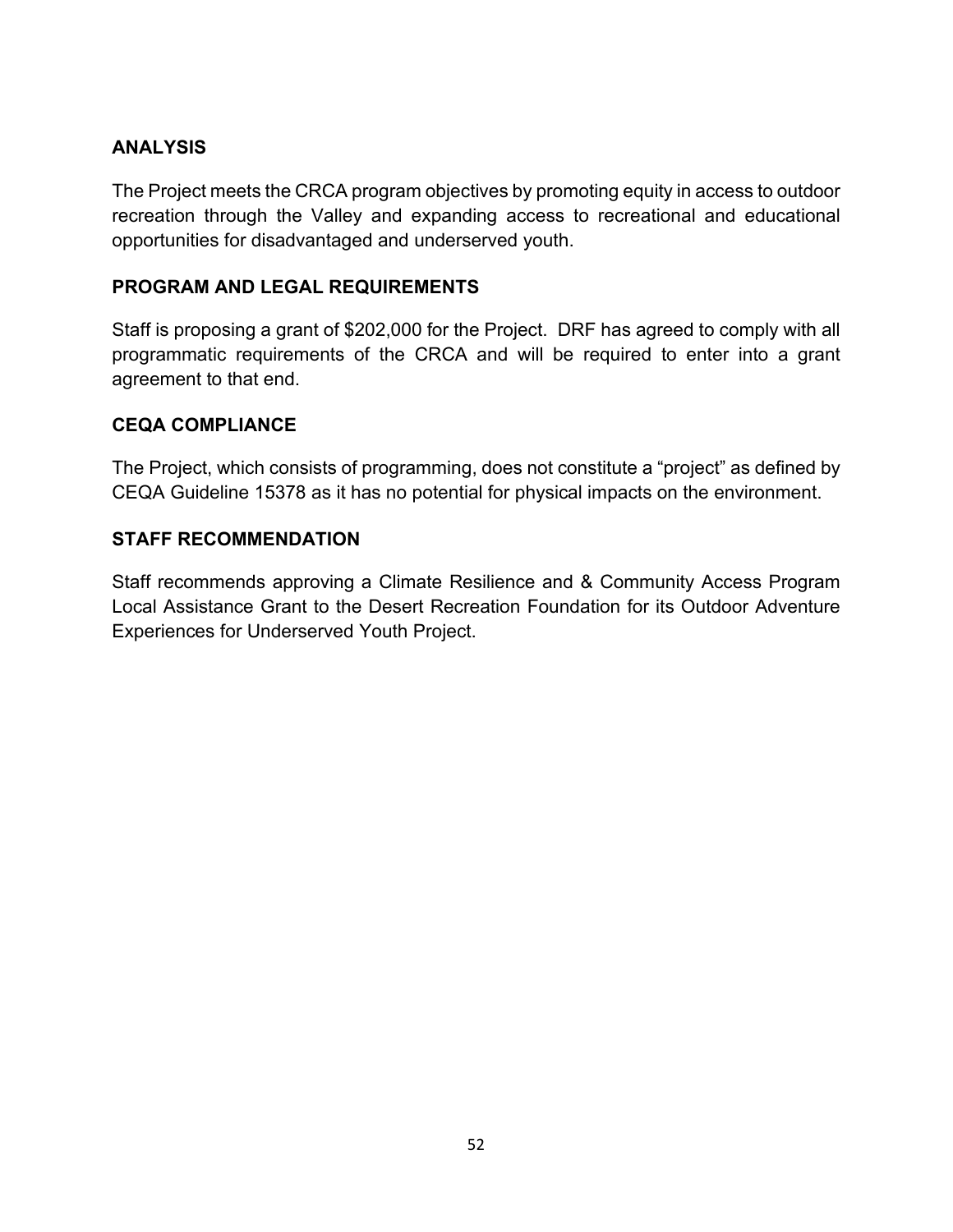## ANALYSIS

The Project meets the CRCA program objectives by promoting equity in access to outdoor recreation through the Valley and expanding access to recreational and educational opportunities for disadvantaged and underserved youth.

## PROGRAM AND LEGAL REQUIREMENTS

Staff is proposing a grant of $202,000 for the Project. DRF has agreed to comply with all programmatic requirements of the CRCA and will be required to enter into a grant agreement to that end.

## CEQA COMPLIANCE

The Project, which consists of programming, does not constitute a “project” as defined by CEQA Guideline 15378 as it has no potential for physical impacts on the environment.

## STAFF RECOMMENDATION

Staff recommends approving a Climate Resilience and & Community Access Program Local Assistance Grant to the Desert Recreation Foundation for its Outdoor Adventure Experiences for Underserved Youth Project.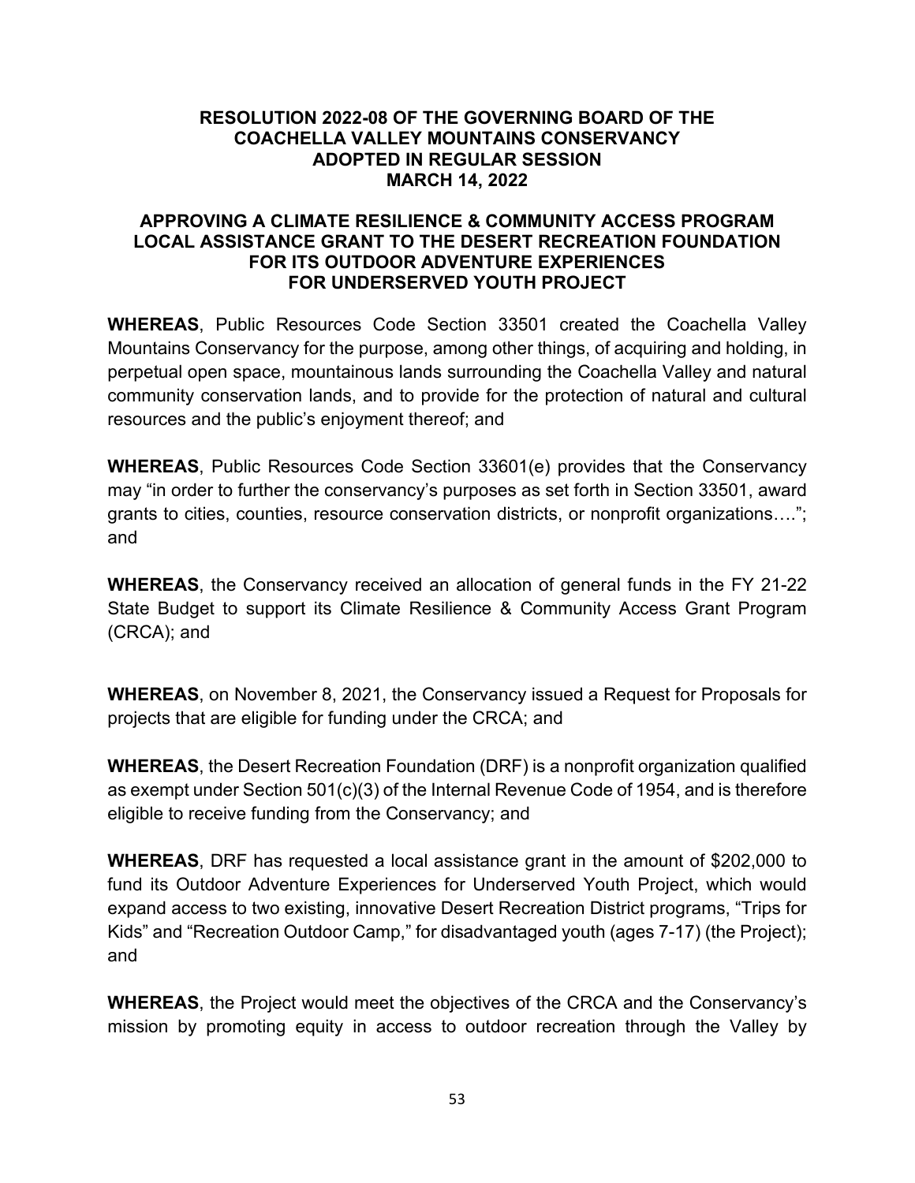**RESOLUTION 2022-08 OF THE GOVERNING BOARD OF THE COACHELLA VALLEY MOUNTAINS CONSERVANCY ADOPTED IN REGULAR SESSION MARCH 14, 2022**

**APPROVING A CLIMATE RESILIENCE & COMMUNITY ACCESS PROGRAM LOCAL ASSISTANCE GRANT TO THE DESERT RECREATION FOUNDATION FOR ITS OUTDOOR ADVENTURE EXPERIENCES FOR UNDERSERVED YOUTH PROJECT**

**WHEREAS**, Public Resources Code Section 33501 created the Coachella Valley Mountains Conservancy for the purpose, among other things, of acquiring and holding, in perpetual open space, mountainous lands surrounding the Coachella Valley and natural community conservation lands, and to provide for the protection of natural and cultural resources and the public's enjoyment thereof; and

**WHEREAS**, Public Resources Code Section 33601(e) provides that the Conservancy may "in order to further the conservancy's purposes as set forth in Section 33501, award grants to cities, counties, resource conservation districts, or nonprofit organizations…."; and

**WHEREAS**, the Conservancy received an allocation of general funds in the FY 21-22 State Budget to support its Climate Resilience & Community Access Grant Program (CRCA); and

**WHEREAS**, on November 8, 2021, the Conservancy issued a Request for Proposals for projects that are eligible for funding under the CRCA; and

**WHEREAS**, the Desert Recreation Foundation (DRF) is a nonprofit organization qualified as exempt under Section 501(c)(3) of the Internal Revenue Code of 1954, and is therefore eligible to receive funding from the Conservancy; and

**WHEREAS**, DRF has requested a local assistance grant in the amount of $202,000 to fund its Outdoor Adventure Experiences for Underserved Youth Project, which would expand access to two existing, innovative Desert Recreation District programs, "Trips for Kids" and "Recreation Outdoor Camp," for disadvantaged youth (ages 7-17) (the Project); and

**WHEREAS**, the Project would meet the objectives of the CRCA and the Conservancy's mission by promoting equity in access to outdoor recreation through the Valley by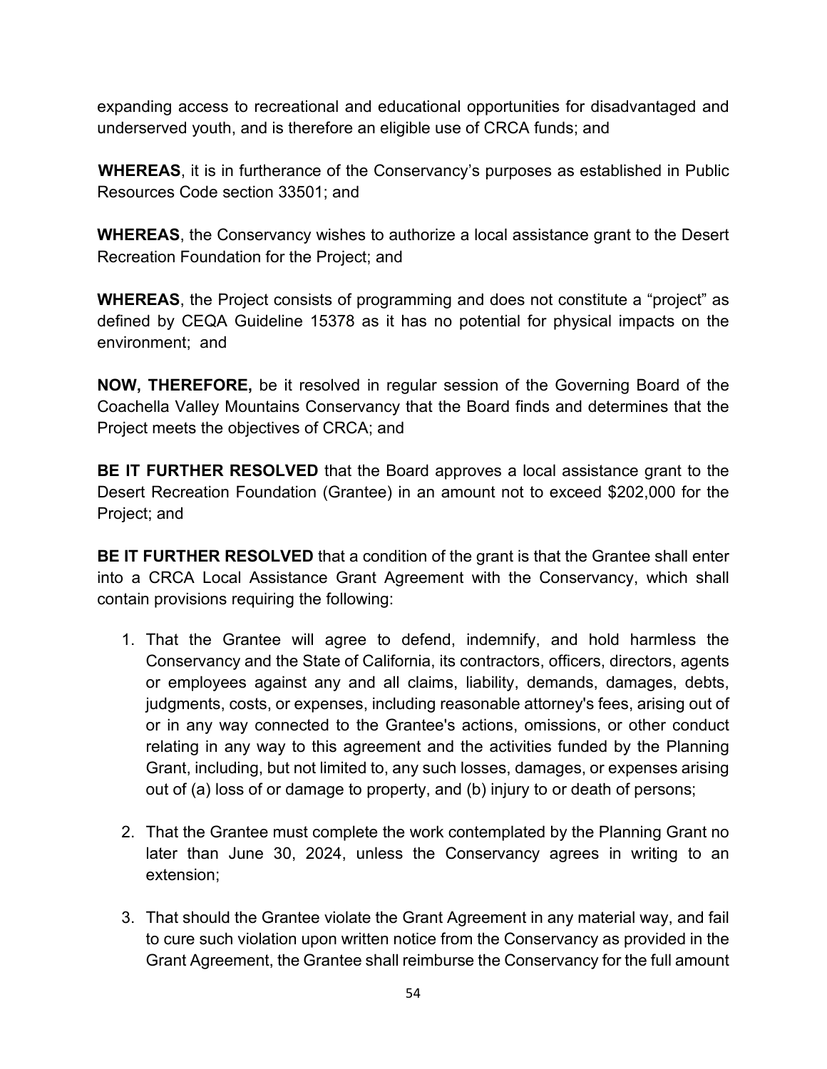expanding access to recreational and educational opportunities for disadvantaged and underserved youth, and is therefore an eligible use of CRCA funds; and

**WHEREAS**, it is in furtherance of the Conservancy's purposes as established in Public Resources Code section 33501; and

**WHEREAS**, the Conservancy wishes to authorize a local assistance grant to the Desert Recreation Foundation for the Project; and

**WHEREAS**, the Project consists of programming and does not constitute a "project" as defined by CEQA Guideline 15378 as it has no potential for physical impacts on the environment; and

**NOW, THEREFORE,** be it resolved in regular session of the Governing Board of the Coachella Valley Mountains Conservancy that the Board finds and determines that the Project meets the objectives of CRCA; and

**BE IT FURTHER RESOLVED** that the Board approves a local assistance grant to the Desert Recreation Foundation (Grantee) in an amount not to exceed $202,000 for the Project; and

**BE IT FURTHER RESOLVED** that a condition of the grant is that the Grantee shall enter into a CRCA Local Assistance Grant Agreement with the Conservancy, which shall contain provisions requiring the following:

1. That the Grantee will agree to defend, indemnify, and hold harmless the Conservancy and the State of California, its contractors, officers, directors, agents or employees against any and all claims, liability, demands, damages, debts, judgments, costs, or expenses, including reasonable attorney's fees, arising out of or in any way connected to the Grantee's actions, omissions, or other conduct relating in any way to this agreement and the activities funded by the Planning Grant, including, but not limited to, any such losses, damages, or expenses arising out of (a) loss of or damage to property, and (b) injury to or death of persons;

2. That the Grantee must complete the work contemplated by the Planning Grant no later than June 30, 2024, unless the Conservancy agrees in writing to an extension;

3. That should the Grantee violate the Grant Agreement in any material way, and fail to cure such violation upon written notice from the Conservancy as provided in the Grant Agreement, the Grantee shall reimburse the Conservancy for the full amount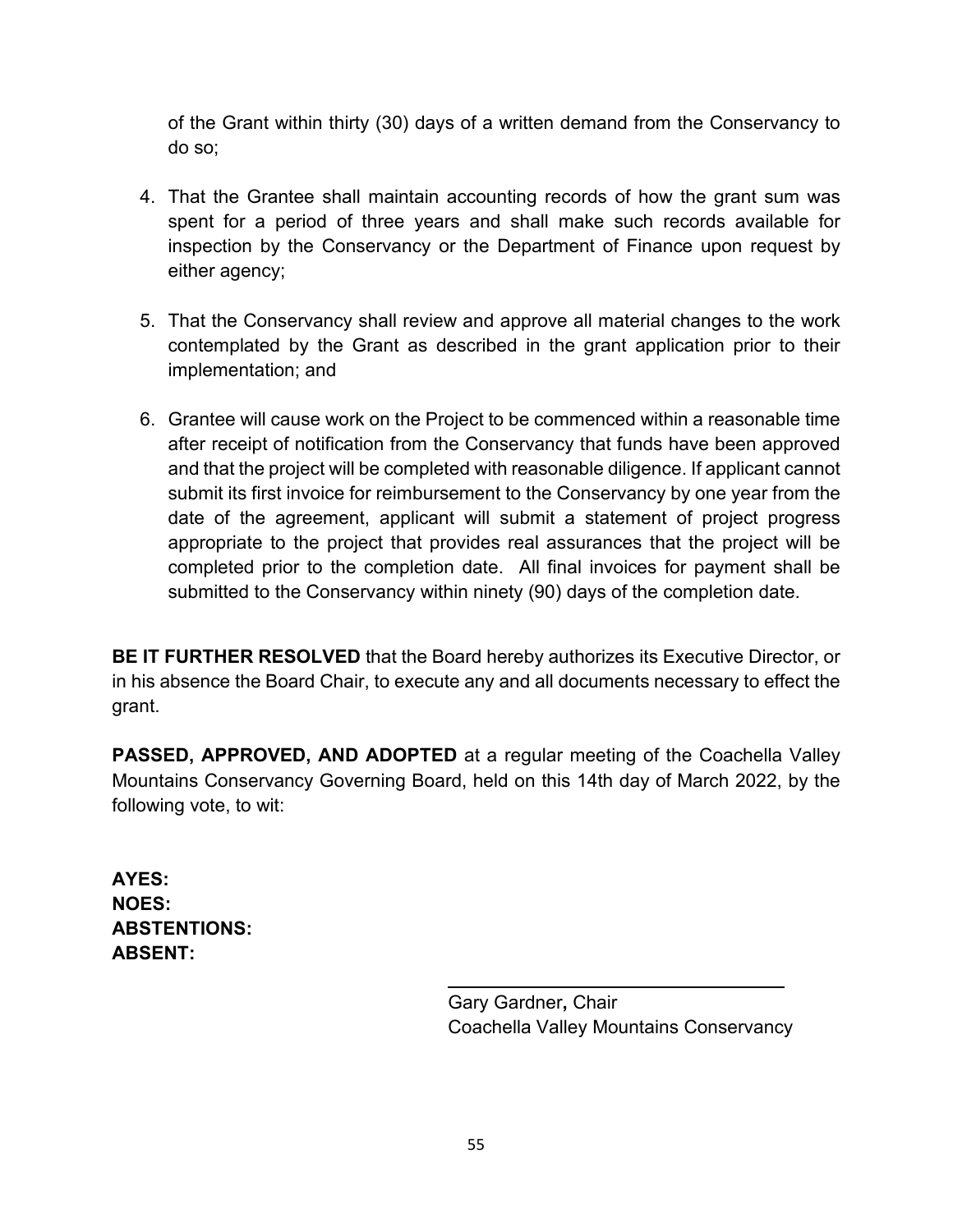of the Grant within thirty (30) days of a written demand from the Conservancy to do so;

4. That the Grantee shall maintain accounting records of how the grant sum was spent for a period of three years and shall make such records available for inspection by the Conservancy or the Department of Finance upon request by either agency;

5. That the Conservancy shall review and approve all material changes to the work contemplated by the Grant as described in the grant application prior to their implementation; and

6. Grantee will cause work on the Project to be commenced within a reasonable time after receipt of notification from the Conservancy that funds have been approved and that the project will be completed with reasonable diligence. If applicant cannot submit its first invoice for reimbursement to the Conservancy by one year from the date of the agreement, applicant will submit a statement of project progress appropriate to the project that provides real assurances that the project will be completed prior to the completion date. All final invoices for payment shall be submitted to the Conservancy within ninety (90) days of the completion date.

**BE IT FURTHER RESOLVED** that the Board hereby authorizes its Executive Director, or in his absence the Board Chair, to execute any and all documents necessary to effect the grant.

**PASSED, APPROVED, AND ADOPTED** at a regular meeting of the Coachella Valley Mountains Conservancy Governing Board, held on this 14th day of March 2022, by the following vote, to wit:

**AYES:**
**NOES:**
**ABSTENTIONS:**
**ABSENT:**

Gary Gardner**,** Chair
Coachella Valley Mountains Conservancy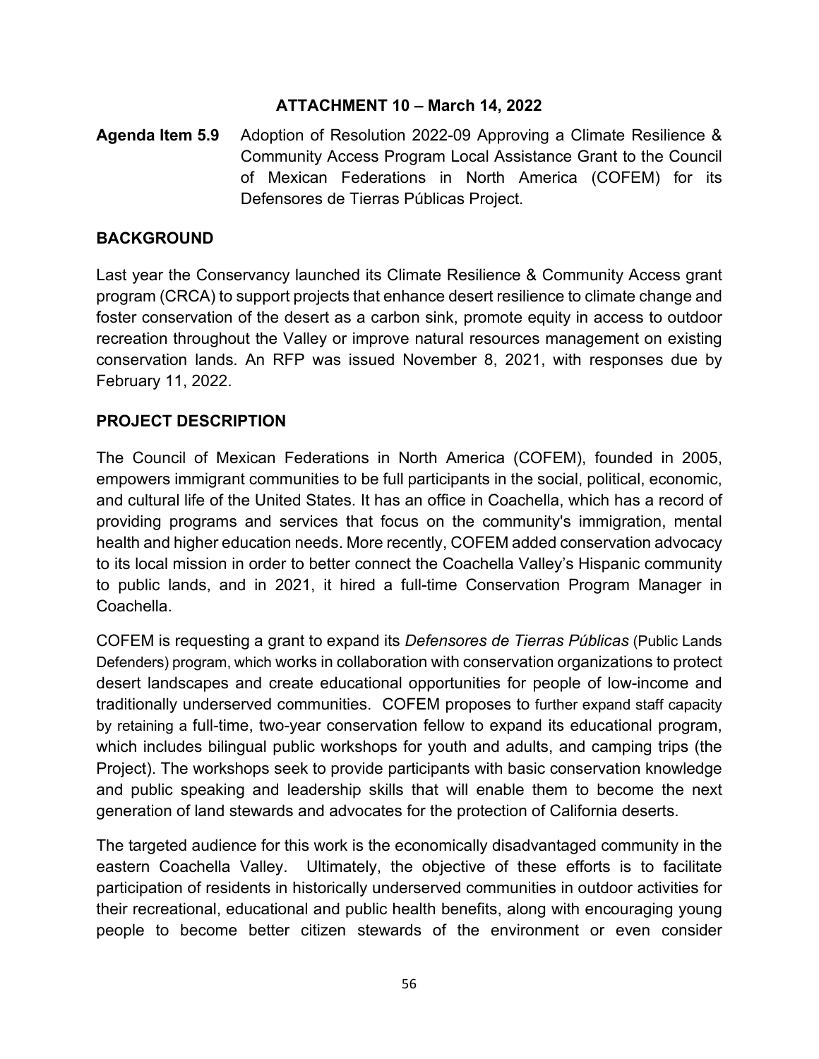**ATTACHMENT 10 – March 14, 2022**

**Agenda Item 5.9** Adoption of Resolution 2022-09 Approving a Climate Resilience & Community Access Program Local Assistance Grant to the Council of Mexican Federations in North America (COFEM) for its Defensores de Tierras Públicas Project.

## BACKGROUND

Last year the Conservancy launched its Climate Resilience & Community Access grant program (CRCA) to support projects that enhance desert resilience to climate change and foster conservation of the desert as a carbon sink, promote equity in access to outdoor recreation throughout the Valley or improve natural resources management on existing conservation lands. An RFP was issued November 8, 2021, with responses due by February 11, 2022.

## PROJECT DESCRIPTION

The Council of Mexican Federations in North America (COFEM), founded in 2005, empowers immigrant communities to be full participants in the social, political, economic, and cultural life of the United States. It has an office in Coachella, which has a record of providing programs and services that focus on the community's immigration, mental health and higher education needs. More recently, COFEM added conservation advocacy to its local mission in order to better connect the Coachella Valley's Hispanic community to public lands, and in 2021, it hired a full-time Conservation Program Manager in Coachella.

COFEM is requesting a grant to expand its *Defensores de Tierras Públicas* (Public Lands Defenders) program, which works in collaboration with conservation organizations to protect desert landscapes and create educational opportunities for people of low-income and traditionally underserved communities. COFEM proposes to further expand staff capacity by retaining a full-time, two-year conservation fellow to expand its educational program, which includes bilingual public workshops for youth and adults, and camping trips (the Project). The workshops seek to provide participants with basic conservation knowledge and public speaking and leadership skills that will enable them to become the next generation of land stewards and advocates for the protection of California deserts.

The targeted audience for this work is the economically disadvantaged community in the eastern Coachella Valley. Ultimately, the objective of these efforts is to facilitate participation of residents in historically underserved communities in outdoor activities for their recreational, educational and public health benefits, along with encouraging young people to become better citizen stewards of the environment or even consider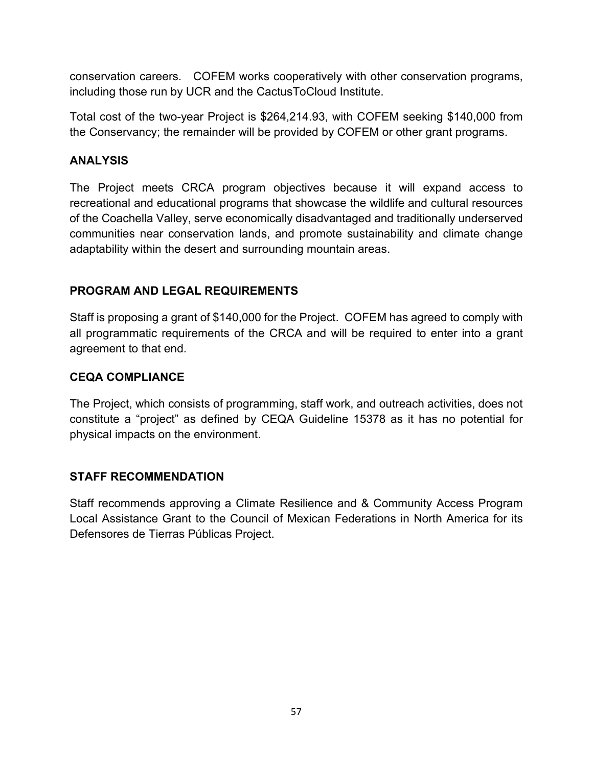conservation careers. COFEM works cooperatively with other conservation programs, including those run by UCR and the CactusToCloud Institute.

Total cost of the two-year Project is $264,214.93, with COFEM seeking $140,000 from the Conservancy; the remainder will be provided by COFEM or other grant programs.

## ANALYSIS

The Project meets CRCA program objectives because it will expand access to recreational and educational programs that showcase the wildlife and cultural resources of the Coachella Valley, serve economically disadvantaged and traditionally underserved communities near conservation lands, and promote sustainability and climate change adaptability within the desert and surrounding mountain areas.

## PROGRAM AND LEGAL REQUIREMENTS

Staff is proposing a grant of $140,000 for the Project. COFEM has agreed to comply with all programmatic requirements of the CRCA and will be required to enter into a grant agreement to that end.

## CEQA COMPLIANCE

The Project, which consists of programming, staff work, and outreach activities, does not constitute a "project" as defined by CEQA Guideline 15378 as it has no potential for physical impacts on the environment.

## STAFF RECOMMENDATION

Staff recommends approving a Climate Resilience and & Community Access Program Local Assistance Grant to the Council of Mexican Federations in North America for its Defensores de Tierras Públicas Project.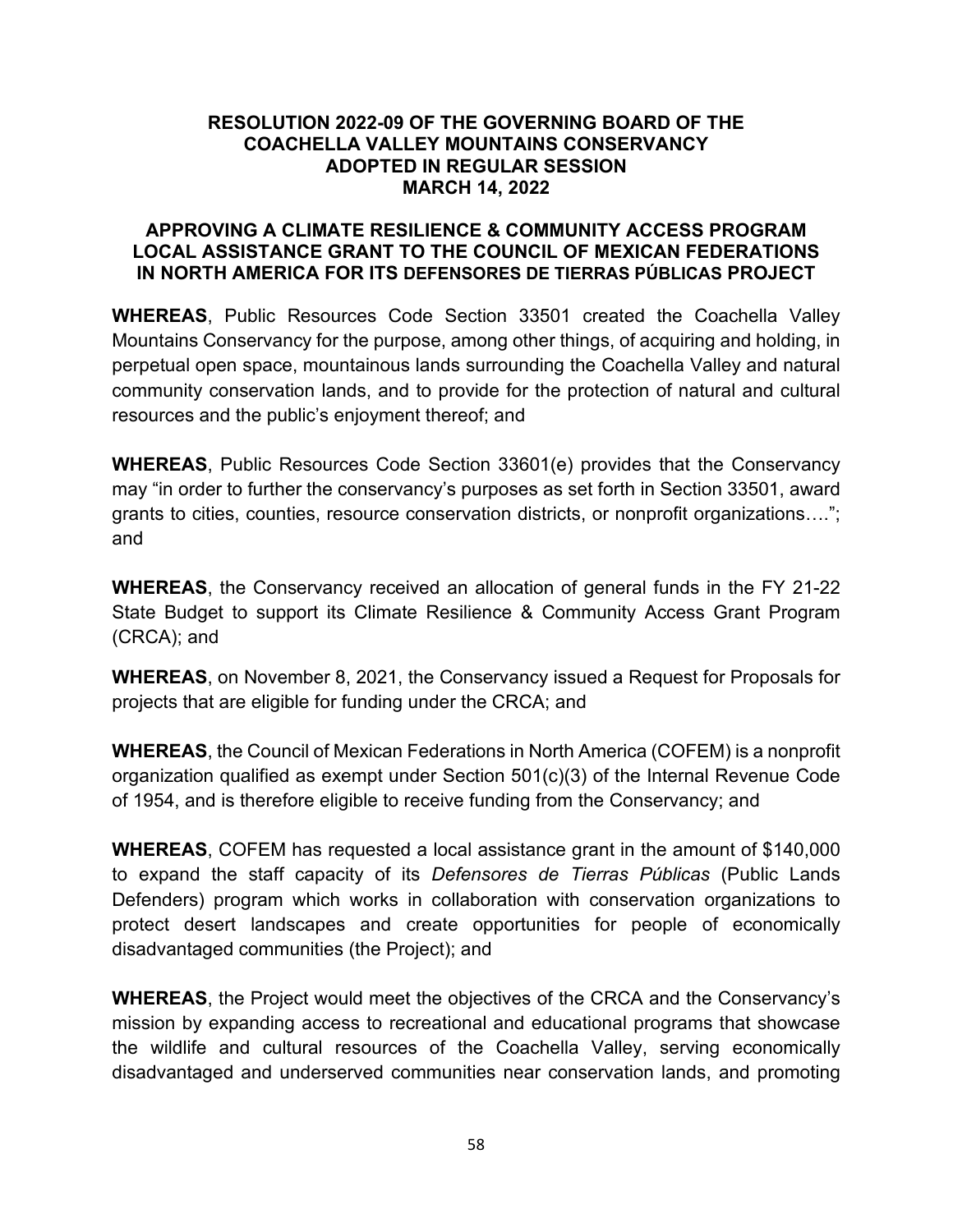**RESOLUTION 2022-09 OF THE GOVERNING BOARD OF THE COACHELLA VALLEY MOUNTAINS CONSERVANCY ADOPTED IN REGULAR SESSION MARCH 14, 2022**

**APPROVING A CLIMATE RESILIENCE & COMMUNITY ACCESS PROGRAM LOCAL ASSISTANCE GRANT TO THE COUNCIL OF MEXICAN FEDERATIONS IN NORTH AMERICA FOR ITS DEFENSORES DE TIERRAS PÚBLICAS PROJECT**

**WHEREAS**, Public Resources Code Section 33501 created the Coachella Valley Mountains Conservancy for the purpose, among other things, of acquiring and holding, in perpetual open space, mountainous lands surrounding the Coachella Valley and natural community conservation lands, and to provide for the protection of natural and cultural resources and the public's enjoyment thereof; and

**WHEREAS**, Public Resources Code Section 33601(e) provides that the Conservancy may "in order to further the conservancy's purposes as set forth in Section 33501, award grants to cities, counties, resource conservation districts, or nonprofit organizations…."; and

**WHEREAS**, the Conservancy received an allocation of general funds in the FY 21-22 State Budget to support its Climate Resilience & Community Access Grant Program (CRCA); and

**WHEREAS**, on November 8, 2021, the Conservancy issued a Request for Proposals for projects that are eligible for funding under the CRCA; and

**WHEREAS**, the Council of Mexican Federations in North America (COFEM) is a nonprofit organization qualified as exempt under Section 501(c)(3) of the Internal Revenue Code of 1954, and is therefore eligible to receive funding from the Conservancy; and

**WHEREAS**, COFEM has requested a local assistance grant in the amount of $140,000 to expand the staff capacity of its *Defensores de Tierras Públicas* (Public Lands Defenders) program which works in collaboration with conservation organizations to protect desert landscapes and create opportunities for people of economically disadvantaged communities (the Project); and

**WHEREAS**, the Project would meet the objectives of the CRCA and the Conservancy's mission by expanding access to recreational and educational programs that showcase the wildlife and cultural resources of the Coachella Valley, serving economically disadvantaged and underserved communities near conservation lands, and promoting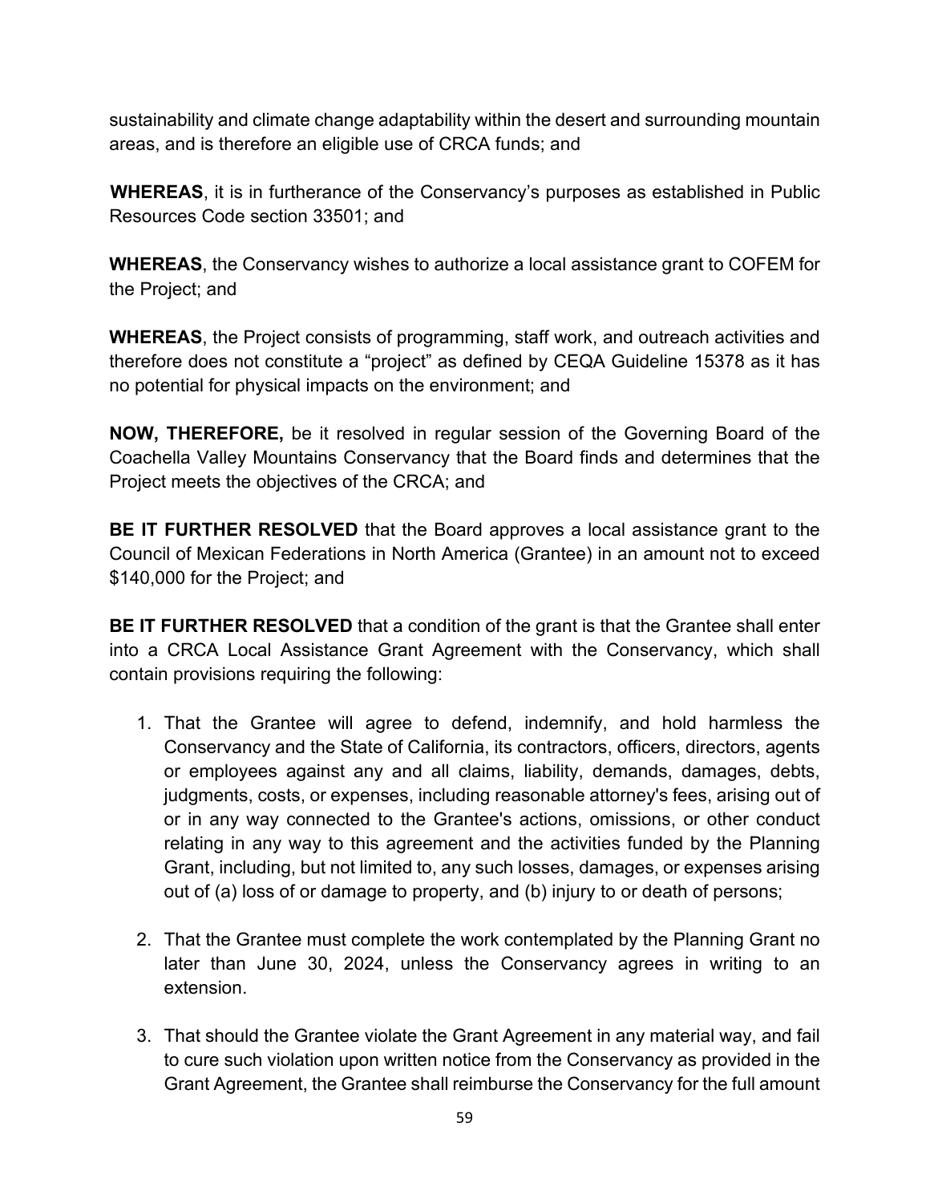sustainability and climate change adaptability within the desert and surrounding mountain areas, and is therefore an eligible use of CRCA funds; and

**WHEREAS**, it is in furtherance of the Conservancy's purposes as established in Public Resources Code section 33501; and

**WHEREAS**, the Conservancy wishes to authorize a local assistance grant to COFEM for the Project; and

**WHEREAS**, the Project consists of programming, staff work, and outreach activities and therefore does not constitute a "project" as defined by CEQA Guideline 15378 as it has no potential for physical impacts on the environment; and

**NOW, THEREFORE,** be it resolved in regular session of the Governing Board of the Coachella Valley Mountains Conservancy that the Board finds and determines that the Project meets the objectives of the CRCA; and

**BE IT FURTHER RESOLVED** that the Board approves a local assistance grant to the Council of Mexican Federations in North America (Grantee) in an amount not to exceed $140,000 for the Project; and

**BE IT FURTHER RESOLVED** that a condition of the grant is that the Grantee shall enter into a CRCA Local Assistance Grant Agreement with the Conservancy, which shall contain provisions requiring the following:

1. That the Grantee will agree to defend, indemnify, and hold harmless the Conservancy and the State of California, its contractors, officers, directors, agents or employees against any and all claims, liability, demands, damages, debts, judgments, costs, or expenses, including reasonable attorney's fees, arising out of or in any way connected to the Grantee's actions, omissions, or other conduct relating in any way to this agreement and the activities funded by the Planning Grant, including, but not limited to, any such losses, damages, or expenses arising out of (a) loss of or damage to property, and (b) injury to or death of persons;

2. That the Grantee must complete the work contemplated by the Planning Grant no later than June 30, 2024, unless the Conservancy agrees in writing to an extension.

3. That should the Grantee violate the Grant Agreement in any material way, and fail to cure such violation upon written notice from the Conservancy as provided in the Grant Agreement, the Grantee shall reimburse the Conservancy for the full amount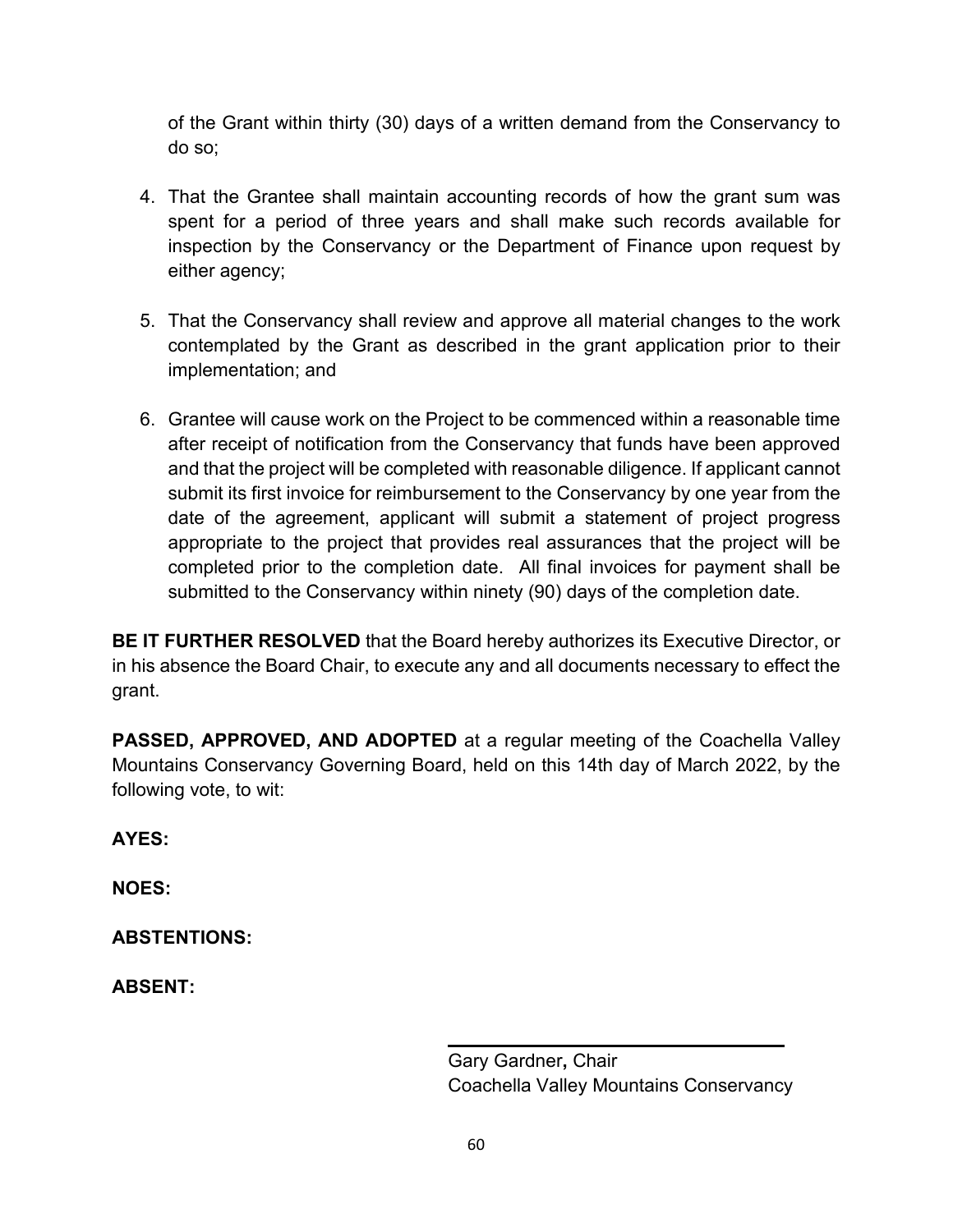of the Grant within thirty (30) days of a written demand from the Conservancy to do so;

4. That the Grantee shall maintain accounting records of how the grant sum was spent for a period of three years and shall make such records available for inspection by the Conservancy or the Department of Finance upon request by either agency;

5. That the Conservancy shall review and approve all material changes to the work contemplated by the Grant as described in the grant application prior to their implementation; and

6. Grantee will cause work on the Project to be commenced within a reasonable time after receipt of notification from the Conservancy that funds have been approved and that the project will be completed with reasonable diligence. If applicant cannot submit its first invoice for reimbursement to the Conservancy by one year from the date of the agreement, applicant will submit a statement of project progress appropriate to the project that provides real assurances that the project will be completed prior to the completion date. All final invoices for payment shall be submitted to the Conservancy within ninety (90) days of the completion date.

**BE IT FURTHER RESOLVED** that the Board hereby authorizes its Executive Director, or in his absence the Board Chair, to execute any and all documents necessary to effect the grant.

**PASSED, APPROVED, AND ADOPTED** at a regular meeting of the Coachella Valley Mountains Conservancy Governing Board, held on this 14th day of March 2022, by the following vote, to wit:

**AYES:**

**NOES:**

**ABSTENTIONS:**

**ABSENT:**

______________________________

Gary Gardner**,** Chair
Coachella Valley Mountains Conservancy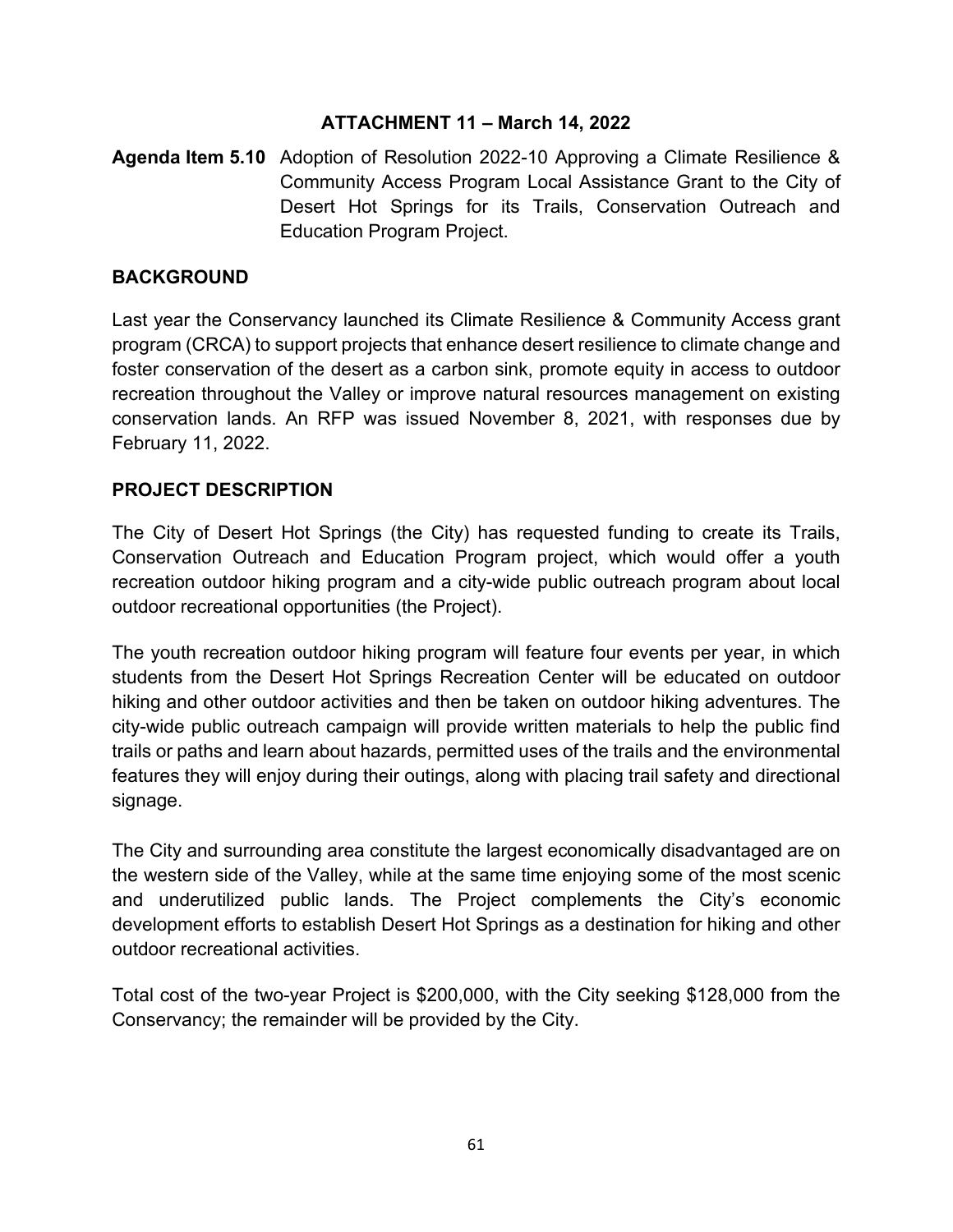**ATTACHMENT 11 – March 14, 2022**

**Agenda Item 5.10** Adoption of Resolution 2022-10 Approving a Climate Resilience & Community Access Program Local Assistance Grant to the City of Desert Hot Springs for its Trails, Conservation Outreach and Education Program Project.

## BACKGROUND

Last year the Conservancy launched its Climate Resilience & Community Access grant program (CRCA) to support projects that enhance desert resilience to climate change and foster conservation of the desert as a carbon sink, promote equity in access to outdoor recreation throughout the Valley or improve natural resources management on existing conservation lands. An RFP was issued November 8, 2021, with responses due by February 11, 2022.

## PROJECT DESCRIPTION

The City of Desert Hot Springs (the City) has requested funding to create its Trails, Conservation Outreach and Education Program project, which would offer a youth recreation outdoor hiking program and a city-wide public outreach program about local outdoor recreational opportunities (the Project).

The youth recreation outdoor hiking program will feature four events per year, in which students from the Desert Hot Springs Recreation Center will be educated on outdoor hiking and other outdoor activities and then be taken on outdoor hiking adventures. The city-wide public outreach campaign will provide written materials to help the public find trails or paths and learn about hazards, permitted uses of the trails and the environmental features they will enjoy during their outings, along with placing trail safety and directional signage.

The City and surrounding area constitute the largest economically disadvantaged are on the western side of the Valley, while at the same time enjoying some of the most scenic and underutilized public lands. The Project complements the City's economic development efforts to establish Desert Hot Springs as a destination for hiking and other outdoor recreational activities.

Total cost of the two-year Project is $200,000, with the City seeking $128,000 from the Conservancy; the remainder will be provided by the City.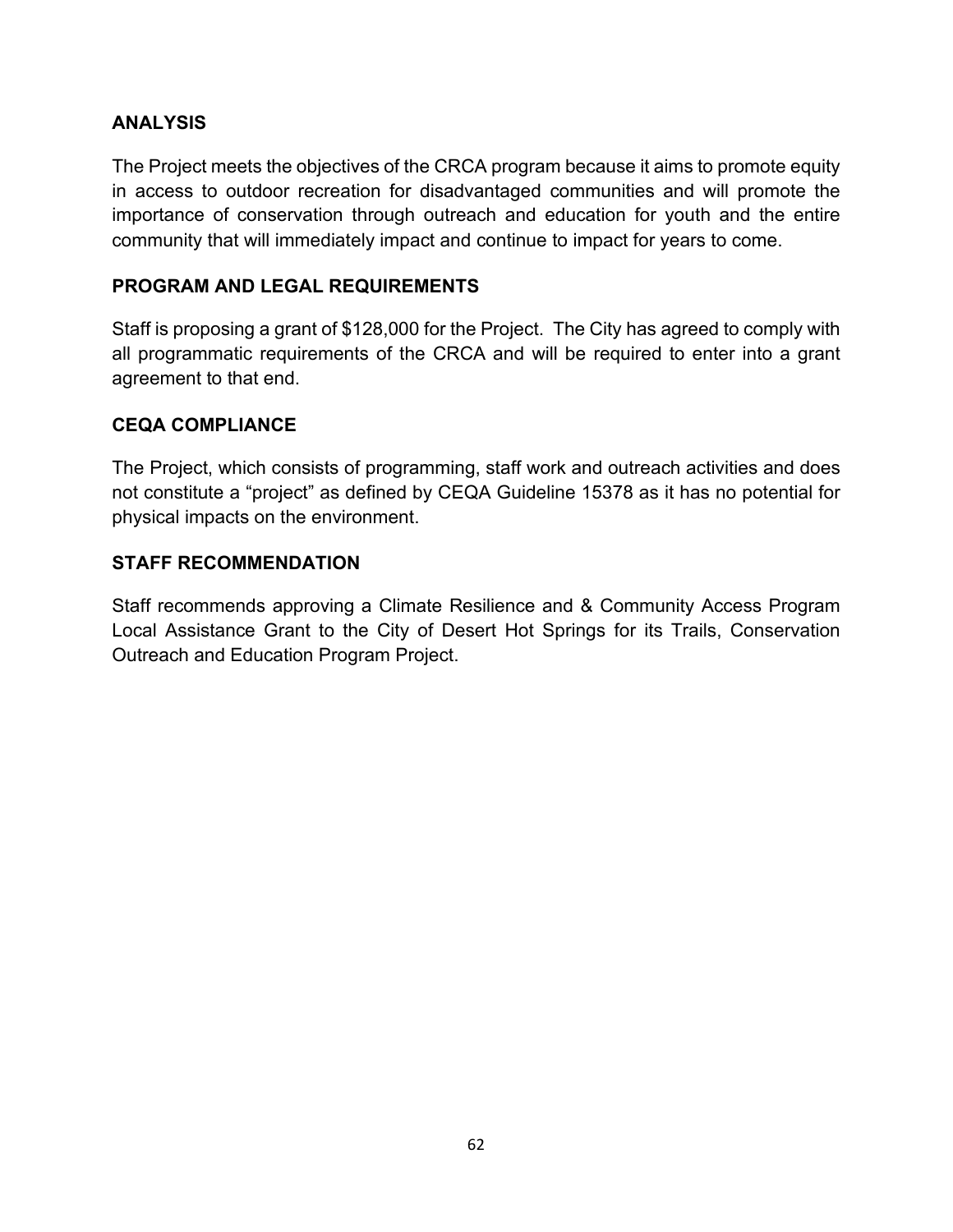## ANALYSIS

The Project meets the objectives of the CRCA program because it aims to promote equity in access to outdoor recreation for disadvantaged communities and will promote the importance of conservation through outreach and education for youth and the entire community that will immediately impact and continue to impact for years to come.

## PROGRAM AND LEGAL REQUIREMENTS

Staff is proposing a grant of $128,000 for the Project. The City has agreed to comply with all programmatic requirements of the CRCA and will be required to enter into a grant agreement to that end.

## CEQA COMPLIANCE

The Project, which consists of programming, staff work and outreach activities and does not constitute a "project" as defined by CEQA Guideline 15378 as it has no potential for physical impacts on the environment.

## STAFF RECOMMENDATION

Staff recommends approving a Climate Resilience and & Community Access Program Local Assistance Grant to the City of Desert Hot Springs for its Trails, Conservation Outreach and Education Program Project.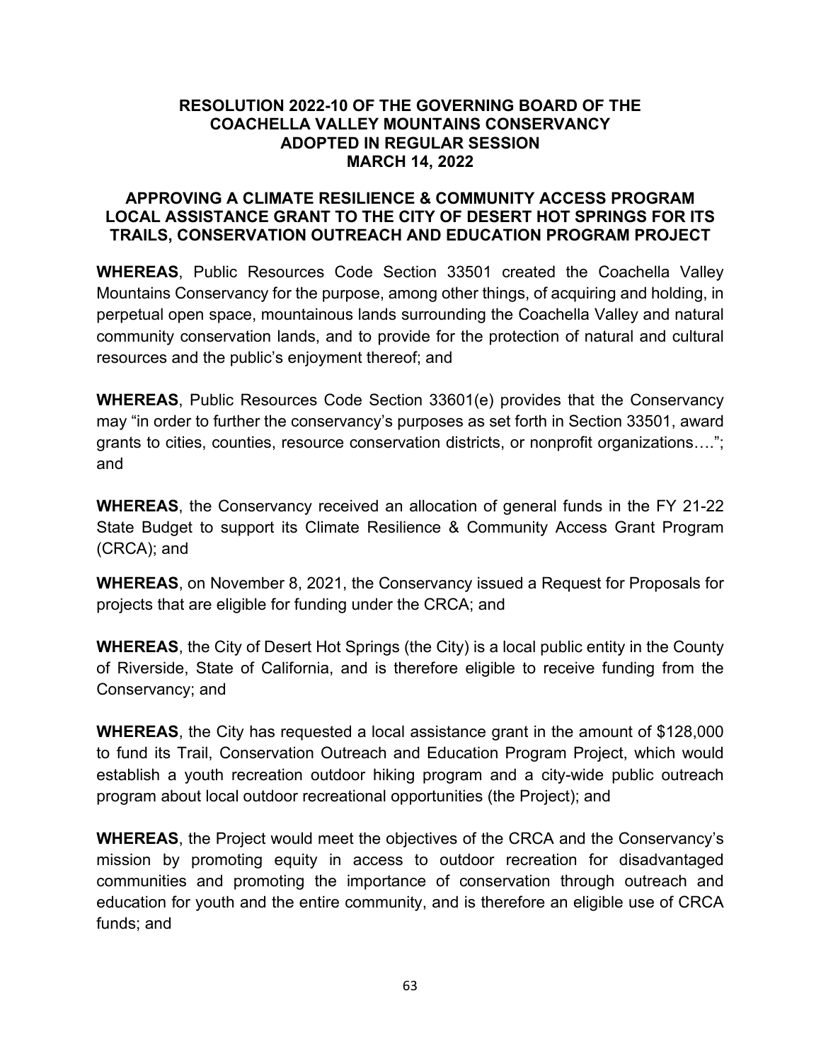**RESOLUTION 2022-10 OF THE GOVERNING BOARD OF THE COACHELLA VALLEY MOUNTAINS CONSERVANCY ADOPTED IN REGULAR SESSION MARCH 14, 2022**

**APPROVING A CLIMATE RESILIENCE & COMMUNITY ACCESS PROGRAM LOCAL ASSISTANCE GRANT TO THE CITY OF DESERT HOT SPRINGS FOR ITS TRAILS, CONSERVATION OUTREACH AND EDUCATION PROGRAM PROJECT**

**WHEREAS**, Public Resources Code Section 33501 created the Coachella Valley Mountains Conservancy for the purpose, among other things, of acquiring and holding, in perpetual open space, mountainous lands surrounding the Coachella Valley and natural community conservation lands, and to provide for the protection of natural and cultural resources and the public's enjoyment thereof; and

**WHEREAS**, Public Resources Code Section 33601(e) provides that the Conservancy may "in order to further the conservancy's purposes as set forth in Section 33501, award grants to cities, counties, resource conservation districts, or nonprofit organizations…."; and

**WHEREAS**, the Conservancy received an allocation of general funds in the FY 21-22 State Budget to support its Climate Resilience & Community Access Grant Program (CRCA); and

**WHEREAS**, on November 8, 2021, the Conservancy issued a Request for Proposals for projects that are eligible for funding under the CRCA; and

**WHEREAS**, the City of Desert Hot Springs (the City) is a local public entity in the County of Riverside, State of California, and is therefore eligible to receive funding from the Conservancy; and

**WHEREAS**, the City has requested a local assistance grant in the amount of $128,000 to fund its Trail, Conservation Outreach and Education Program Project, which would establish a youth recreation outdoor hiking program and a city-wide public outreach program about local outdoor recreational opportunities (the Project); and

**WHEREAS**, the Project would meet the objectives of the CRCA and the Conservancy's mission by promoting equity in access to outdoor recreation for disadvantaged communities and promoting the importance of conservation through outreach and education for youth and the entire community, and is therefore an eligible use of CRCA funds; and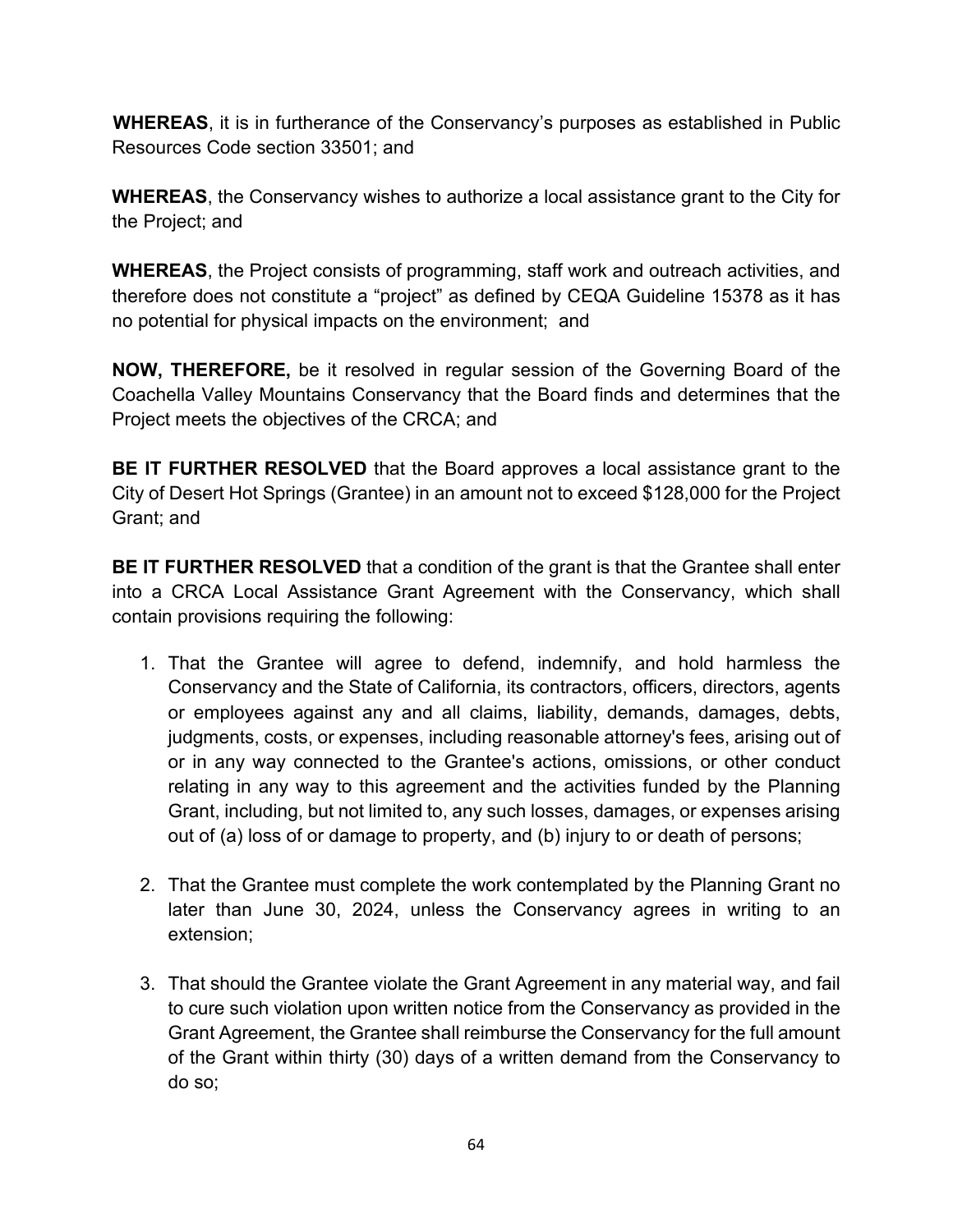**WHEREAS**, it is in furtherance of the Conservancy's purposes as established in Public Resources Code section 33501; and

**WHEREAS**, the Conservancy wishes to authorize a local assistance grant to the City for the Project; and

**WHEREAS**, the Project consists of programming, staff work and outreach activities, and therefore does not constitute a "project" as defined by CEQA Guideline 15378 as it has no potential for physical impacts on the environment;  and

**NOW, THEREFORE,** be it resolved in regular session of the Governing Board of the Coachella Valley Mountains Conservancy that the Board finds and determines that the Project meets the objectives of the CRCA; and

**BE IT FURTHER RESOLVED** that the Board approves a local assistance grant to the City of Desert Hot Springs (Grantee) in an amount not to exceed $128,000 for the Project Grant; and

**BE IT FURTHER RESOLVED** that a condition of the grant is that the Grantee shall enter into a CRCA Local Assistance Grant Agreement with the Conservancy, which shall contain provisions requiring the following:

1. That the Grantee will agree to defend, indemnify, and hold harmless the Conservancy and the State of California, its contractors, officers, directors, agents or employees against any and all claims, liability, demands, damages, debts, judgments, costs, or expenses, including reasonable attorney's fees, arising out of or in any way connected to the Grantee's actions, omissions, or other conduct relating in any way to this agreement and the activities funded by the Planning Grant, including, but not limited to, any such losses, damages, or expenses arising out of (a) loss of or damage to property, and (b) injury to or death of persons;

2. That the Grantee must complete the work contemplated by the Planning Grant no later than June 30, 2024, unless the Conservancy agrees in writing to an extension;

3. That should the Grantee violate the Grant Agreement in any material way, and fail to cure such violation upon written notice from the Conservancy as provided in the Grant Agreement, the Grantee shall reimburse the Conservancy for the full amount of the Grant within thirty (30) days of a written demand from the Conservancy to do so;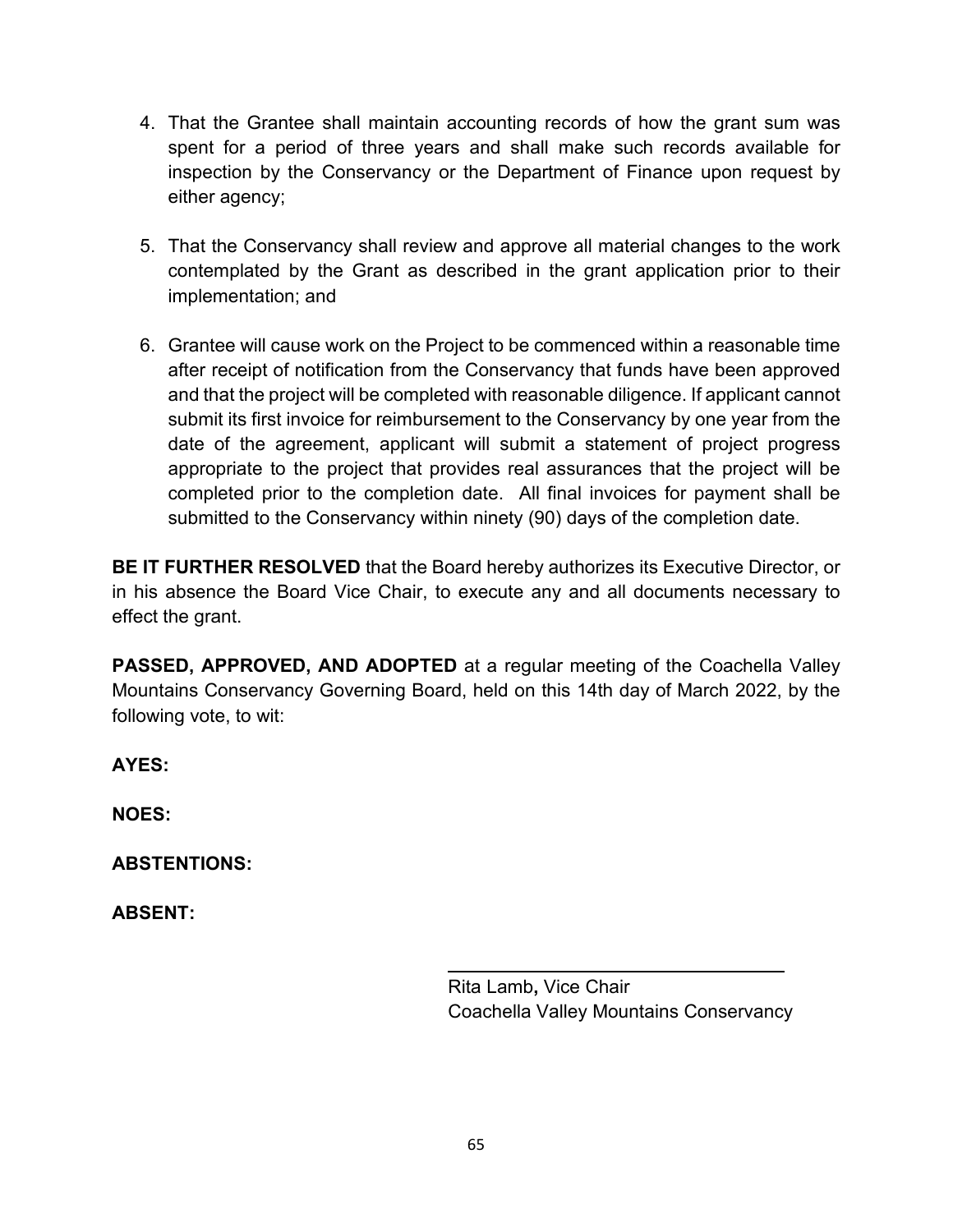4. That the Grantee shall maintain accounting records of how the grant sum was spent for a period of three years and shall make such records available for inspection by the Conservancy or the Department of Finance upon request by either agency;

5. That the Conservancy shall review and approve all material changes to the work contemplated by the Grant as described in the grant application prior to their implementation; and

6. Grantee will cause work on the Project to be commenced within a reasonable time after receipt of notification from the Conservancy that funds have been approved and that the project will be completed with reasonable diligence. If applicant cannot submit its first invoice for reimbursement to the Conservancy by one year from the date of the agreement, applicant will submit a statement of project progress appropriate to the project that provides real assurances that the project will be completed prior to the completion date. All final invoices for payment shall be submitted to the Conservancy within ninety (90) days of the completion date.

**BE IT FURTHER RESOLVED** that the Board hereby authorizes its Executive Director, or in his absence the Board Vice Chair, to execute any and all documents necessary to effect the grant.

**PASSED, APPROVED, AND ADOPTED** at a regular meeting of the Coachella Valley Mountains Conservancy Governing Board, held on this 14th day of March 2022, by the following vote, to wit:

**AYES:**

**NOES:**

**ABSTENTIONS:**

**ABSENT:**

\_\_\_\_\_\_\_\_\_\_\_\_\_\_\_\_\_\_\_\_\_\_\_\_\_\_\_\_\_\_\_\_\_\_\_\_

Rita Lamb**,** Vice Chair
Coachella Valley Mountains Conservancy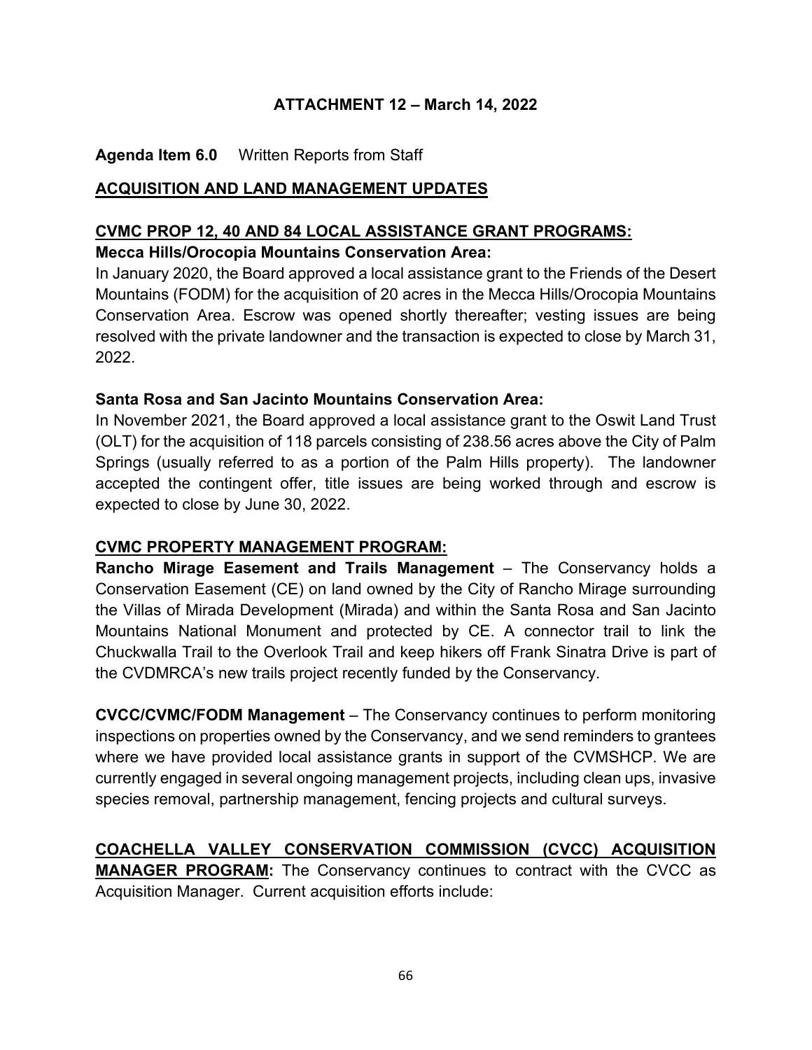**ATTACHMENT 12 – March 14, 2022**

**Agenda Item 6.0** Written Reports from Staff

**ACQUISITION AND LAND MANAGEMENT UPDATES**

**CVMC PROP 12, 40 AND 84 LOCAL ASSISTANCE GRANT PROGRAMS:**

**Mecca Hills/Orocopia Mountains Conservation Area:**

In January 2020, the Board approved a local assistance grant to the Friends of the Desert Mountains (FODM) for the acquisition of 20 acres in the Mecca Hills/Orocopia Mountains Conservation Area. Escrow was opened shortly thereafter; vesting issues are being resolved with the private landowner and the transaction is expected to close by March 31, 2022.

**Santa Rosa and San Jacinto Mountains Conservation Area:**

In November 2021, the Board approved a local assistance grant to the Oswit Land Trust (OLT) for the acquisition of 118 parcels consisting of 238.56 acres above the City of Palm Springs (usually referred to as a portion of the Palm Hills property). The landowner accepted the contingent offer, title issues are being worked through and escrow is expected to close by June 30, 2022.

**CVMC PROPERTY MANAGEMENT PROGRAM:**

**Rancho Mirage Easement and Trails Management** – The Conservancy holds a Conservation Easement (CE) on land owned by the City of Rancho Mirage surrounding the Villas of Mirada Development (Mirada) and within the Santa Rosa and San Jacinto Mountains National Monument and protected by CE. A connector trail to link the Chuckwalla Trail to the Overlook Trail and keep hikers off Frank Sinatra Drive is part of the CVDMRCA's new trails project recently funded by the Conservancy.

**CVCC/CVMC/FODM Management** – The Conservancy continues to perform monitoring inspections on properties owned by the Conservancy, and we send reminders to grantees where we have provided local assistance grants in support of the CVMSHCP. We are currently engaged in several ongoing management projects, including clean ups, invasive species removal, partnership management, fencing projects and cultural surveys.

**COACHELLA VALLEY CONSERVATION COMMISSION (CVCC) ACQUISITION MANAGER PROGRAM:** The Conservancy continues to contract with the CVCC as Acquisition Manager. Current acquisition efforts include: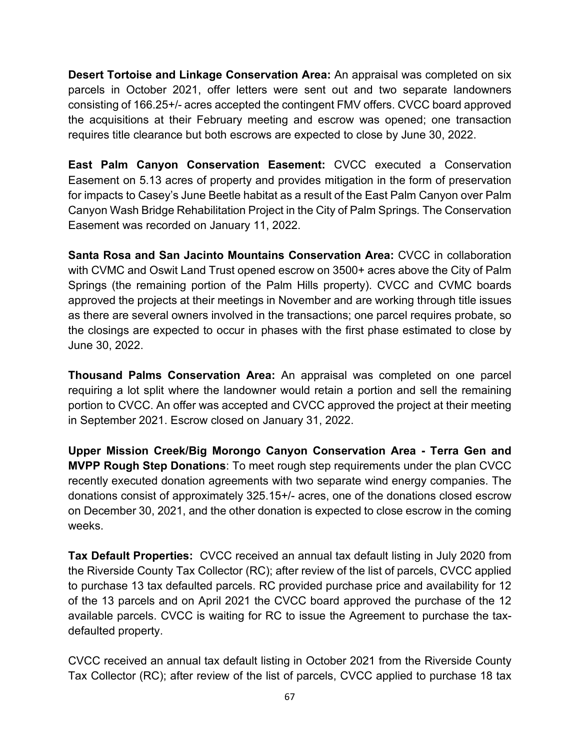**Desert Tortoise and Linkage Conservation Area:** An appraisal was completed on six parcels in October 2021, offer letters were sent out and two separate landowners consisting of 166.25+/- acres accepted the contingent FMV offers. CVCC board approved the acquisitions at their February meeting and escrow was opened; one transaction requires title clearance but both escrows are expected to close by June 30, 2022.

**East Palm Canyon Conservation Easement:** CVCC executed a Conservation Easement on 5.13 acres of property and provides mitigation in the form of preservation for impacts to Casey's June Beetle habitat as a result of the East Palm Canyon over Palm Canyon Wash Bridge Rehabilitation Project in the City of Palm Springs. The Conservation Easement was recorded on January 11, 2022.

**Santa Rosa and San Jacinto Mountains Conservation Area:** CVCC in collaboration with CVMC and Oswit Land Trust opened escrow on 3500+ acres above the City of Palm Springs (the remaining portion of the Palm Hills property). CVCC and CVMC boards approved the projects at their meetings in November and are working through title issues as there are several owners involved in the transactions; one parcel requires probate, so the closings are expected to occur in phases with the first phase estimated to close by June 30, 2022.

**Thousand Palms Conservation Area:** An appraisal was completed on one parcel requiring a lot split where the landowner would retain a portion and sell the remaining portion to CVCC. An offer was accepted and CVCC approved the project at their meeting in September 2021. Escrow closed on January 31, 2022.

**Upper Mission Creek/Big Morongo Canyon Conservation Area - Terra Gen and MVPP Rough Step Donations**: To meet rough step requirements under the plan CVCC recently executed donation agreements with two separate wind energy companies. The donations consist of approximately 325.15+/- acres, one of the donations closed escrow on December 30, 2021, and the other donation is expected to close escrow in the coming weeks.

**Tax Default Properties:** CVCC received an annual tax default listing in July 2020 from the Riverside County Tax Collector (RC); after review of the list of parcels, CVCC applied to purchase 13 tax defaulted parcels. RC provided purchase price and availability for 12 of the 13 parcels and on April 2021 the CVCC board approved the purchase of the 12 available parcels. CVCC is waiting for RC to issue the Agreement to purchase the tax-defaulted property.

CVCC received an annual tax default listing in October 2021 from the Riverside County Tax Collector (RC); after review of the list of parcels, CVCC applied to purchase 18 tax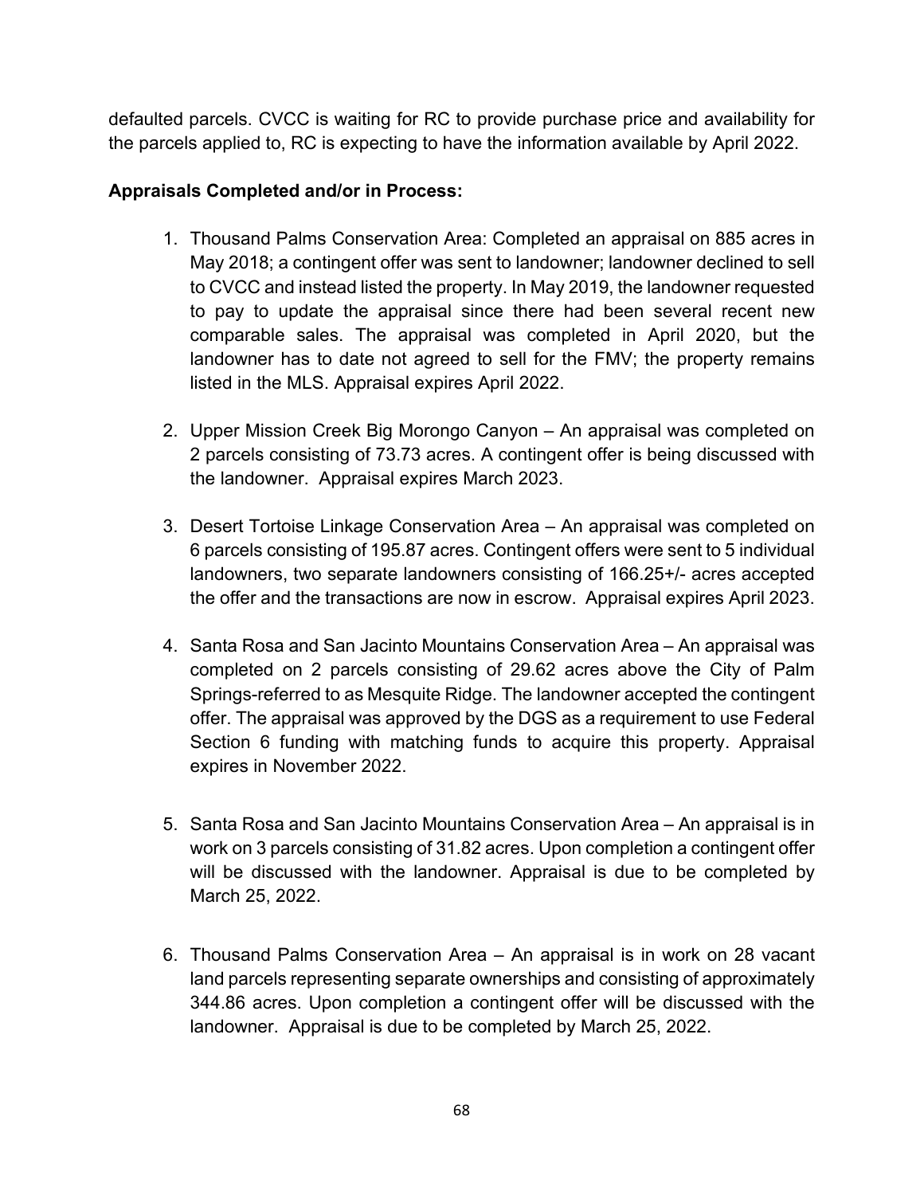defaulted parcels. CVCC is waiting for RC to provide purchase price and availability for the parcels applied to, RC is expecting to have the information available by April 2022.

**Appraisals Completed and/or in Process:**

1. Thousand Palms Conservation Area: Completed an appraisal on 885 acres in May 2018; a contingent offer was sent to landowner; landowner declined to sell to CVCC and instead listed the property. In May 2019, the landowner requested to pay to update the appraisal since there had been several recent new comparable sales. The appraisal was completed in April 2020, but the landowner has to date not agreed to sell for the FMV; the property remains listed in the MLS. Appraisal expires April 2022.

2. Upper Mission Creek Big Morongo Canyon – An appraisal was completed on 2 parcels consisting of 73.73 acres. A contingent offer is being discussed with the landowner. Appraisal expires March 2023.

3. Desert Tortoise Linkage Conservation Area – An appraisal was completed on 6 parcels consisting of 195.87 acres. Contingent offers were sent to 5 individual landowners, two separate landowners consisting of 166.25+/- acres accepted the offer and the transactions are now in escrow. Appraisal expires April 2023.

4. Santa Rosa and San Jacinto Mountains Conservation Area – An appraisal was completed on 2 parcels consisting of 29.62 acres above the City of Palm Springs-referred to as Mesquite Ridge. The landowner accepted the contingent offer. The appraisal was approved by the DGS as a requirement to use Federal Section 6 funding with matching funds to acquire this property. Appraisal expires in November 2022.

5. Santa Rosa and San Jacinto Mountains Conservation Area – An appraisal is in work on 3 parcels consisting of 31.82 acres. Upon completion a contingent offer will be discussed with the landowner. Appraisal is due to be completed by March 25, 2022.

6. Thousand Palms Conservation Area – An appraisal is in work on 28 vacant land parcels representing separate ownerships and consisting of approximately 344.86 acres. Upon completion a contingent offer will be discussed with the landowner. Appraisal is due to be completed by March 25, 2022.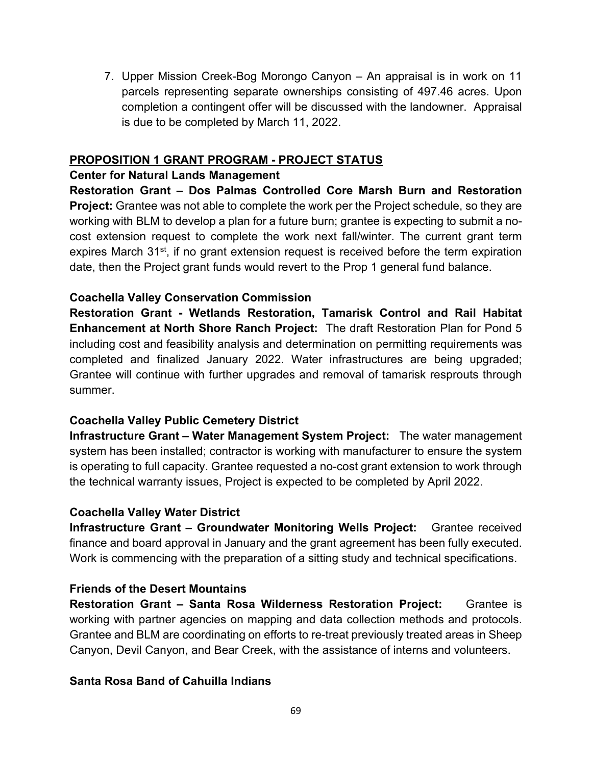7. Upper Mission Creek-Bog Morongo Canyon – An appraisal is in work on 11 parcels representing separate ownerships consisting of 497.46 acres. Upon completion a contingent offer will be discussed with the landowner. Appraisal is due to be completed by March 11, 2022.

## PROPOSITION 1 GRANT PROGRAM - PROJECT STATUS

**Center for Natural Lands Management**

**Restoration Grant – Dos Palmas Controlled Core Marsh Burn and Restoration Project:** Grantee was not able to complete the work per the Project schedule, so they are working with BLM to develop a plan for a future burn; grantee is expecting to submit a no-cost extension request to complete the work next fall/winter. The current grant term expires March 31st, if no grant extension request is received before the term expiration date, then the Project grant funds would revert to the Prop 1 general fund balance.

**Coachella Valley Conservation Commission**

**Restoration Grant - Wetlands Restoration, Tamarisk Control and Rail Habitat Enhancement at North Shore Ranch Project:** The draft Restoration Plan for Pond 5 including cost and feasibility analysis and determination on permitting requirements was completed and finalized January 2022. Water infrastructures are being upgraded; Grantee will continue with further upgrades and removal of tamarisk resprouts through summer.

**Coachella Valley Public Cemetery District**

**Infrastructure Grant – Water Management System Project:** The water management system has been installed; contractor is working with manufacturer to ensure the system is operating to full capacity. Grantee requested a no-cost grant extension to work through the technical warranty issues, Project is expected to be completed by April 2022.

**Coachella Valley Water District**

**Infrastructure Grant – Groundwater Monitoring Wells Project:** Grantee received finance and board approval in January and the grant agreement has been fully executed. Work is commencing with the preparation of a sitting study and technical specifications.

**Friends of the Desert Mountains**

**Restoration Grant – Santa Rosa Wilderness Restoration Project:** Grantee is working with partner agencies on mapping and data collection methods and protocols. Grantee and BLM are coordinating on efforts to re-treat previously treated areas in Sheep Canyon, Devil Canyon, and Bear Creek, with the assistance of interns and volunteers.

**Santa Rosa Band of Cahuilla Indians**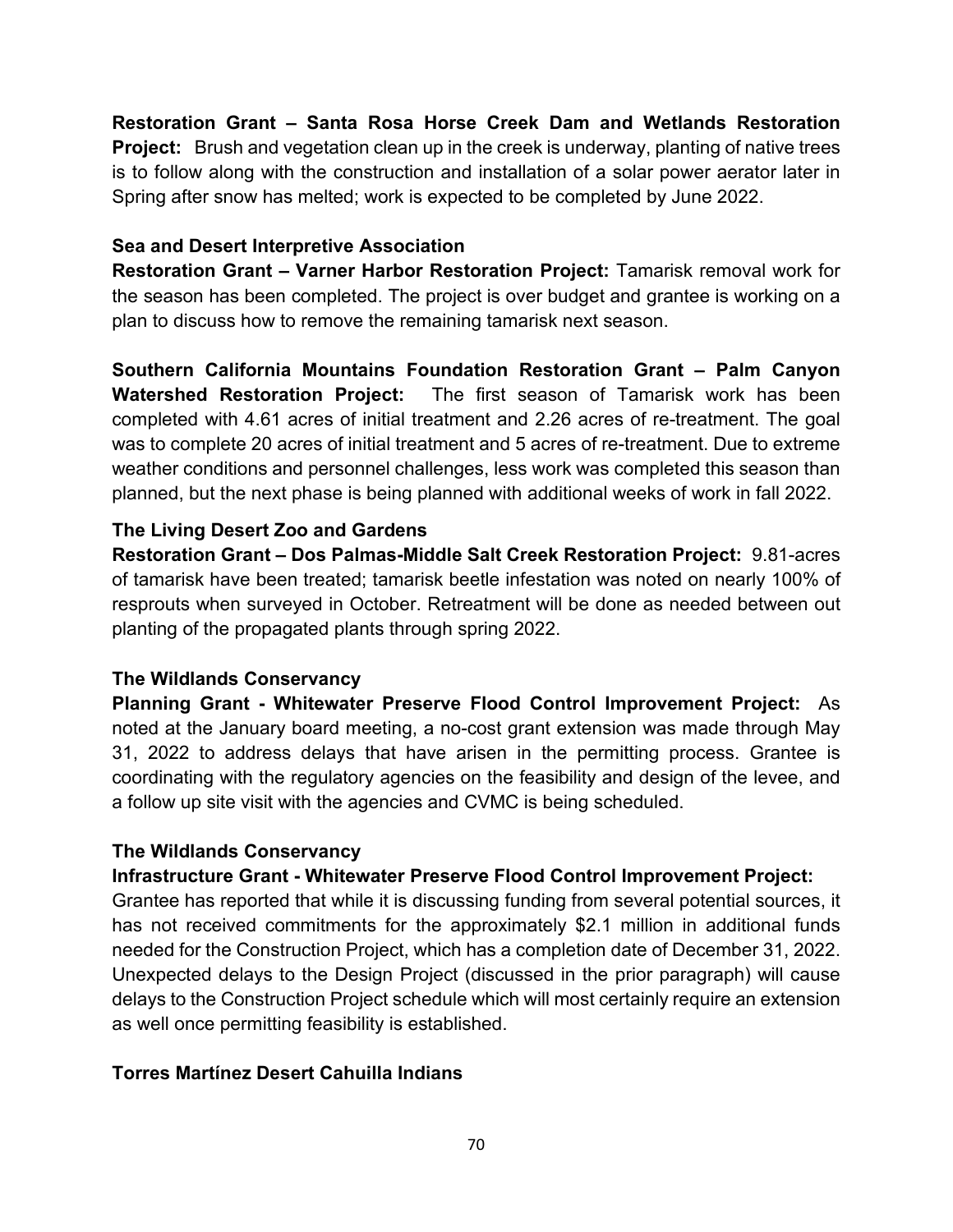**Restoration Grant – Santa Rosa Horse Creek Dam and Wetlands Restoration Project:** Brush and vegetation clean up in the creek is underway, planting of native trees is to follow along with the construction and installation of a solar power aerator later in Spring after snow has melted; work is expected to be completed by June 2022.

**Sea and Desert Interpretive Association**
**Restoration Grant – Varner Harbor Restoration Project:** Tamarisk removal work for the season has been completed. The project is over budget and grantee is working on a plan to discuss how to remove the remaining tamarisk next season.

**Southern California Mountains Foundation Restoration Grant – Palm Canyon Watershed Restoration Project:** The first season of Tamarisk work has been completed with 4.61 acres of initial treatment and 2.26 acres of re-treatment. The goal was to complete 20 acres of initial treatment and 5 acres of re-treatment. Due to extreme weather conditions and personnel challenges, less work was completed this season than planned, but the next phase is being planned with additional weeks of work in fall 2022.

**The Living Desert Zoo and Gardens**
**Restoration Grant – Dos Palmas-Middle Salt Creek Restoration Project:** 9.81-acres of tamarisk have been treated; tamarisk beetle infestation was noted on nearly 100% of resprouts when surveyed in October. Retreatment will be done as needed between out planting of the propagated plants through spring 2022.

**The Wildlands Conservancy**
**Planning Grant - Whitewater Preserve Flood Control Improvement Project:** As noted at the January board meeting, a no-cost grant extension was made through May 31, 2022 to address delays that have arisen in the permitting process. Grantee is coordinating with the regulatory agencies on the feasibility and design of the levee, and a follow up site visit with the agencies and CVMC is being scheduled.

**The Wildlands Conservancy**
**Infrastructure Grant - Whitewater Preserve Flood Control Improvement Project:** Grantee has reported that while it is discussing funding from several potential sources, it has not received commitments for the approximately $2.1 million in additional funds needed for the Construction Project, which has a completion date of December 31, 2022. Unexpected delays to the Design Project (discussed in the prior paragraph) will cause delays to the Construction Project schedule which will most certainly require an extension as well once permitting feasibility is established.

**Torres Martínez Desert Cahuilla Indians**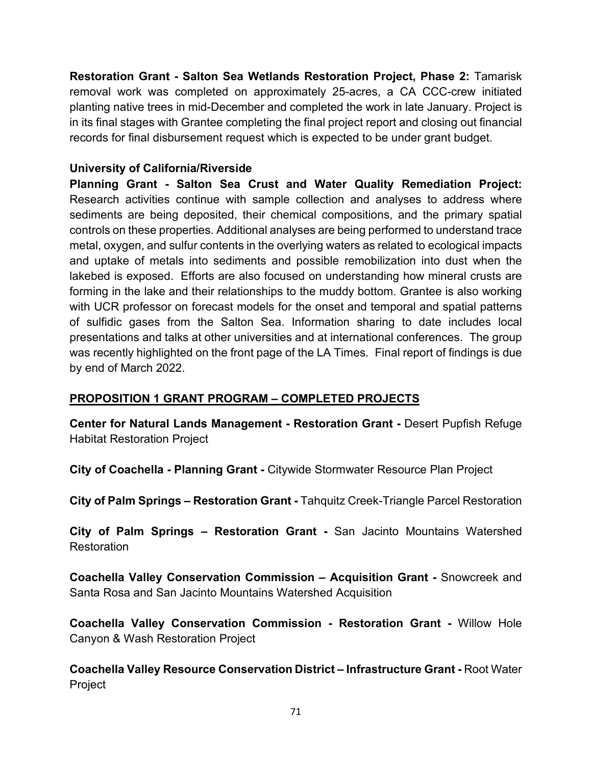**Restoration Grant - Salton Sea Wetlands Restoration Project, Phase 2:** Tamarisk removal work was completed on approximately 25-acres, a CA CCC-crew initiated planting native trees in mid-December and completed the work in late January. Project is in its final stages with Grantee completing the final project report and closing out financial records for final disbursement request which is expected to be under grant budget.

**University of California/Riverside**

**Planning Grant - Salton Sea Crust and Water Quality Remediation Project:** Research activities continue with sample collection and analyses to address where sediments are being deposited, their chemical compositions, and the primary spatial controls on these properties. Additional analyses are being performed to understand trace metal, oxygen, and sulfur contents in the overlying waters as related to ecological impacts and uptake of metals into sediments and possible remobilization into dust when the lakebed is exposed. Efforts are also focused on understanding how mineral crusts are forming in the lake and their relationships to the muddy bottom. Grantee is also working with UCR professor on forecast models for the onset and temporal and spatial patterns of sulfidic gases from the Salton Sea. Information sharing to date includes local presentations and talks at other universities and at international conferences. The group was recently highlighted on the front page of the LA Times. Final report of findings is due by end of March 2022.

**<u>PROPOSITION 1 GRANT PROGRAM – COMPLETED PROJECTS</u>**

**Center for Natural Lands Management - Restoration Grant -** Desert Pupfish Refuge Habitat Restoration Project

**City of Coachella - Planning Grant -** Citywide Stormwater Resource Plan Project

**City of Palm Springs – Restoration Grant -** Tahquitz Creek-Triangle Parcel Restoration

**City of Palm Springs – Restoration Grant -** San Jacinto Mountains Watershed Restoration

**Coachella Valley Conservation Commission – Acquisition Grant -** Snowcreek and Santa Rosa and San Jacinto Mountains Watershed Acquisition

**Coachella Valley Conservation Commission - Restoration Grant -** Willow Hole Canyon & Wash Restoration Project

**Coachella Valley Resource Conservation District – Infrastructure Grant -** Root Water Project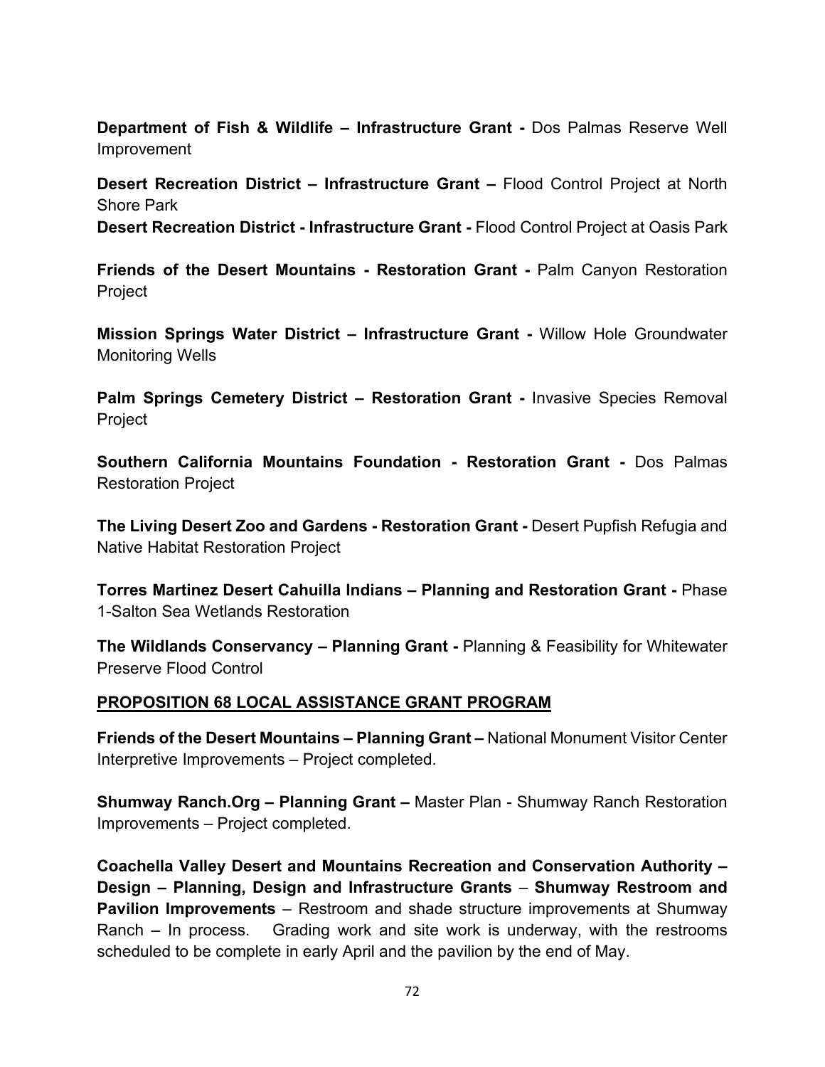**Department of Fish & Wildlife – Infrastructure Grant -** Dos Palmas Reserve Well Improvement

**Desert Recreation District – Infrastructure Grant –** Flood Control Project at North Shore Park
**Desert Recreation District - Infrastructure Grant -** Flood Control Project at Oasis Park

**Friends of the Desert Mountains - Restoration Grant -** Palm Canyon Restoration Project

**Mission Springs Water District – Infrastructure Grant -** Willow Hole Groundwater Monitoring Wells

**Palm Springs Cemetery District – Restoration Grant -** Invasive Species Removal Project

**Southern California Mountains Foundation - Restoration Grant -** Dos Palmas Restoration Project

**The Living Desert Zoo and Gardens - Restoration Grant -** Desert Pupfish Refugia and Native Habitat Restoration Project

**Torres Martinez Desert Cahuilla Indians – Planning and Restoration Grant -** Phase 1-Salton Sea Wetlands Restoration

**The Wildlands Conservancy – Planning Grant -** Planning & Feasibility for Whitewater Preserve Flood Control

**PROPOSITION 68 LOCAL ASSISTANCE GRANT PROGRAM**

**Friends of the Desert Mountains – Planning Grant –** National Monument Visitor Center Interpretive Improvements – Project completed.

**Shumway Ranch.Org – Planning Grant –** Master Plan - Shumway Ranch Restoration Improvements – Project completed.

**Coachella Valley Desert and Mountains Recreation and Conservation Authority – Design – Planning, Design and Infrastructure Grants** – **Shumway Restroom and Pavilion Improvements** – Restroom and shade structure improvements at Shumway Ranch – In process. Grading work and site work is underway, with the restrooms scheduled to be complete in early April and the pavilion by the end of May.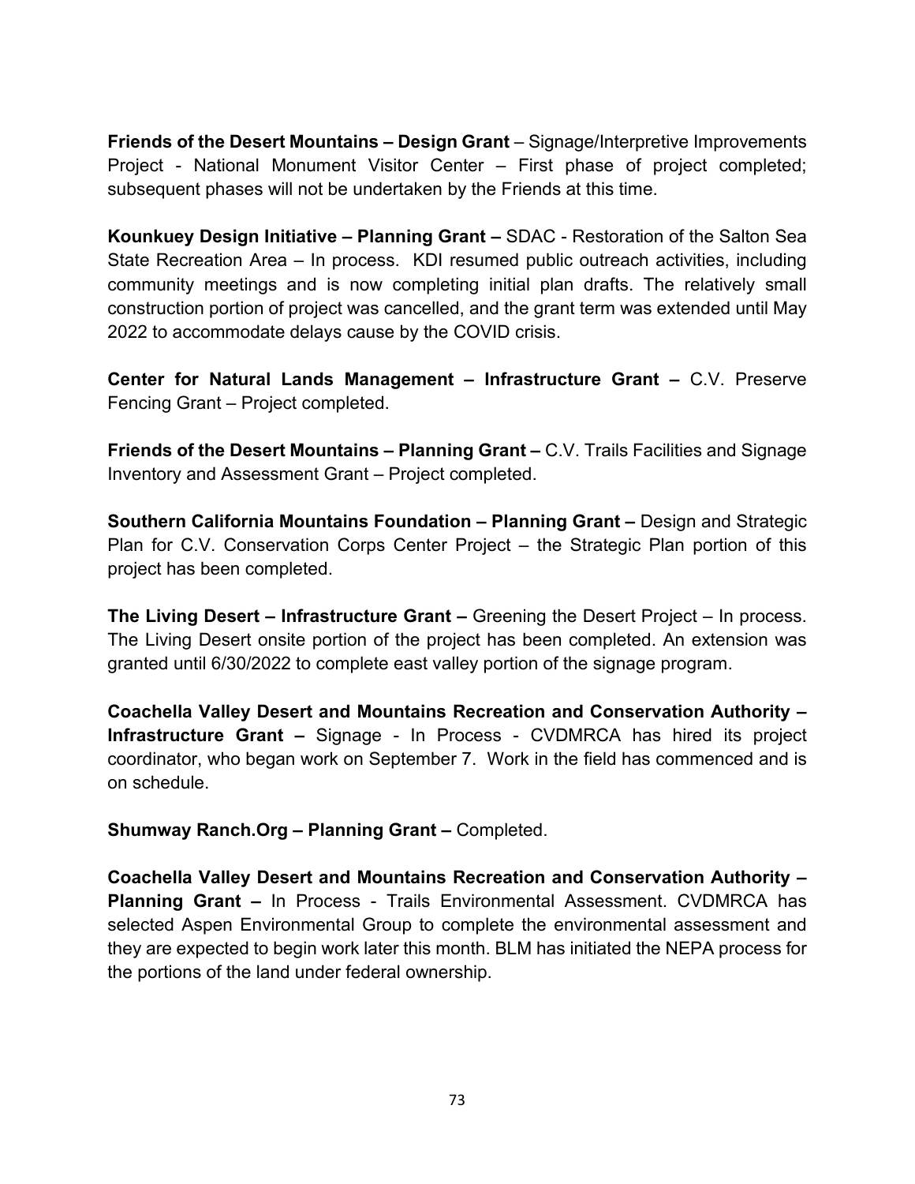**Friends of the Desert Mountains – Design Grant** – Signage/Interpretive Improvements Project - National Monument Visitor Center – First phase of project completed; subsequent phases will not be undertaken by the Friends at this time.

**Kounkuey Design Initiative – Planning Grant –** SDAC - Restoration of the Salton Sea State Recreation Area – In process. KDI resumed public outreach activities, including community meetings and is now completing initial plan drafts. The relatively small construction portion of project was cancelled, and the grant term was extended until May 2022 to accommodate delays cause by the COVID crisis.

**Center for Natural Lands Management – Infrastructure Grant –** C.V. Preserve Fencing Grant – Project completed.

**Friends of the Desert Mountains – Planning Grant –** C.V. Trails Facilities and Signage Inventory and Assessment Grant – Project completed.

**Southern California Mountains Foundation – Planning Grant –** Design and Strategic Plan for C.V. Conservation Corps Center Project – the Strategic Plan portion of this project has been completed.

**The Living Desert – Infrastructure Grant –** Greening the Desert Project – In process. The Living Desert onsite portion of the project has been completed. An extension was granted until 6/30/2022 to complete east valley portion of the signage program.

**Coachella Valley Desert and Mountains Recreation and Conservation Authority – Infrastructure Grant –** Signage - In Process - CVDMRCA has hired its project coordinator, who began work on September 7. Work in the field has commenced and is on schedule.

**Shumway Ranch.Org – Planning Grant –** Completed.

**Coachella Valley Desert and Mountains Recreation and Conservation Authority – Planning Grant –** In Process - Trails Environmental Assessment. CVDMRCA has selected Aspen Environmental Group to complete the environmental assessment and they are expected to begin work later this month. BLM has initiated the NEPA process for the portions of the land under federal ownership.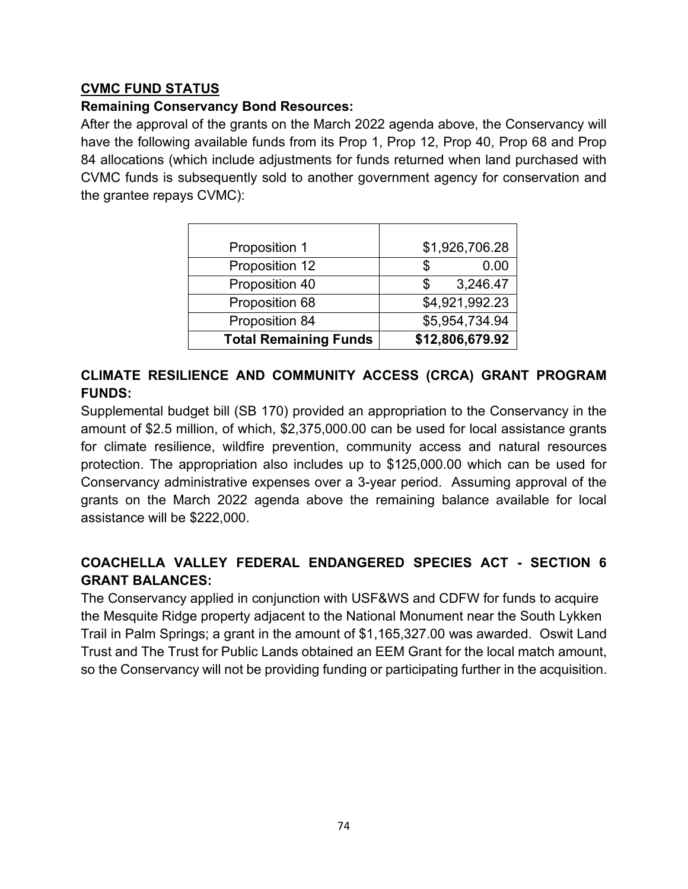## CVMC FUND STATUS

**Remaining Conservancy Bond Resources:**

After the approval of the grants on the March 2022 agenda above, the Conservancy will have the following available funds from its Prop 1, Prop 12, Prop 40, Prop 68 and Prop 84 allocations (which include adjustments for funds returned when land purchased with CVMC funds is subsequently sold to another government agency for conservation and the grantee repays CVMC):

| | |
|---|---|
| Proposition 1 | $1,926,706.28 |
| Proposition 12 | $ 0.00 |
| Proposition 40 | $ 3,246.47 |
| Proposition 68 | $4,921,992.23 |
| Proposition 84 | $5,954,734.94 |
| **Total Remaining Funds** | **$12,806,679.92** |

### CLIMATE RESILIENCE AND COMMUNITY ACCESS (CRCA) GRANT PROGRAM FUNDS:

Supplemental budget bill (SB 170) provided an appropriation to the Conservancy in the amount of $2.5 million, of which, $2,375,000.00 can be used for local assistance grants for climate resilience, wildfire prevention, community access and natural resources protection. The appropriation also includes up to $125,000.00 which can be used for Conservancy administrative expenses over a 3-year period. Assuming approval of the grants on the March 2022 agenda above the remaining balance available for local assistance will be $222,000.

### COACHELLA VALLEY FEDERAL ENDANGERED SPECIES ACT - SECTION 6 GRANT BALANCES:

The Conservancy applied in conjunction with USF&WS and CDFW for funds to acquire the Mesquite Ridge property adjacent to the National Monument near the South Lykken Trail in Palm Springs; a grant in the amount of $1,165,327.00 was awarded. Oswit Land Trust and The Trust for Public Lands obtained an EEM Grant for the local match amount, so the Conservancy will not be providing funding or participating further in the acquisition.